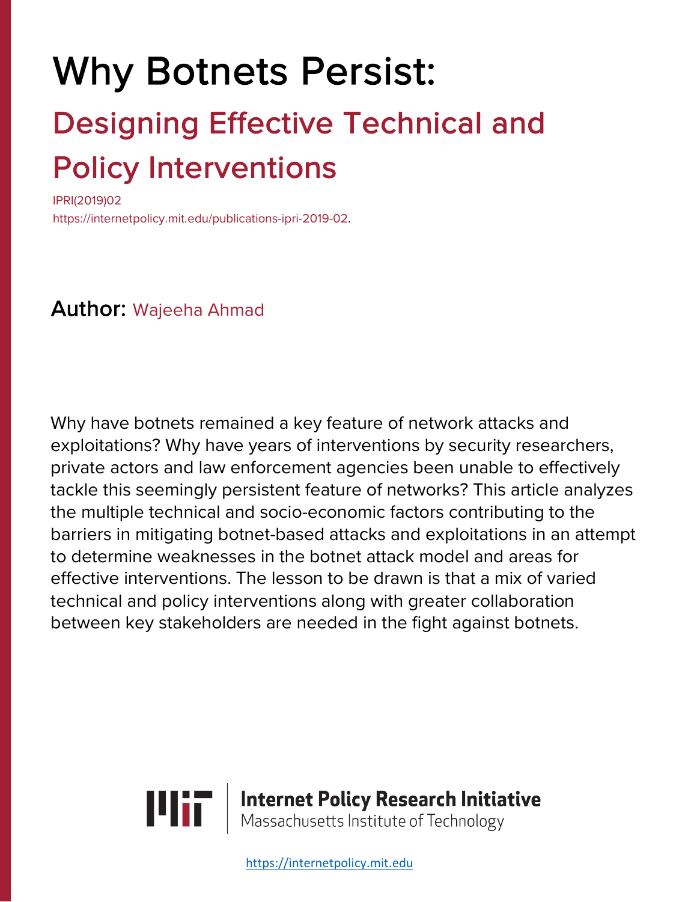# Why Botnets Persist:

## Designing Effective Technical and Policy Interventions

IPRI(2019)02
https://internetpolicy.mit.edu/publications-ipri-2019-02.

**Author:** Wajeeha Ahmad

Why have botnets remained a key feature of network attacks and exploitations? Why have years of interventions by security researchers, private actors and law enforcement agencies been unable to effectively tackle this seemingly persistent feature of networks? This article analyzes the multiple technical and socio-economic factors contributing to the barriers in mitigating botnet-based attacks and exploitations in an attempt to determine weaknesses in the botnet attack model and areas for effective interventions. The lesson to be drawn is that a mix of varied technical and policy interventions along with greater collaboration between key stakeholders are needed in the fight against botnets.

**Internet Policy Research Initiative**
Massachusetts Institute of Technology

https://internetpolicy.mit.edu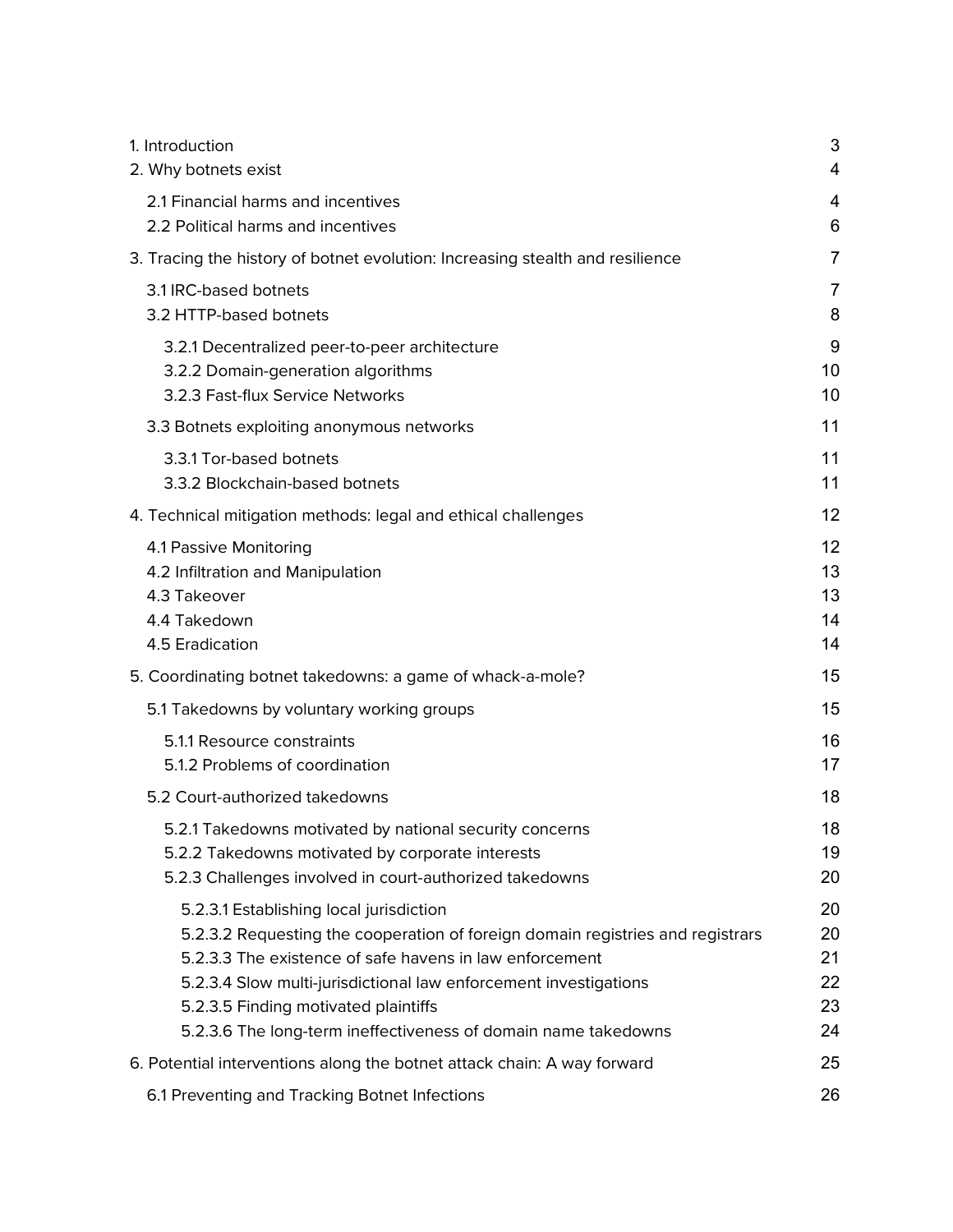| | |
|---|---|
| 1. Introduction | 3 |
| 2. Why botnets exist | 4 |
| 2.1 Financial harms and incentives | 4 |
| 2.2 Political harms and incentives | 6 |
| 3. Tracing the history of botnet evolution: Increasing stealth and resilience | 7 |
| 3.1 IRC-based botnets | 7 |
| 3.2 HTTP-based botnets | 8 |
| 3.2.1 Decentralized peer-to-peer architecture | 9 |
| 3.2.2 Domain-generation algorithms | 10 |
| 3.2.3 Fast-flux Service Networks | 10 |
| 3.3 Botnets exploiting anonymous networks | 11 |
| 3.3.1 Tor-based botnets | 11 |
| 3.3.2 Blockchain-based botnets | 11 |
| 4. Technical mitigation methods: legal and ethical challenges | 12 |
| 4.1 Passive Monitoring | 12 |
| 4.2 Infiltration and Manipulation | 13 |
| 4.3 Takeover | 13 |
| 4.4 Takedown | 14 |
| 4.5 Eradication | 14 |
| 5. Coordinating botnet takedowns: a game of whack-a-mole? | 15 |
| 5.1 Takedowns by voluntary working groups | 15 |
| 5.1.1 Resource constraints | 16 |
| 5.1.2 Problems of coordination | 17 |
| 5.2 Court-authorized takedowns | 18 |
| 5.2.1 Takedowns motivated by national security concerns | 18 |
| 5.2.2 Takedowns motivated by corporate interests | 19 |
| 5.2.3 Challenges involved in court-authorized takedowns | 20 |
| 5.2.3.1 Establishing local jurisdiction | 20 |
| 5.2.3.2 Requesting the cooperation of foreign domain registries and registrars | 20 |
| 5.2.3.3 The existence of safe havens in law enforcement | 21 |
| 5.2.3.4 Slow multi-jurisdictional law enforcement investigations | 22 |
| 5.2.3.5 Finding motivated plaintiffs | 23 |
| 5.2.3.6 The long-term ineffectiveness of domain name takedowns | 24 |
| 6. Potential interventions along the botnet attack chain: A way forward | 25 |
| 6.1 Preventing and Tracking Botnet Infections | 26 |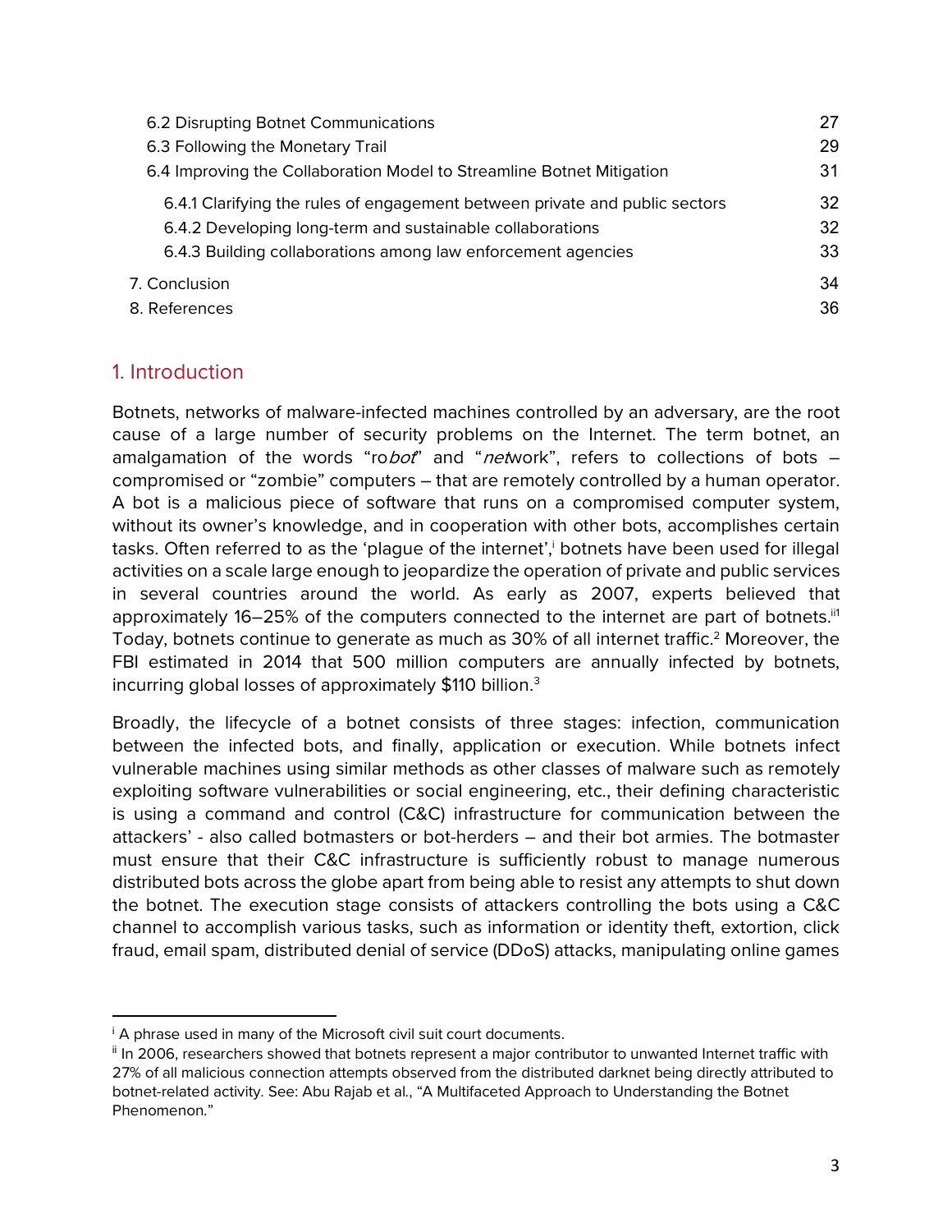6.2 Disrupting Botnet Communications 27
6.3 Following the Monetary Trail 29
6.4 Improving the Collaboration Model to Streamline Botnet Mitigation 31
6.4.1 Clarifying the rules of engagement between private and public sectors 32
6.4.2 Developing long-term and sustainable collaborations 32
6.4.3 Building collaborations among law enforcement agencies 33
7. Conclusion 34
8. References 36

## 1. Introduction

Botnets, networks of malware-infected machines controlled by an adversary, are the root cause of a large number of security problems on the Internet. The term botnet, an amalgamation of the words "ro*bot*" and "*net*work", refers to collections of bots – compromised or "zombie" computers – that are remotely controlled by a human operator. A bot is a malicious piece of software that runs on a compromised computer system, without its owner's knowledge, and in cooperation with other bots, accomplishes certain tasks. Often referred to as the 'plague of the internet',[i] botnets have been used for illegal activities on a scale large enough to jeopardize the operation of private and public services in several countries around the world. As early as 2007, experts believed that approximately 16–25% of the computers connected to the internet are part of botnets.[ii][1] Today, botnets continue to generate as much as 30% of all internet traffic.[2] Moreover, the FBI estimated in 2014 that 500 million computers are annually infected by botnets, incurring global losses of approximately $110 billion.[3]

Broadly, the lifecycle of a botnet consists of three stages: infection, communication between the infected bots, and finally, application or execution. While botnets infect vulnerable machines using similar methods as other classes of malware such as remotely exploiting software vulnerabilities or social engineering, etc., their defining characteristic is using a command and control (C&C) infrastructure for communication between the attackers' - also called botmasters or bot-herders – and their bot armies. The botmaster must ensure that their C&C infrastructure is sufficiently robust to manage numerous distributed bots across the globe apart from being able to resist any attempts to shut down the botnet. The execution stage consists of attackers controlling the bots using a C&C channel to accomplish various tasks, such as information or identity theft, extortion, click fraud, email spam, distributed denial of service (DDoS) attacks, manipulating online games

---

[i] A phrase used in many of the Microsoft civil suit court documents.

[ii] In 2006, researchers showed that botnets represent a major contributor to unwanted Internet traffic with 27% of all malicious connection attempts observed from the distributed darknet being directly attributed to botnet-related activity. See: Abu Rajab et al., "A Multifaceted Approach to Understanding the Botnet Phenomenon."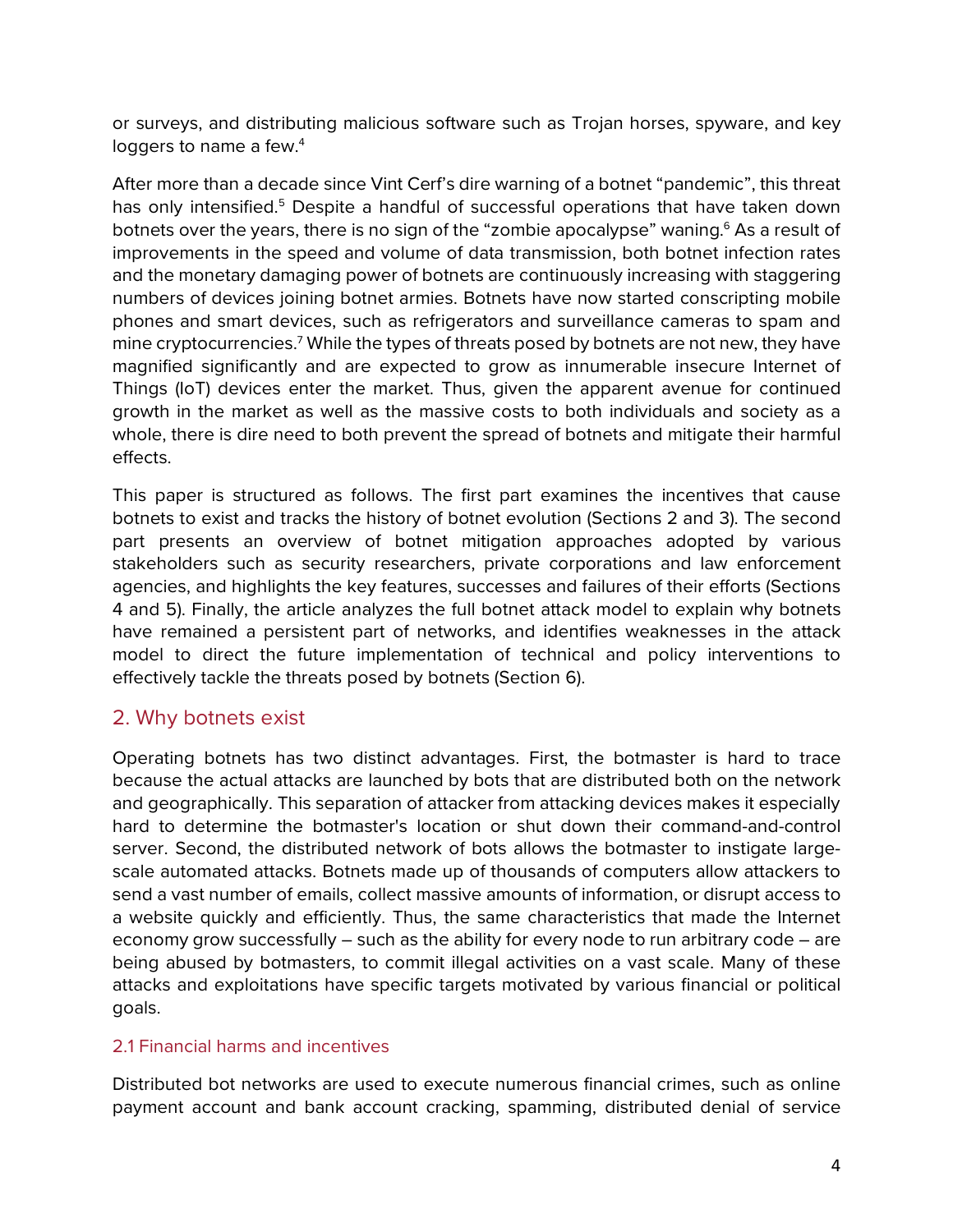or surveys, and distributing malicious software such as Trojan horses, spyware, and key loggers to name a few.[4]

After more than a decade since Vint Cerf's dire warning of a botnet "pandemic", this threat has only intensified.[5] Despite a handful of successful operations that have taken down botnets over the years, there is no sign of the "zombie apocalypse" waning.[6] As a result of improvements in the speed and volume of data transmission, both botnet infection rates and the monetary damaging power of botnets are continuously increasing with staggering numbers of devices joining botnet armies. Botnets have now started conscripting mobile phones and smart devices, such as refrigerators and surveillance cameras to spam and mine cryptocurrencies.[7] While the types of threats posed by botnets are not new, they have magnified significantly and are expected to grow as innumerable insecure Internet of Things (IoT) devices enter the market. Thus, given the apparent avenue for continued growth in the market as well as the massive costs to both individuals and society as a whole, there is dire need to both prevent the spread of botnets and mitigate their harmful effects.

This paper is structured as follows. The first part examines the incentives that cause botnets to exist and tracks the history of botnet evolution (Sections 2 and 3). The second part presents an overview of botnet mitigation approaches adopted by various stakeholders such as security researchers, private corporations and law enforcement agencies, and highlights the key features, successes and failures of their efforts (Sections 4 and 5). Finally, the article analyzes the full botnet attack model to explain why botnets have remained a persistent part of networks, and identifies weaknesses in the attack model to direct the future implementation of technical and policy interventions to effectively tackle the threats posed by botnets (Section 6).

## 2. Why botnets exist

Operating botnets has two distinct advantages. First, the botmaster is hard to trace because the actual attacks are launched by bots that are distributed both on the network and geographically. This separation of attacker from attacking devices makes it especially hard to determine the botmaster's location or shut down their command-and-control server. Second, the distributed network of bots allows the botmaster to instigate large-scale automated attacks. Botnets made up of thousands of computers allow attackers to send a vast number of emails, collect massive amounts of information, or disrupt access to a website quickly and efficiently. Thus, the same characteristics that made the Internet economy grow successfully – such as the ability for every node to run arbitrary code – are being abused by botmasters, to commit illegal activities on a vast scale. Many of these attacks and exploitations have specific targets motivated by various financial or political goals.

### 2.1 Financial harms and incentives

Distributed bot networks are used to execute numerous financial crimes, such as online payment account and bank account cracking, spamming, distributed denial of service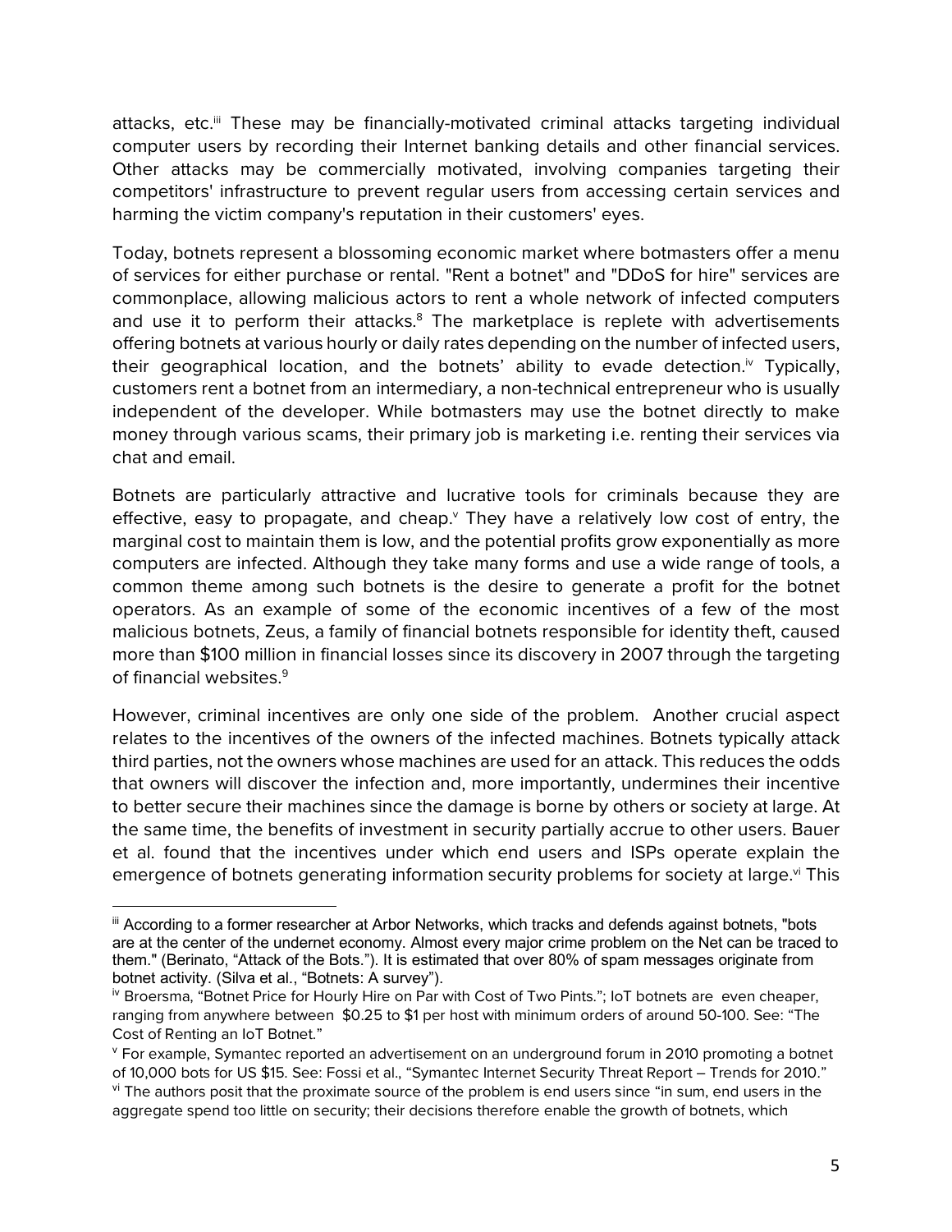attacks, etc.[iii] These may be financially-motivated criminal attacks targeting individual computer users by recording their Internet banking details and other financial services. Other attacks may be commercially motivated, involving companies targeting their competitors' infrastructure to prevent regular users from accessing certain services and harming the victim company's reputation in their customers' eyes.

Today, botnets represent a blossoming economic market where botmasters offer a menu of services for either purchase or rental. "Rent a botnet" and "DDoS for hire" services are commonplace, allowing malicious actors to rent a whole network of infected computers and use it to perform their attacks.[8] The marketplace is replete with advertisements offering botnets at various hourly or daily rates depending on the number of infected users, their geographical location, and the botnets' ability to evade detection.[iv] Typically, customers rent a botnet from an intermediary, a non-technical entrepreneur who is usually independent of the developer. While botmasters may use the botnet directly to make money through various scams, their primary job is marketing i.e. renting their services via chat and email.

Botnets are particularly attractive and lucrative tools for criminals because they are effective, easy to propagate, and cheap.[v] They have a relatively low cost of entry, the marginal cost to maintain them is low, and the potential profits grow exponentially as more computers are infected. Although they take many forms and use a wide range of tools, a common theme among such botnets is the desire to generate a profit for the botnet operators. As an example of some of the economic incentives of a few of the most malicious botnets, Zeus, a family of financial botnets responsible for identity theft, caused more than $100 million in financial losses since its discovery in 2007 through the targeting of financial websites.[9]

However, criminal incentives are only one side of the problem. Another crucial aspect relates to the incentives of the owners of the infected machines. Botnets typically attack third parties, not the owners whose machines are used for an attack. This reduces the odds that owners will discover the infection and, more importantly, undermines their incentive to better secure their machines since the damage is borne by others or society at large. At the same time, the benefits of investment in security partially accrue to other users. Bauer et al. found that the incentives under which end users and ISPs operate explain the emergence of botnets generating information security problems for society at large.[vi] This

---

[iii] According to a former researcher at Arbor Networks, which tracks and defends against botnets, "bots are at the center of the undernet economy. Almost every major crime problem on the Net can be traced to them." (Berinato, "Attack of the Bots."). It is estimated that over 80% of spam messages originate from botnet activity. (Silva et al., "Botnets: A survey").

[iv] Broersma, "Botnet Price for Hourly Hire on Par with Cost of Two Pints."; IoT botnets are even cheaper, ranging from anywhere between $0.25 to $1 per host with minimum orders of around 50-100. See: "The Cost of Renting an IoT Botnet."

[v] For example, Symantec reported an advertisement on an underground forum in 2010 promoting a botnet of 10,000 bots for US $15. See: Fossi et al., "Symantec Internet Security Threat Report – Trends for 2010."

[vi] The authors posit that the proximate source of the problem is end users since "in sum, end users in the aggregate spend too little on security; their decisions therefore enable the growth of botnets, which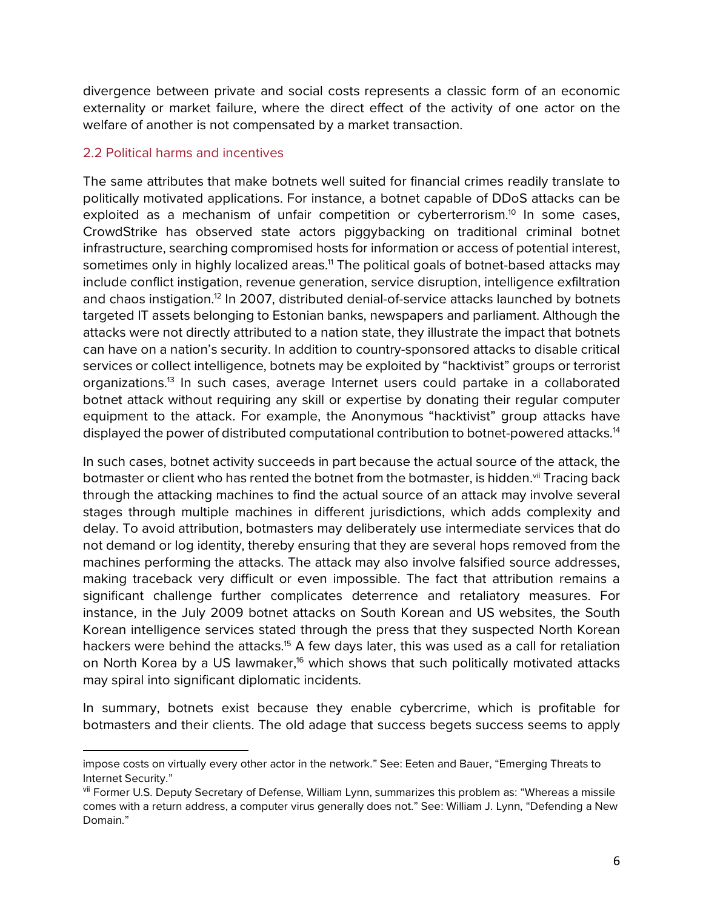divergence between private and social costs represents a classic form of an economic externality or market failure, where the direct effect of the activity of one actor on the welfare of another is not compensated by a market transaction.

## 2.2 Political harms and incentives

The same attributes that make botnets well suited for financial crimes readily translate to politically motivated applications. For instance, a botnet capable of DDoS attacks can be exploited as a mechanism of unfair competition or cyberterrorism.[10] In some cases, CrowdStrike has observed state actors piggybacking on traditional criminal botnet infrastructure, searching compromised hosts for information or access of potential interest, sometimes only in highly localized areas.[11] The political goals of botnet-based attacks may include conflict instigation, revenue generation, service disruption, intelligence exfiltration and chaos instigation.[12] In 2007, distributed denial-of-service attacks launched by botnets targeted IT assets belonging to Estonian banks, newspapers and parliament. Although the attacks were not directly attributed to a nation state, they illustrate the impact that botnets can have on a nation's security. In addition to country-sponsored attacks to disable critical services or collect intelligence, botnets may be exploited by "hacktivist" groups or terrorist organizations.[13] In such cases, average Internet users could partake in a collaborated botnet attack without requiring any skill or expertise by donating their regular computer equipment to the attack. For example, the Anonymous "hacktivist" group attacks have displayed the power of distributed computational contribution to botnet-powered attacks.[14]

In such cases, botnet activity succeeds in part because the actual source of the attack, the botmaster or client who has rented the botnet from the botmaster, is hidden.[vii] Tracing back through the attacking machines to find the actual source of an attack may involve several stages through multiple machines in different jurisdictions, which adds complexity and delay. To avoid attribution, botmasters may deliberately use intermediate services that do not demand or log identity, thereby ensuring that they are several hops removed from the machines performing the attacks. The attack may also involve falsified source addresses, making traceback very difficult or even impossible. The fact that attribution remains a significant challenge further complicates deterrence and retaliatory measures. For instance, in the July 2009 botnet attacks on South Korean and US websites, the South Korean intelligence services stated through the press that they suspected North Korean hackers were behind the attacks.[15] A few days later, this was used as a call for retaliation on North Korea by a US lawmaker,[16] which shows that such politically motivated attacks may spiral into significant diplomatic incidents.

In summary, botnets exist because they enable cybercrime, which is profitable for botmasters and their clients. The old adage that success begets success seems to apply

---

impose costs on virtually every other actor in the network." See: Eeten and Bauer, "Emerging Threats to Internet Security."

[vii] Former U.S. Deputy Secretary of Defense, William Lynn, summarizes this problem as: "Whereas a missile comes with a return address, a computer virus generally does not." See: William J. Lynn, "Defending a New Domain."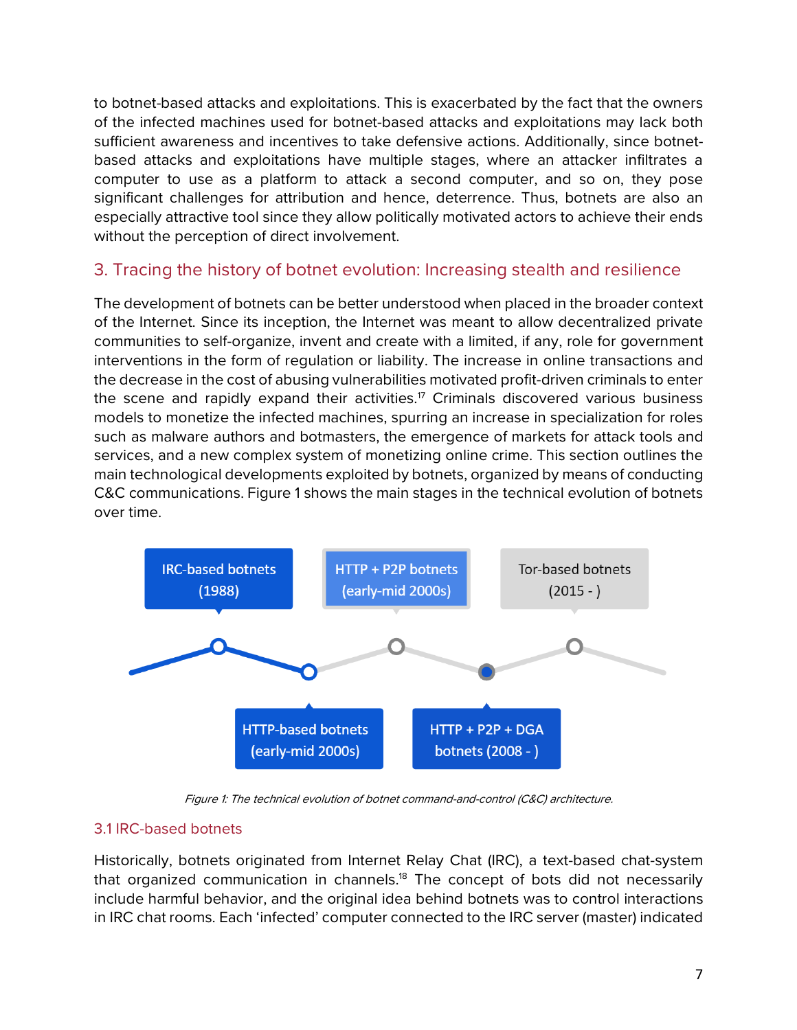to botnet-based attacks and exploitations. This is exacerbated by the fact that the owners of the infected machines used for botnet-based attacks and exploitations may lack both sufficient awareness and incentives to take defensive actions. Additionally, since botnet-based attacks and exploitations have multiple stages, where an attacker infiltrates a computer to use as a platform to attack a second computer, and so on, they pose significant challenges for attribution and hence, deterrence. Thus, botnets are also an especially attractive tool since they allow politically motivated actors to achieve their ends without the perception of direct involvement.

## 3. Tracing the history of botnet evolution: Increasing stealth and resilience

The development of botnets can be better understood when placed in the broader context of the Internet. Since its inception, the Internet was meant to allow decentralized private communities to self-organize, invent and create with a limited, if any, role for government interventions in the form of regulation or liability. The increase in online transactions and the decrease in the cost of abusing vulnerabilities motivated profit-driven criminals to enter the scene and rapidly expand their activities.[17] Criminals discovered various business models to monetize the infected machines, spurring an increase in specialization for roles such as malware authors and botmasters, the emergence of markets for attack tools and services, and a new complex system of monetizing online crime. This section outlines the main technological developments exploited by botnets, organized by means of conducting C&C communications. Figure 1 shows the main stages in the technical evolution of botnets over time.

IRC-based botnets (1988)

HTTP-based botnets (early-mid 2000s)

HTTP + P2P botnets (early-mid 2000s)

HTTP + P2P + DGA botnets (2008 - )

Tor-based botnets (2015 - )

*Figure 1: The technical evolution of botnet command-and-control (C&C) architecture.*

### 3.1 IRC-based botnets

Historically, botnets originated from Internet Relay Chat (IRC), a text-based chat-system that organized communication in channels.[18] The concept of bots did not necessarily include harmful behavior, and the original idea behind botnets was to control interactions in IRC chat rooms. Each 'infected' computer connected to the IRC server (master) indicated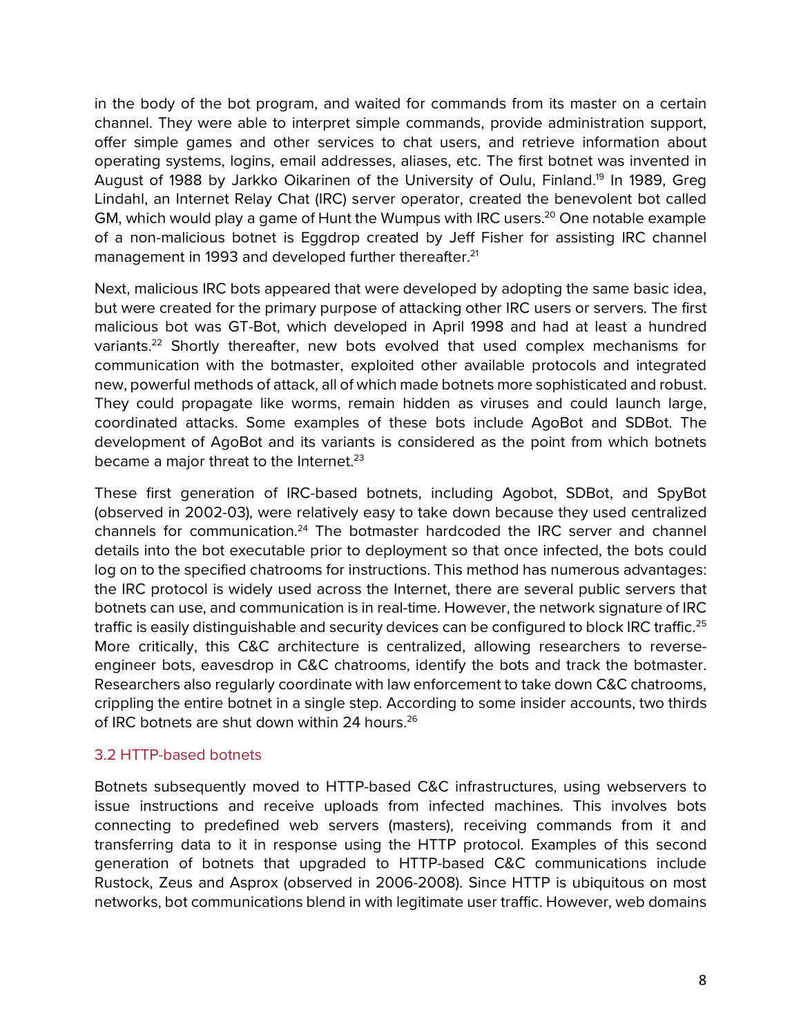in the body of the bot program, and waited for commands from its master on a certain channel. They were able to interpret simple commands, provide administration support, offer simple games and other services to chat users, and retrieve information about operating systems, logins, email addresses, aliases, etc. The first botnet was invented in August of 1988 by Jarkko Oikarinen of the University of Oulu, Finland.[19] In 1989, Greg Lindahl, an Internet Relay Chat (IRC) server operator, created the benevolent bot called GM, which would play a game of Hunt the Wumpus with IRC users.[20] One notable example of a non-malicious botnet is Eggdrop created by Jeff Fisher for assisting IRC channel management in 1993 and developed further thereafter.[21]

Next, malicious IRC bots appeared that were developed by adopting the same basic idea, but were created for the primary purpose of attacking other IRC users or servers. The first malicious bot was GT-Bot, which developed in April 1998 and had at least a hundred variants.[22] Shortly thereafter, new bots evolved that used complex mechanisms for communication with the botmaster, exploited other available protocols and integrated new, powerful methods of attack, all of which made botnets more sophisticated and robust. They could propagate like worms, remain hidden as viruses and could launch large, coordinated attacks. Some examples of these bots include AgoBot and SDBot. The development of AgoBot and its variants is considered as the point from which botnets became a major threat to the Internet.[23]

These first generation of IRC-based botnets, including Agobot, SDBot, and SpyBot (observed in 2002-03), were relatively easy to take down because they used centralized channels for communication.[24] The botmaster hardcoded the IRC server and channel details into the bot executable prior to deployment so that once infected, the bots could log on to the specified chatrooms for instructions. This method has numerous advantages: the IRC protocol is widely used across the Internet, there are several public servers that botnets can use, and communication is in real-time. However, the network signature of IRC traffic is easily distinguishable and security devices can be configured to block IRC traffic.[25] More critically, this C&C architecture is centralized, allowing researchers to reverse-engineer bots, eavesdrop in C&C chatrooms, identify the bots and track the botmaster. Researchers also regularly coordinate with law enforcement to take down C&C chatrooms, crippling the entire botnet in a single step. According to some insider accounts, two thirds of IRC botnets are shut down within 24 hours.[26]

### 3.2 HTTP-based botnets

Botnets subsequently moved to HTTP-based C&C infrastructures, using webservers to issue instructions and receive uploads from infected machines. This involves bots connecting to predefined web servers (masters), receiving commands from it and transferring data to it in response using the HTTP protocol. Examples of this second generation of botnets that upgraded to HTTP-based C&C communications include Rustock, Zeus and Asprox (observed in 2006-2008). Since HTTP is ubiquitous on most networks, bot communications blend in with legitimate user traffic. However, web domains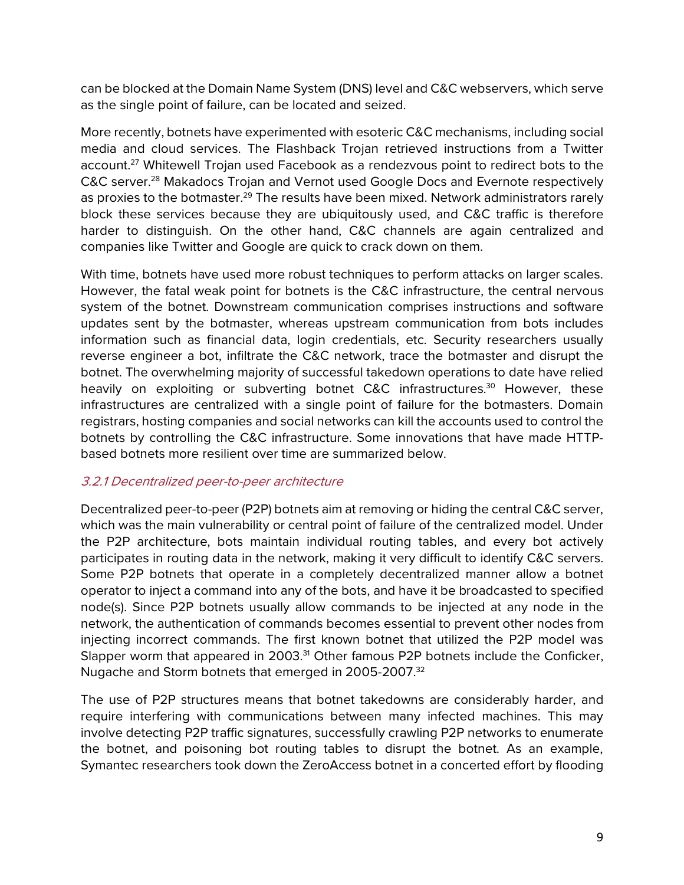can be blocked at the Domain Name System (DNS) level and C&C webservers, which serve as the single point of failure, can be located and seized.

More recently, botnets have experimented with esoteric C&C mechanisms, including social media and cloud services. The Flashback Trojan retrieved instructions from a Twitter account.[27] Whitewell Trojan used Facebook as a rendezvous point to redirect bots to the C&C server.[28] Makadocs Trojan and Vernot used Google Docs and Evernote respectively as proxies to the botmaster.[29] The results have been mixed. Network administrators rarely block these services because they are ubiquitously used, and C&C traffic is therefore harder to distinguish. On the other hand, C&C channels are again centralized and companies like Twitter and Google are quick to crack down on them.

With time, botnets have used more robust techniques to perform attacks on larger scales. However, the fatal weak point for botnets is the C&C infrastructure, the central nervous system of the botnet. Downstream communication comprises instructions and software updates sent by the botmaster, whereas upstream communication from bots includes information such as financial data, login credentials, etc. Security researchers usually reverse engineer a bot, infiltrate the C&C network, trace the botmaster and disrupt the botnet. The overwhelming majority of successful takedown operations to date have relied heavily on exploiting or subverting botnet C&C infrastructures.[30] However, these infrastructures are centralized with a single point of failure for the botmasters. Domain registrars, hosting companies and social networks can kill the accounts used to control the botnets by controlling the C&C infrastructure. Some innovations that have made HTTP-based botnets more resilient over time are summarized below.

### 3.2.1 Decentralized peer-to-peer architecture

Decentralized peer-to-peer (P2P) botnets aim at removing or hiding the central C&C server, which was the main vulnerability or central point of failure of the centralized model. Under the P2P architecture, bots maintain individual routing tables, and every bot actively participates in routing data in the network, making it very difficult to identify C&C servers. Some P2P botnets that operate in a completely decentralized manner allow a botnet operator to inject a command into any of the bots, and have it be broadcasted to specified node(s). Since P2P botnets usually allow commands to be injected at any node in the network, the authentication of commands becomes essential to prevent other nodes from injecting incorrect commands. The first known botnet that utilized the P2P model was Slapper worm that appeared in 2003.[31] Other famous P2P botnets include the Conficker, Nugache and Storm botnets that emerged in 2005-2007.[32]

The use of P2P structures means that botnet takedowns are considerably harder, and require interfering with communications between many infected machines. This may involve detecting P2P traffic signatures, successfully crawling P2P networks to enumerate the botnet, and poisoning bot routing tables to disrupt the botnet. As an example, Symantec researchers took down the ZeroAccess botnet in a concerted effort by flooding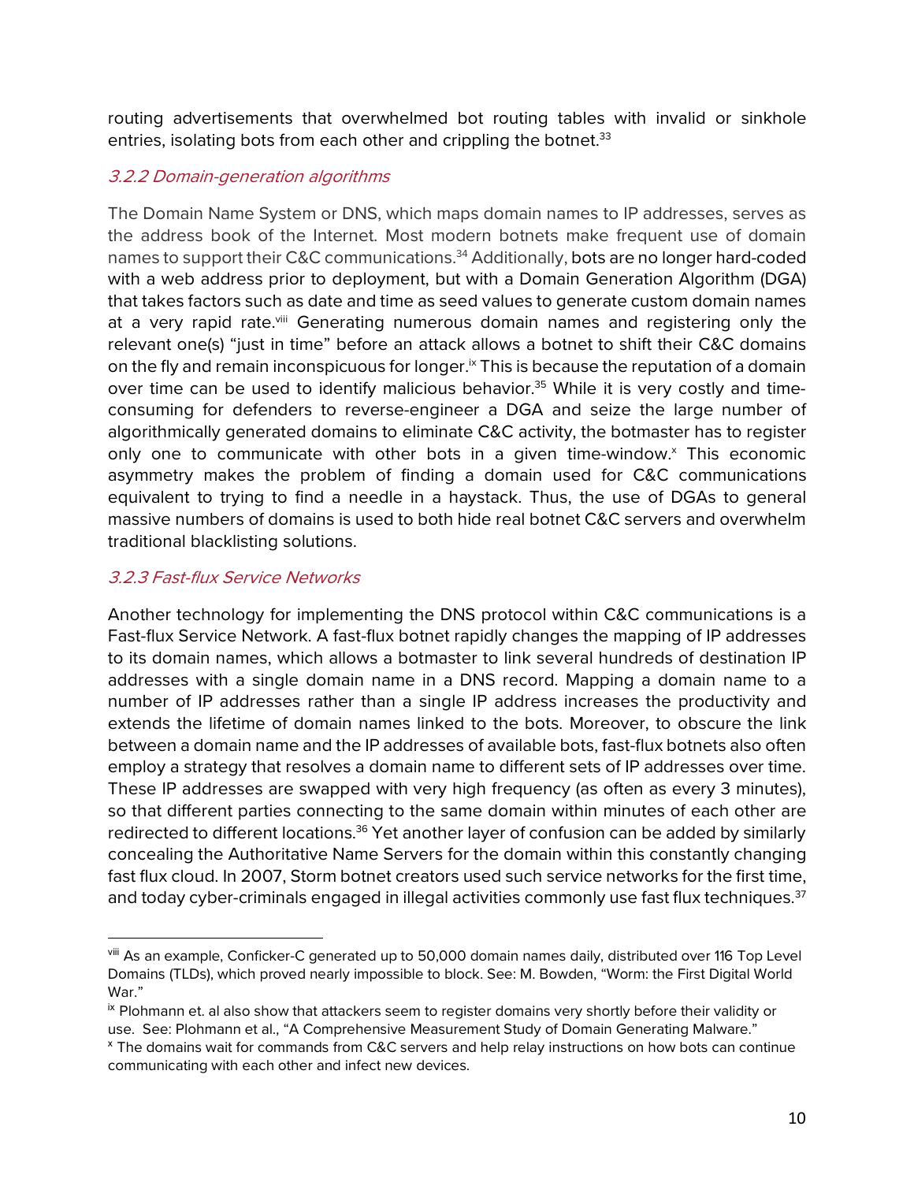routing advertisements that overwhelmed bot routing tables with invalid or sinkhole entries, isolating bots from each other and crippling the botnet.[33]

### *3.2.2 Domain-generation algorithms*

The Domain Name System or DNS, which maps domain names to IP addresses, serves as the address book of the Internet. Most modern botnets make frequent use of domain names to support their C&C communications.[34] Additionally, bots are no longer hard-coded with a web address prior to deployment, but with a Domain Generation Algorithm (DGA) that takes factors such as date and time as seed values to generate custom domain names at a very rapid rate.[viii] Generating numerous domain names and registering only the relevant one(s) "just in time" before an attack allows a botnet to shift their C&C domains on the fly and remain inconspicuous for longer.[ix] This is because the reputation of a domain over time can be used to identify malicious behavior.[35] While it is very costly and time-consuming for defenders to reverse-engineer a DGA and seize the large number of algorithmically generated domains to eliminate C&C activity, the botmaster has to register only one to communicate with other bots in a given time-window.[x] This economic asymmetry makes the problem of finding a domain used for C&C communications equivalent to trying to find a needle in a haystack. Thus, the use of DGAs to general massive numbers of domains is used to both hide real botnet C&C servers and overwhelm traditional blacklisting solutions.

### *3.2.3 Fast-flux Service Networks*

Another technology for implementing the DNS protocol within C&C communications is a Fast-flux Service Network. A fast-flux botnet rapidly changes the mapping of IP addresses to its domain names, which allows a botmaster to link several hundreds of destination IP addresses with a single domain name in a DNS record. Mapping a domain name to a number of IP addresses rather than a single IP address increases the productivity and extends the lifetime of domain names linked to the bots. Moreover, to obscure the link between a domain name and the IP addresses of available bots, fast-flux botnets also often employ a strategy that resolves a domain name to different sets of IP addresses over time. These IP addresses are swapped with very high frequency (as often as every 3 minutes), so that different parties connecting to the same domain within minutes of each other are redirected to different locations.[36] Yet another layer of confusion can be added by similarly concealing the Authoritative Name Servers for the domain within this constantly changing fast flux cloud. In 2007, Storm botnet creators used such service networks for the first time, and today cyber-criminals engaged in illegal activities commonly use fast flux techniques.[37]

---

[viii] As an example, Conficker-C generated up to 50,000 domain names daily, distributed over 116 Top Level Domains (TLDs), which proved nearly impossible to block. See: M. Bowden, "Worm: the First Digital World War."

[ix] Plohmann et. al also show that attackers seem to register domains very shortly before their validity or use. See: Plohmann et al., "A Comprehensive Measurement Study of Domain Generating Malware."

[x] The domains wait for commands from C&C servers and help relay instructions on how bots can continue communicating with each other and infect new devices.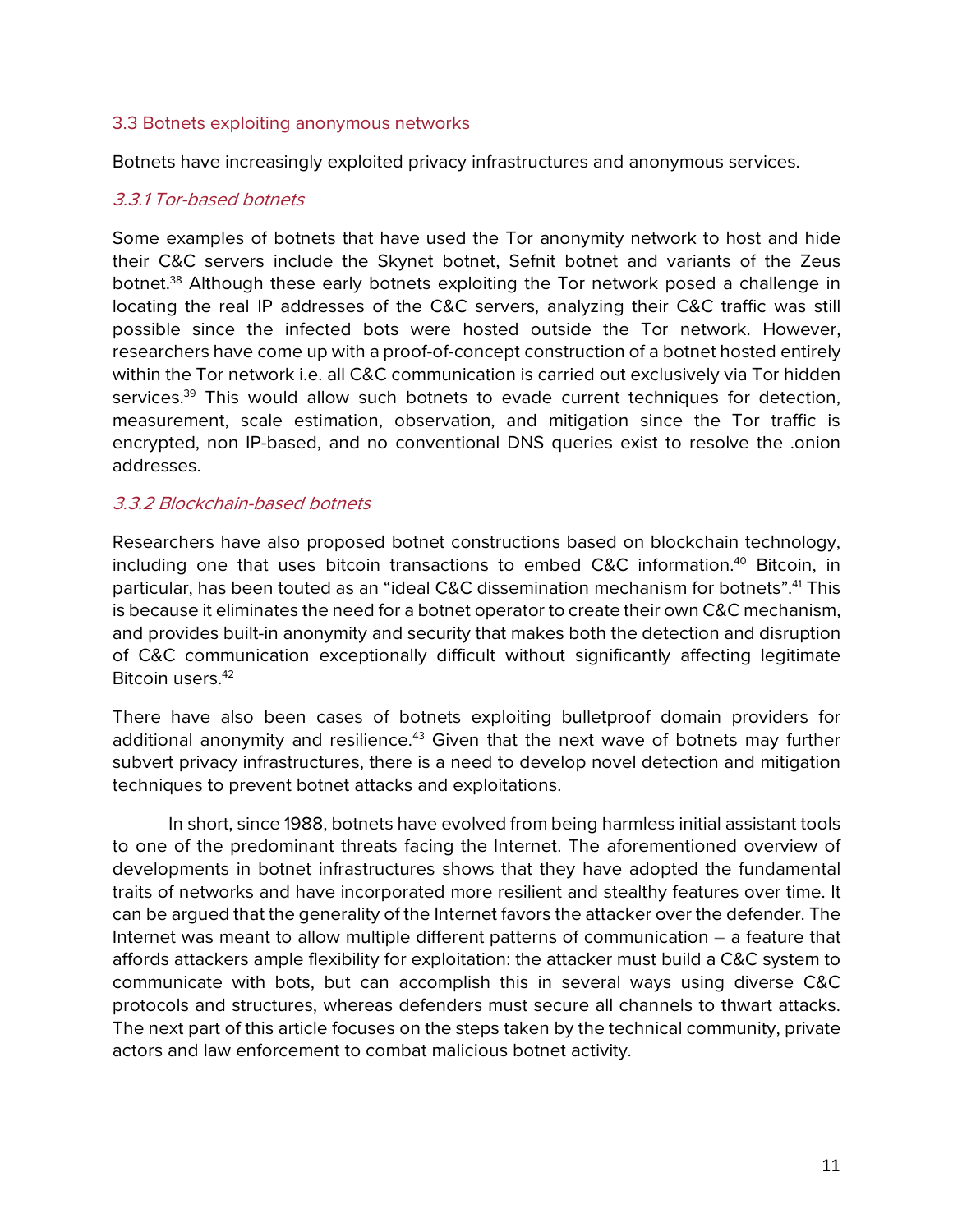### 3.3 Botnets exploiting anonymous networks

Botnets have increasingly exploited privacy infrastructures and anonymous services.

#### *3.3.1 Tor-based botnets*

Some examples of botnets that have used the Tor anonymity network to host and hide their C&C servers include the Skynet botnet, Sefnit botnet and variants of the Zeus botnet.[38] Although these early botnets exploiting the Tor network posed a challenge in locating the real IP addresses of the C&C servers, analyzing their C&C traffic was still possible since the infected bots were hosted outside the Tor network. However, researchers have come up with a proof-of-concept construction of a botnet hosted entirely within the Tor network i.e. all C&C communication is carried out exclusively via Tor hidden services.[39] This would allow such botnets to evade current techniques for detection, measurement, scale estimation, observation, and mitigation since the Tor traffic is encrypted, non IP-based, and no conventional DNS queries exist to resolve the .onion addresses.

#### *3.3.2 Blockchain-based botnets*

Researchers have also proposed botnet constructions based on blockchain technology, including one that uses bitcoin transactions to embed C&C information.[40] Bitcoin, in particular, has been touted as an "ideal C&C dissemination mechanism for botnets".[41] This is because it eliminates the need for a botnet operator to create their own C&C mechanism, and provides built-in anonymity and security that makes both the detection and disruption of C&C communication exceptionally difficult without significantly affecting legitimate Bitcoin users.[42]

There have also been cases of botnets exploiting bulletproof domain providers for additional anonymity and resilience.[43] Given that the next wave of botnets may further subvert privacy infrastructures, there is a need to develop novel detection and mitigation techniques to prevent botnet attacks and exploitations.

In short, since 1988, botnets have evolved from being harmless initial assistant tools to one of the predominant threats facing the Internet. The aforementioned overview of developments in botnet infrastructures shows that they have adopted the fundamental traits of networks and have incorporated more resilient and stealthy features over time. It can be argued that the generality of the Internet favors the attacker over the defender. The Internet was meant to allow multiple different patterns of communication – a feature that affords attackers ample flexibility for exploitation: the attacker must build a C&C system to communicate with bots, but can accomplish this in several ways using diverse C&C protocols and structures, whereas defenders must secure all channels to thwart attacks. The next part of this article focuses on the steps taken by the technical community, private actors and law enforcement to combat malicious botnet activity.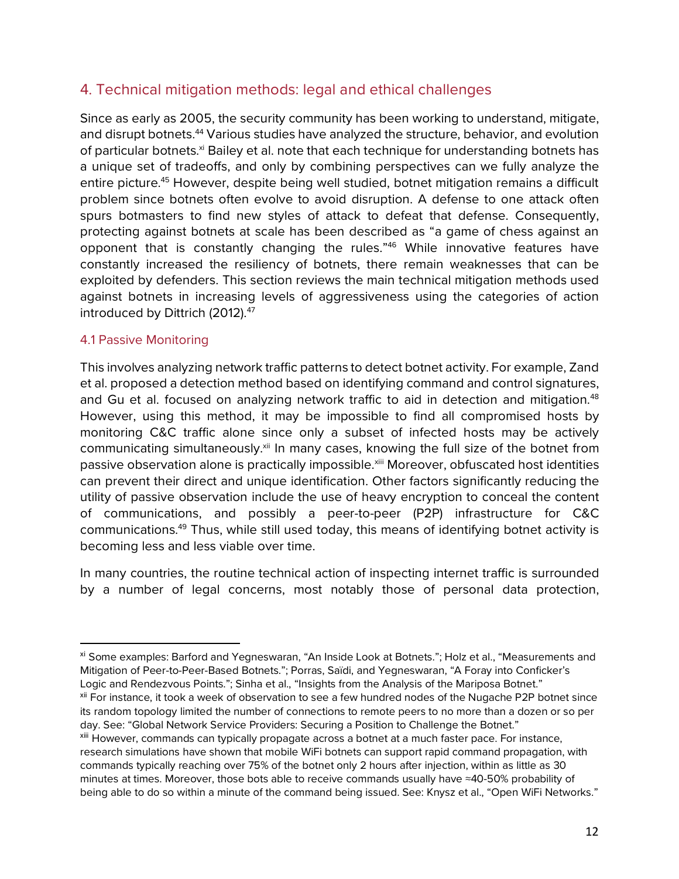## 4. Technical mitigation methods: legal and ethical challenges

Since as early as 2005, the security community has been working to understand, mitigate, and disrupt botnets.[44] Various studies have analyzed the structure, behavior, and evolution of particular botnets.[xi] Bailey et al. note that each technique for understanding botnets has a unique set of tradeoffs, and only by combining perspectives can we fully analyze the entire picture.[45] However, despite being well studied, botnet mitigation remains a difficult problem since botnets often evolve to avoid disruption. A defense to one attack often spurs botmasters to find new styles of attack to defeat that defense. Consequently, protecting against botnets at scale has been described as "a game of chess against an opponent that is constantly changing the rules."[46] While innovative features have constantly increased the resiliency of botnets, there remain weaknesses that can be exploited by defenders. This section reviews the main technical mitigation methods used against botnets in increasing levels of aggressiveness using the categories of action introduced by Dittrich (2012).[47]

### 4.1 Passive Monitoring

This involves analyzing network traffic patterns to detect botnet activity. For example, Zand et al. proposed a detection method based on identifying command and control signatures, and Gu et al. focused on analyzing network traffic to aid in detection and mitigation.[48] However, using this method, it may be impossible to find all compromised hosts by monitoring C&C traffic alone since only a subset of infected hosts may be actively communicating simultaneously.[xii] In many cases, knowing the full size of the botnet from passive observation alone is practically impossible.[xiii] Moreover, obfuscated host identities can prevent their direct and unique identification. Other factors significantly reducing the utility of passive observation include the use of heavy encryption to conceal the content of communications, and possibly a peer-to-peer (P2P) infrastructure for C&C communications.[49] Thus, while still used today, this means of identifying botnet activity is becoming less and less viable over time.

In many countries, the routine technical action of inspecting internet traffic is surrounded by a number of legal concerns, most notably those of personal data protection,

---

[xi] Some examples: Barford and Yegneswaran, "An Inside Look at Botnets."; Holz et al., "Measurements and Mitigation of Peer-to-Peer-Based Botnets."; Porras, Saïdi, and Yegneswaran, "A Foray into Conficker's Logic and Rendezvous Points."; Sinha et al., "Insights from the Analysis of the Mariposa Botnet."

[xii] For instance, it took a week of observation to see a few hundred nodes of the Nugache P2P botnet since its random topology limited the number of connections to remote peers to no more than a dozen or so per day. See: "Global Network Service Providers: Securing a Position to Challenge the Botnet."

[xiii] However, commands can typically propagate across a botnet at a much faster pace. For instance, research simulations have shown that mobile WiFi botnets can support rapid command propagation, with commands typically reaching over 75% of the botnet only 2 hours after injection, within as little as 30 minutes at times. Moreover, those bots able to receive commands usually have ≈40-50% probability of being able to do so within a minute of the command being issued. See: Knysz et al., "Open WiFi Networks."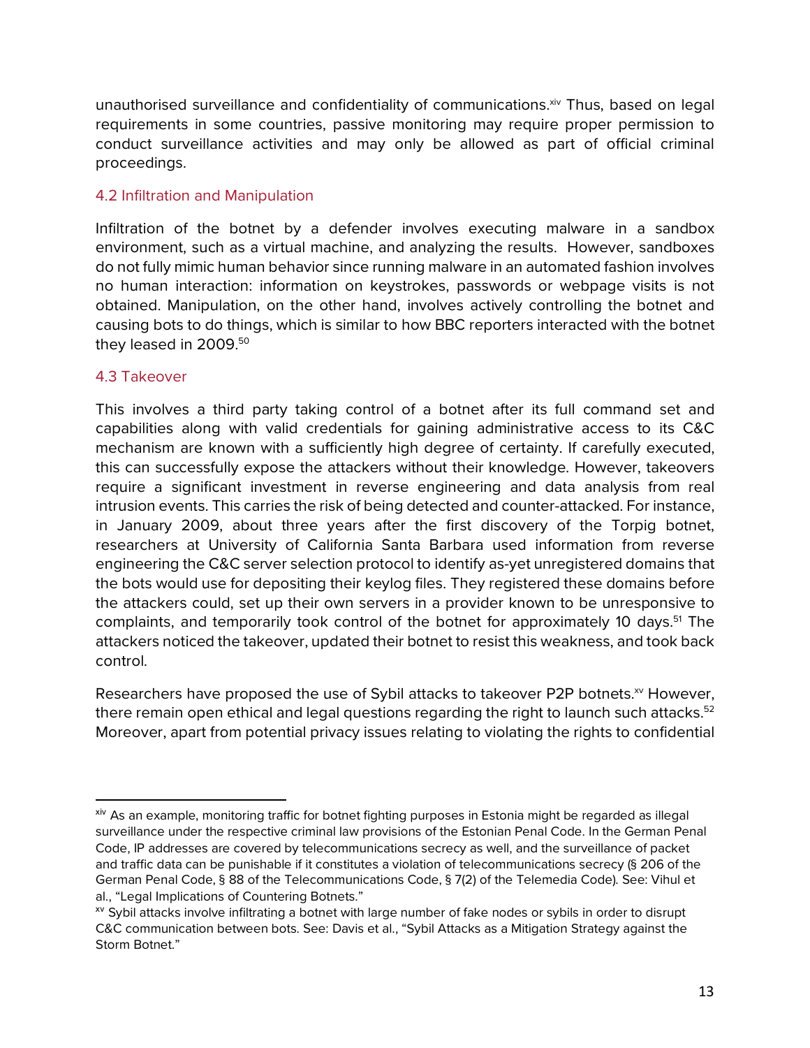unauthorised surveillance and confidentiality of communications.[xiv] Thus, based on legal requirements in some countries, passive monitoring may require proper permission to conduct surveillance activities and may only be allowed as part of official criminal proceedings.

### 4.2 Infiltration and Manipulation

Infiltration of the botnet by a defender involves executing malware in a sandbox environment, such as a virtual machine, and analyzing the results. However, sandboxes do not fully mimic human behavior since running malware in an automated fashion involves no human interaction: information on keystrokes, passwords or webpage visits is not obtained. Manipulation, on the other hand, involves actively controlling the botnet and causing bots to do things, which is similar to how BBC reporters interacted with the botnet they leased in 2009.[50]

### 4.3 Takeover

This involves a third party taking control of a botnet after its full command set and capabilities along with valid credentials for gaining administrative access to its C&C mechanism are known with a sufficiently high degree of certainty. If carefully executed, this can successfully expose the attackers without their knowledge. However, takeovers require a significant investment in reverse engineering and data analysis from real intrusion events. This carries the risk of being detected and counter-attacked. For instance, in January 2009, about three years after the first discovery of the Torpig botnet, researchers at University of California Santa Barbara used information from reverse engineering the C&C server selection protocol to identify as-yet unregistered domains that the bots would use for depositing their keylog files. They registered these domains before the attackers could, set up their own servers in a provider known to be unresponsive to complaints, and temporarily took control of the botnet for approximately 10 days.[51] The attackers noticed the takeover, updated their botnet to resist this weakness, and took back control.

Researchers have proposed the use of Sybil attacks to takeover P2P botnets.[xv] However, there remain open ethical and legal questions regarding the right to launch such attacks.[52] Moreover, apart from potential privacy issues relating to violating the rights to confidential

---

[xiv] As an example, monitoring traffic for botnet fighting purposes in Estonia might be regarded as illegal surveillance under the respective criminal law provisions of the Estonian Penal Code. In the German Penal Code, IP addresses are covered by telecommunications secrecy as well, and the surveillance of packet and traffic data can be punishable if it constitutes a violation of telecommunications secrecy (§ 206 of the German Penal Code, § 88 of the Telecommunications Code, § 7(2) of the Telemedia Code). See: Vihul et al., "Legal Implications of Countering Botnets."

[xv] Sybil attacks involve infiltrating a botnet with large number of fake nodes or sybils in order to disrupt C&C communication between bots. See: Davis et al., "Sybil Attacks as a Mitigation Strategy against the Storm Botnet."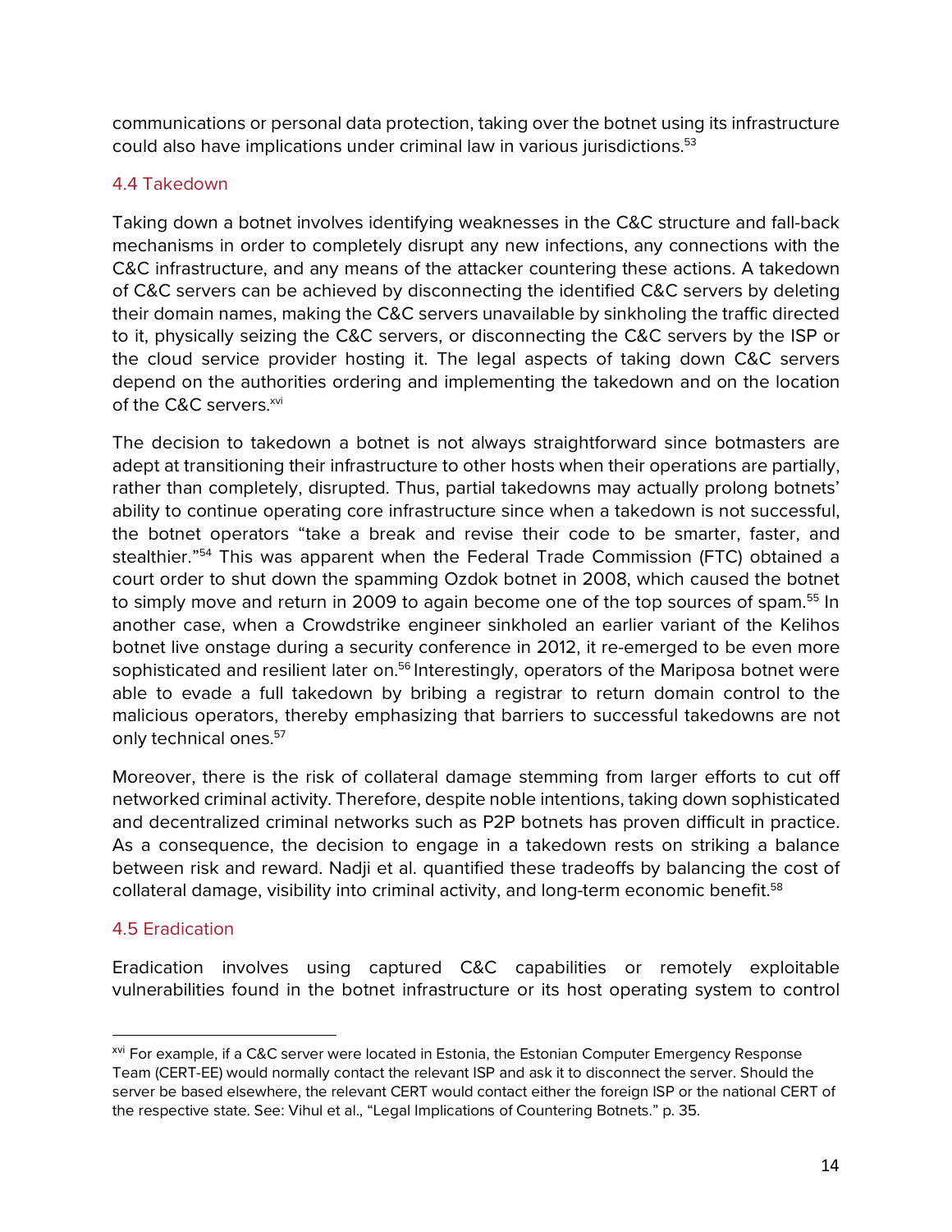communications or personal data protection, taking over the botnet using its infrastructure could also have implications under criminal law in various jurisdictions.[53]

### 4.4 Takedown

Taking down a botnet involves identifying weaknesses in the C&C structure and fall-back mechanisms in order to completely disrupt any new infections, any connections with the C&C infrastructure, and any means of the attacker countering these actions. A takedown of C&C servers can be achieved by disconnecting the identified C&C servers by deleting their domain names, making the C&C servers unavailable by sinkholing the traffic directed to it, physically seizing the C&C servers, or disconnecting the C&C servers by the ISP or the cloud service provider hosting it. The legal aspects of taking down C&C servers depend on the authorities ordering and implementing the takedown and on the location of the C&C servers.[xvi]

The decision to takedown a botnet is not always straightforward since botmasters are adept at transitioning their infrastructure to other hosts when their operations are partially, rather than completely, disrupted. Thus, partial takedowns may actually prolong botnets' ability to continue operating core infrastructure since when a takedown is not successful, the botnet operators "take a break and revise their code to be smarter, faster, and stealthier."[54] This was apparent when the Federal Trade Commission (FTC) obtained a court order to shut down the spamming Ozdok botnet in 2008, which caused the botnet to simply move and return in 2009 to again become one of the top sources of spam.[55] In another case, when a Crowdstrike engineer sinkholed an earlier variant of the Kelihos botnet live onstage during a security conference in 2012, it re-emerged to be even more sophisticated and resilient later on.[56] Interestingly, operators of the Mariposa botnet were able to evade a full takedown by bribing a registrar to return domain control to the malicious operators, thereby emphasizing that barriers to successful takedowns are not only technical ones.[57]

Moreover, there is the risk of collateral damage stemming from larger efforts to cut off networked criminal activity. Therefore, despite noble intentions, taking down sophisticated and decentralized criminal networks such as P2P botnets has proven difficult in practice. As a consequence, the decision to engage in a takedown rests on striking a balance between risk and reward. Nadji et al. quantified these tradeoffs by balancing the cost of collateral damage, visibility into criminal activity, and long-term economic benefit.[58]

### 4.5 Eradication

Eradication involves using captured C&C capabilities or remotely exploitable vulnerabilities found in the botnet infrastructure or its host operating system to control

---

[xvi] For example, if a C&C server were located in Estonia, the Estonian Computer Emergency Response Team (CERT-EE) would normally contact the relevant ISP and ask it to disconnect the server. Should the server be based elsewhere, the relevant CERT would contact either the foreign ISP or the national CERT of the respective state. See: Vihul et al., "Legal Implications of Countering Botnets." p. 35.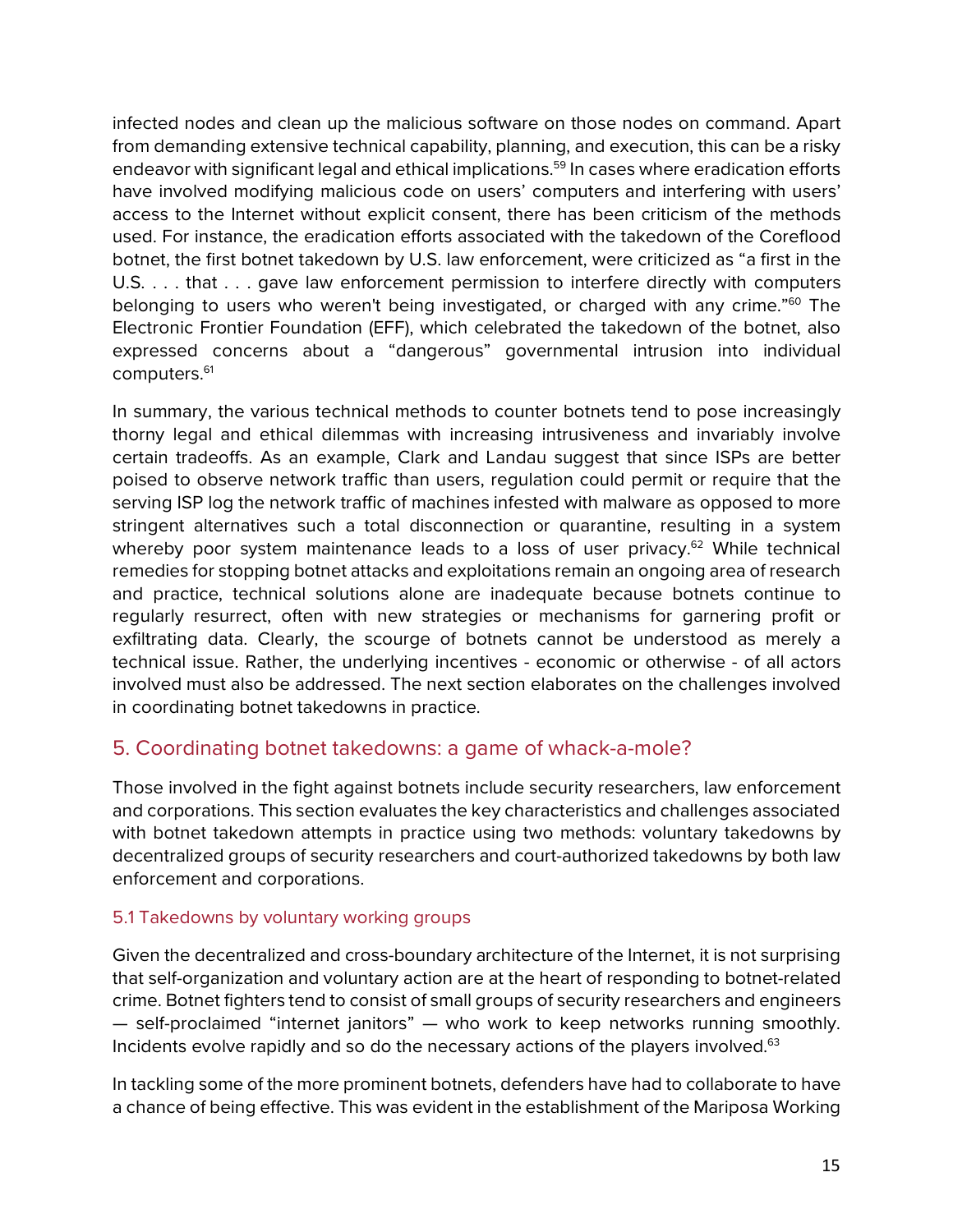infected nodes and clean up the malicious software on those nodes on command. Apart from demanding extensive technical capability, planning, and execution, this can be a risky endeavor with significant legal and ethical implications.[59] In cases where eradication efforts have involved modifying malicious code on users' computers and interfering with users' access to the Internet without explicit consent, there has been criticism of the methods used. For instance, the eradication efforts associated with the takedown of the Coreflood botnet, the first botnet takedown by U.S. law enforcement, were criticized as "a first in the U.S. . . . that . . . gave law enforcement permission to interfere directly with computers belonging to users who weren't being investigated, or charged with any crime."[60] The Electronic Frontier Foundation (EFF), which celebrated the takedown of the botnet, also expressed concerns about a "dangerous" governmental intrusion into individual computers.[61]

In summary, the various technical methods to counter botnets tend to pose increasingly thorny legal and ethical dilemmas with increasing intrusiveness and invariably involve certain tradeoffs. As an example, Clark and Landau suggest that since ISPs are better poised to observe network traffic than users, regulation could permit or require that the serving ISP log the network traffic of machines infested with malware as opposed to more stringent alternatives such a total disconnection or quarantine, resulting in a system whereby poor system maintenance leads to a loss of user privacy.[62] While technical remedies for stopping botnet attacks and exploitations remain an ongoing area of research and practice, technical solutions alone are inadequate because botnets continue to regularly resurrect, often with new strategies or mechanisms for garnering profit or exfiltrating data. Clearly, the scourge of botnets cannot be understood as merely a technical issue. Rather, the underlying incentives - economic or otherwise - of all actors involved must also be addressed. The next section elaborates on the challenges involved in coordinating botnet takedowns in practice.

## 5. Coordinating botnet takedowns: a game of whack-a-mole?

Those involved in the fight against botnets include security researchers, law enforcement and corporations. This section evaluates the key characteristics and challenges associated with botnet takedown attempts in practice using two methods: voluntary takedowns by decentralized groups of security researchers and court-authorized takedowns by both law enforcement and corporations.

### 5.1 Takedowns by voluntary working groups

Given the decentralized and cross-boundary architecture of the Internet, it is not surprising that self-organization and voluntary action are at the heart of responding to botnet-related crime. Botnet fighters tend to consist of small groups of security researchers and engineers — self-proclaimed "internet janitors" — who work to keep networks running smoothly. Incidents evolve rapidly and so do the necessary actions of the players involved.[63]

In tackling some of the more prominent botnets, defenders have had to collaborate to have a chance of being effective. This was evident in the establishment of the Mariposa Working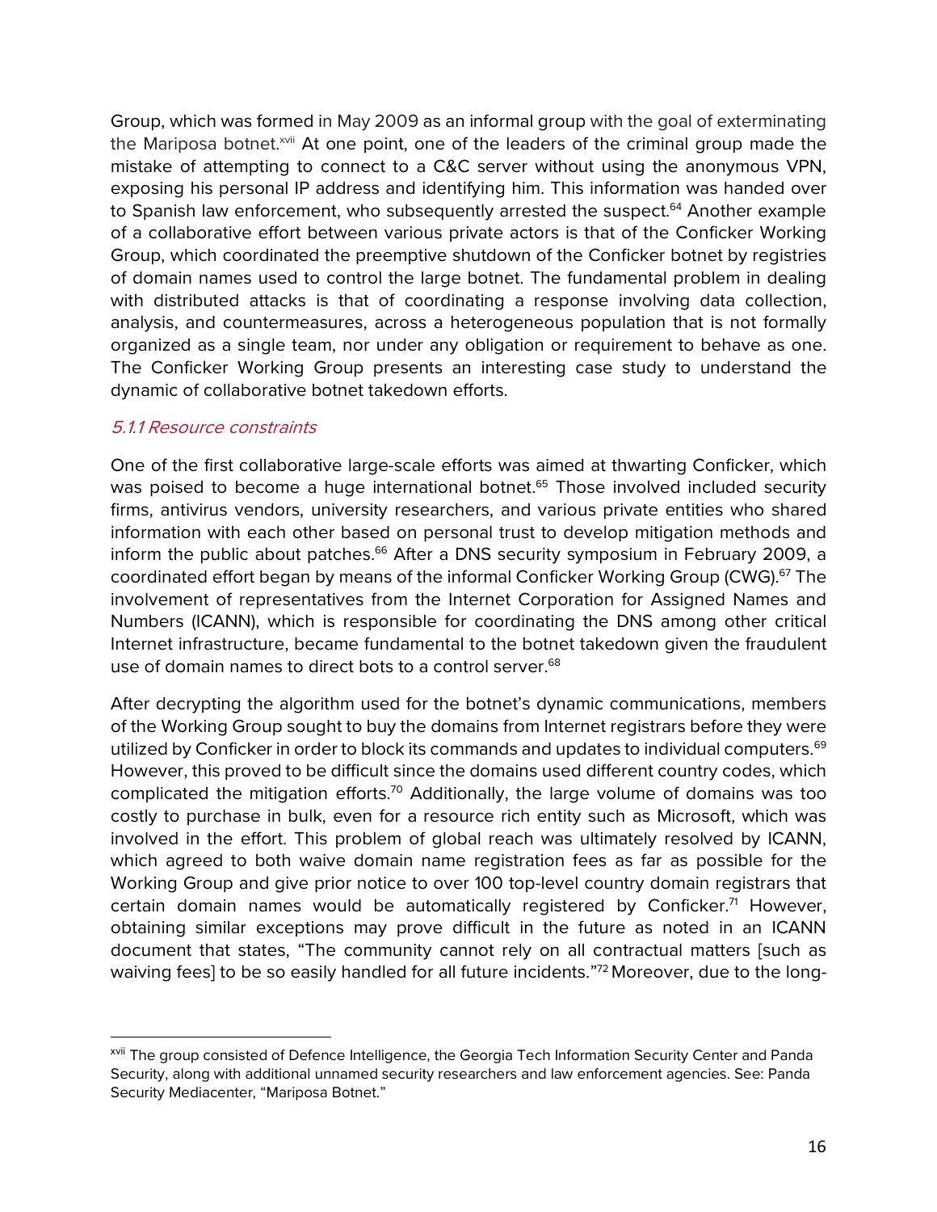Group, which was formed in May 2009 as an informal group with the goal of exterminating the Mariposa botnet.[xvii] At one point, one of the leaders of the criminal group made the mistake of attempting to connect to a C&C server without using the anonymous VPN, exposing his personal IP address and identifying him. This information was handed over to Spanish law enforcement, who subsequently arrested the suspect.[64] Another example of a collaborative effort between various private actors is that of the Conficker Working Group, which coordinated the preemptive shutdown of the Conficker botnet by registries of domain names used to control the large botnet. The fundamental problem in dealing with distributed attacks is that of coordinating a response involving data collection, analysis, and countermeasures, across a heterogeneous population that is not formally organized as a single team, nor under any obligation or requirement to behave as one. The Conficker Working Group presents an interesting case study to understand the dynamic of collaborative botnet takedown efforts.

### *5.1.1 Resource constraints*

One of the first collaborative large-scale efforts was aimed at thwarting Conficker, which was poised to become a huge international botnet.[65] Those involved included security firms, antivirus vendors, university researchers, and various private entities who shared information with each other based on personal trust to develop mitigation methods and inform the public about patches.[66] After a DNS security symposium in February 2009, a coordinated effort began by means of the informal Conficker Working Group (CWG).[67] The involvement of representatives from the Internet Corporation for Assigned Names and Numbers (ICANN), which is responsible for coordinating the DNS among other critical Internet infrastructure, became fundamental to the botnet takedown given the fraudulent use of domain names to direct bots to a control server.[68]

After decrypting the algorithm used for the botnet's dynamic communications, members of the Working Group sought to buy the domains from Internet registrars before they were utilized by Conficker in order to block its commands and updates to individual computers.[69] However, this proved to be difficult since the domains used different country codes, which complicated the mitigation efforts.[70] Additionally, the large volume of domains was too costly to purchase in bulk, even for a resource rich entity such as Microsoft, which was involved in the effort. This problem of global reach was ultimately resolved by ICANN, which agreed to both waive domain name registration fees as far as possible for the Working Group and give prior notice to over 100 top-level country domain registrars that certain domain names would be automatically registered by Conficker.[71] However, obtaining similar exceptions may prove difficult in the future as noted in an ICANN document that states, "The community cannot rely on all contractual matters [such as waiving fees] to be so easily handled for all future incidents."[72] Moreover, due to the long-

---

[xvii] The group consisted of Defence Intelligence, the Georgia Tech Information Security Center and Panda Security, along with additional unnamed security researchers and law enforcement agencies. See: Panda Security Mediacenter, "Mariposa Botnet."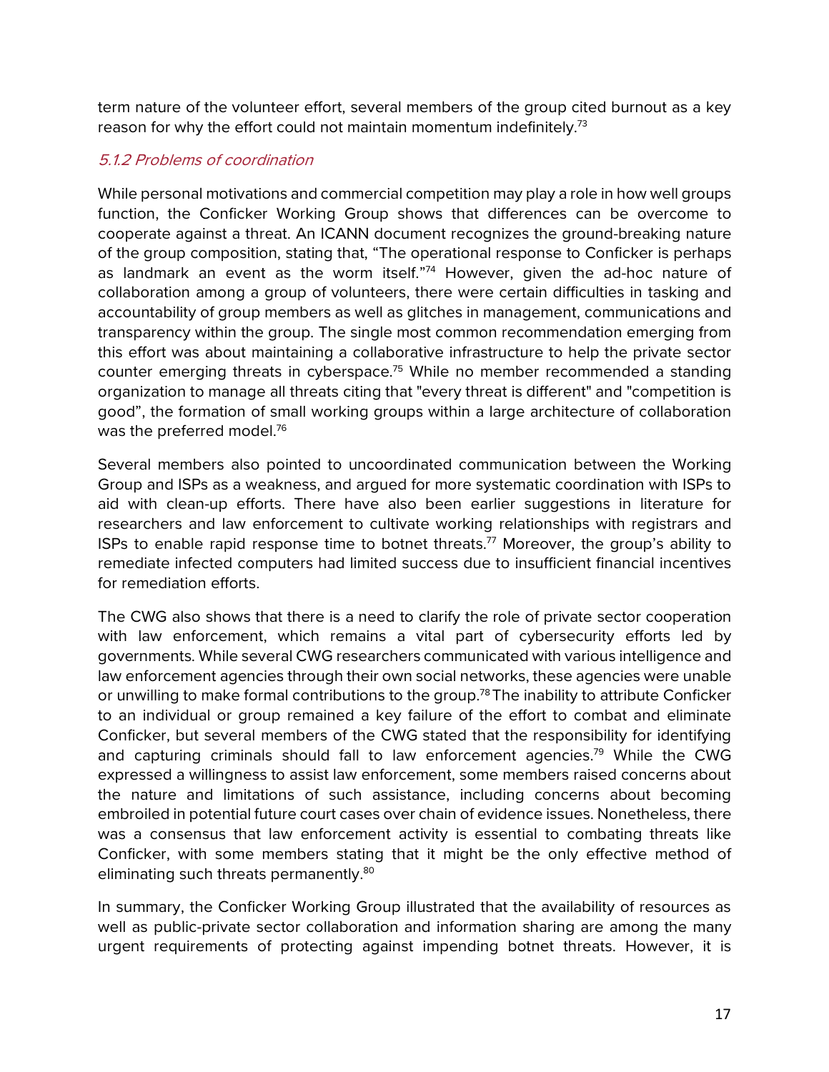term nature of the volunteer effort, several members of the group cited burnout as a key reason for why the effort could not maintain momentum indefinitely.[73]

### *5.1.2 Problems of coordination*

While personal motivations and commercial competition may play a role in how well groups function, the Conficker Working Group shows that differences can be overcome to cooperate against a threat. An ICANN document recognizes the ground-breaking nature of the group composition, stating that, "The operational response to Conficker is perhaps as landmark an event as the worm itself."[74] However, given the ad-hoc nature of collaboration among a group of volunteers, there were certain difficulties in tasking and accountability of group members as well as glitches in management, communications and transparency within the group. The single most common recommendation emerging from this effort was about maintaining a collaborative infrastructure to help the private sector counter emerging threats in cyberspace.[75] While no member recommended a standing organization to manage all threats citing that "every threat is different" and "competition is good", the formation of small working groups within a large architecture of collaboration was the preferred model.[76]

Several members also pointed to uncoordinated communication between the Working Group and ISPs as a weakness, and argued for more systematic coordination with ISPs to aid with clean-up efforts. There have also been earlier suggestions in literature for researchers and law enforcement to cultivate working relationships with registrars and ISPs to enable rapid response time to botnet threats.[77] Moreover, the group's ability to remediate infected computers had limited success due to insufficient financial incentives for remediation efforts.

The CWG also shows that there is a need to clarify the role of private sector cooperation with law enforcement, which remains a vital part of cybersecurity efforts led by governments. While several CWG researchers communicated with various intelligence and law enforcement agencies through their own social networks, these agencies were unable or unwilling to make formal contributions to the group.[78] The inability to attribute Conficker to an individual or group remained a key failure of the effort to combat and eliminate Conficker, but several members of the CWG stated that the responsibility for identifying and capturing criminals should fall to law enforcement agencies.[79] While the CWG expressed a willingness to assist law enforcement, some members raised concerns about the nature and limitations of such assistance, including concerns about becoming embroiled in potential future court cases over chain of evidence issues. Nonetheless, there was a consensus that law enforcement activity is essential to combating threats like Conficker, with some members stating that it might be the only effective method of eliminating such threats permanently.[80]

In summary, the Conficker Working Group illustrated that the availability of resources as well as public-private sector collaboration and information sharing are among the many urgent requirements of protecting against impending botnet threats. However, it is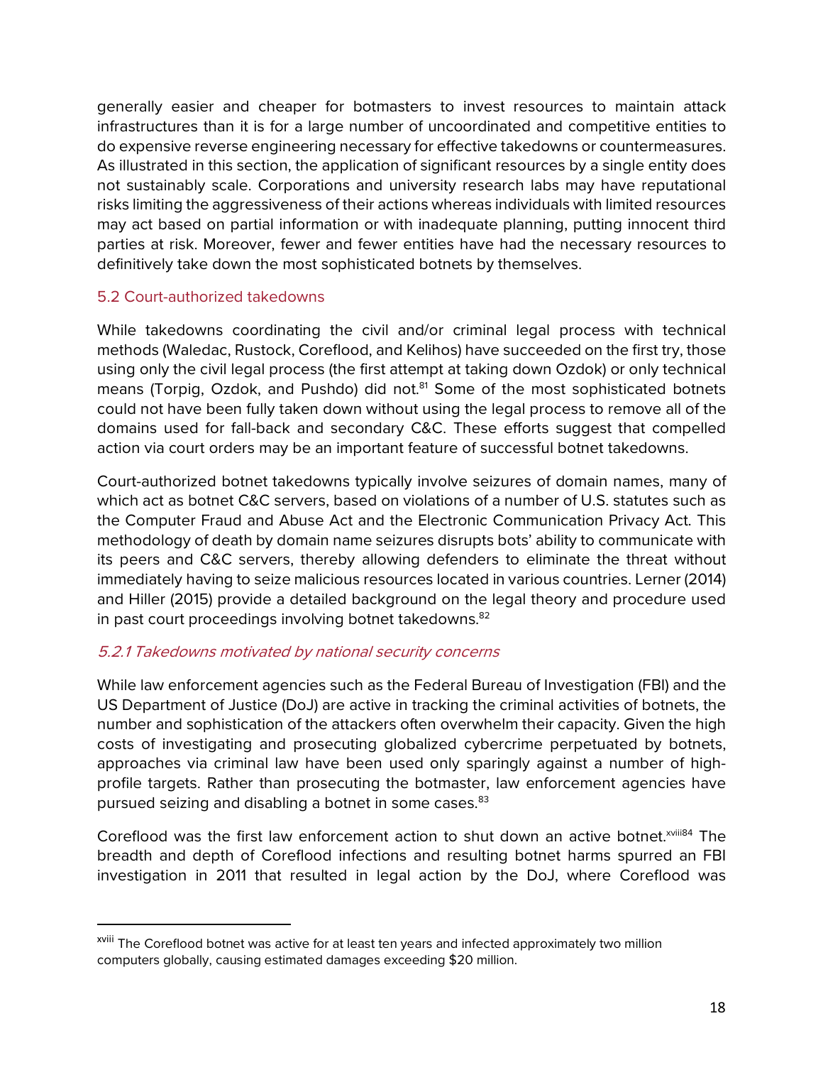generally easier and cheaper for botmasters to invest resources to maintain attack infrastructures than it is for a large number of uncoordinated and competitive entities to do expensive reverse engineering necessary for effective takedowns or countermeasures. As illustrated in this section, the application of significant resources by a single entity does not sustainably scale. Corporations and university research labs may have reputational risks limiting the aggressiveness of their actions whereas individuals with limited resources may act based on partial information or with inadequate planning, putting innocent third parties at risk. Moreover, fewer and fewer entities have had the necessary resources to definitively take down the most sophisticated botnets by themselves.

## 5.2 Court-authorized takedowns

While takedowns coordinating the civil and/or criminal legal process with technical methods (Waledac, Rustock, Coreflood, and Kelihos) have succeeded on the first try, those using only the civil legal process (the first attempt at taking down Ozdok) or only technical means (Torpig, Ozdok, and Pushdo) did not.[81] Some of the most sophisticated botnets could not have been fully taken down without using the legal process to remove all of the domains used for fall-back and secondary C&C. These efforts suggest that compelled action via court orders may be an important feature of successful botnet takedowns.

Court-authorized botnet takedowns typically involve seizures of domain names, many of which act as botnet C&C servers, based on violations of a number of U.S. statutes such as the Computer Fraud and Abuse Act and the Electronic Communication Privacy Act. This methodology of death by domain name seizures disrupts bots' ability to communicate with its peers and C&C servers, thereby allowing defenders to eliminate the threat without immediately having to seize malicious resources located in various countries. Lerner (2014) and Hiller (2015) provide a detailed background on the legal theory and procedure used in past court proceedings involving botnet takedowns.[82]

### *5.2.1 Takedowns motivated by national security concerns*

While law enforcement agencies such as the Federal Bureau of Investigation (FBI) and the US Department of Justice (DoJ) are active in tracking the criminal activities of botnets, the number and sophistication of the attackers often overwhelm their capacity. Given the high costs of investigating and prosecuting globalized cybercrime perpetuated by botnets, approaches via criminal law have been used only sparingly against a number of high-profile targets. Rather than prosecuting the botmaster, law enforcement agencies have pursued seizing and disabling a botnet in some cases.[83]

Coreflood was the first law enforcement action to shut down an active botnet.[xviii][84] The breadth and depth of Coreflood infections and resulting botnet harms spurred an FBI investigation in 2011 that resulted in legal action by the DoJ, where Coreflood was

[xviii] The Coreflood botnet was active for at least ten years and infected approximately two million computers globally, causing estimated damages exceeding $20 million.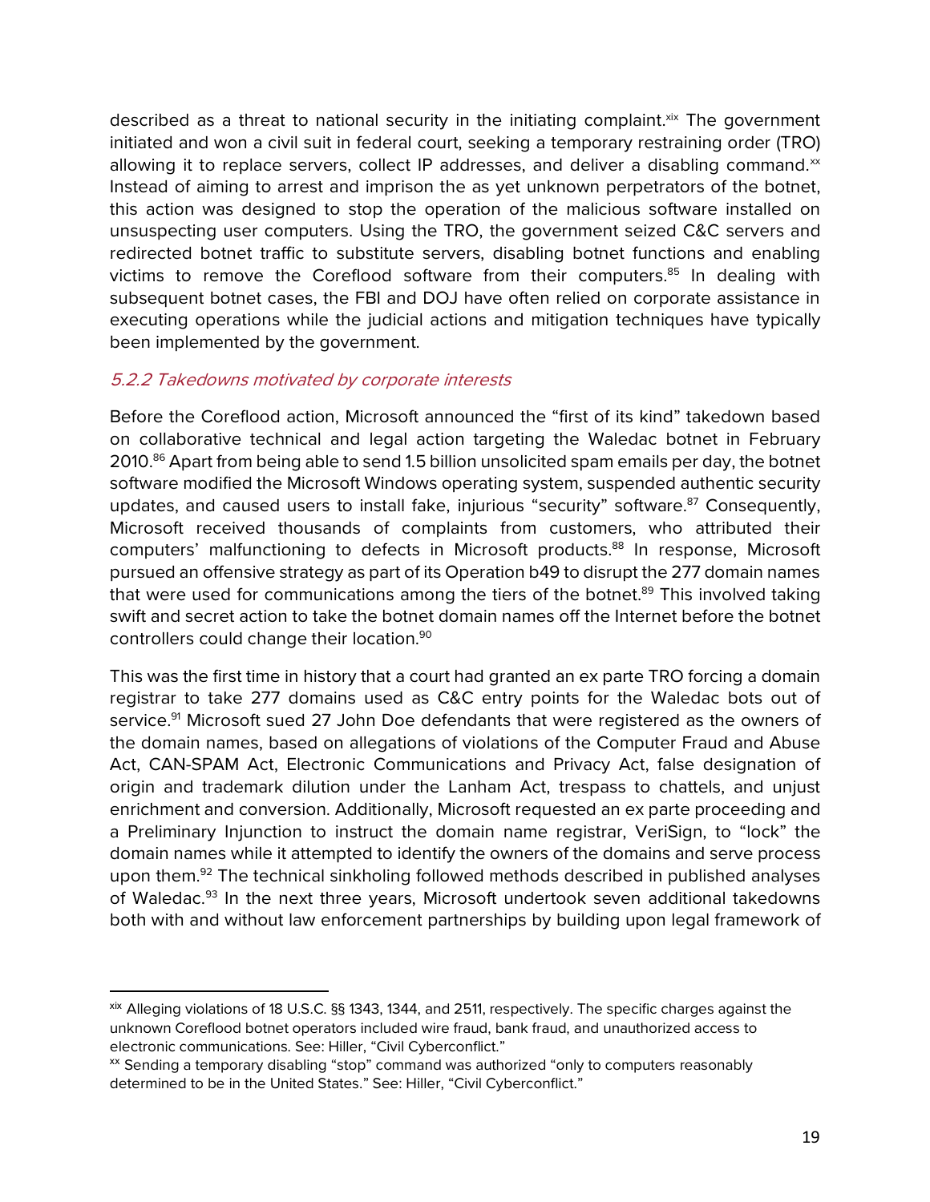described as a threat to national security in the initiating complaint.[xix] The government initiated and won a civil suit in federal court, seeking a temporary restraining order (TRO) allowing it to replace servers, collect IP addresses, and deliver a disabling command.[xx] Instead of aiming to arrest and imprison the as yet unknown perpetrators of the botnet, this action was designed to stop the operation of the malicious software installed on unsuspecting user computers. Using the TRO, the government seized C&C servers and redirected botnet traffic to substitute servers, disabling botnet functions and enabling victims to remove the Coreflood software from their computers.[85] In dealing with subsequent botnet cases, the FBI and DOJ have often relied on corporate assistance in executing operations while the judicial actions and mitigation techniques have typically been implemented by the government.

### *5.2.2 Takedowns motivated by corporate interests*

Before the Coreflood action, Microsoft announced the "first of its kind" takedown based on collaborative technical and legal action targeting the Waledac botnet in February 2010.[86] Apart from being able to send 1.5 billion unsolicited spam emails per day, the botnet software modified the Microsoft Windows operating system, suspended authentic security updates, and caused users to install fake, injurious "security" software.[87] Consequently, Microsoft received thousands of complaints from customers, who attributed their computers' malfunctioning to defects in Microsoft products.[88] In response, Microsoft pursued an offensive strategy as part of its Operation b49 to disrupt the 277 domain names that were used for communications among the tiers of the botnet.[89] This involved taking swift and secret action to take the botnet domain names off the Internet before the botnet controllers could change their location.[90]

This was the first time in history that a court had granted an ex parte TRO forcing a domain registrar to take 277 domains used as C&C entry points for the Waledac bots out of service.[91] Microsoft sued 27 John Doe defendants that were registered as the owners of the domain names, based on allegations of violations of the Computer Fraud and Abuse Act, CAN-SPAM Act, Electronic Communications and Privacy Act, false designation of origin and trademark dilution under the Lanham Act, trespass to chattels, and unjust enrichment and conversion. Additionally, Microsoft requested an ex parte proceeding and a Preliminary Injunction to instruct the domain name registrar, VeriSign, to "lock" the domain names while it attempted to identify the owners of the domains and serve process upon them.[92] The technical sinkholing followed methods described in published analyses of Waledac.[93] In the next three years, Microsoft undertook seven additional takedowns both with and without law enforcement partnerships by building upon legal framework of

---

[xix] Alleging violations of 18 U.S.C. §§ 1343, 1344, and 2511, respectively. The specific charges against the unknown Coreflood botnet operators included wire fraud, bank fraud, and unauthorized access to electronic communications. See: Hiller, "Civil Cyberconflict."

[xx] Sending a temporary disabling "stop" command was authorized "only to computers reasonably determined to be in the United States." See: Hiller, "Civil Cyberconflict."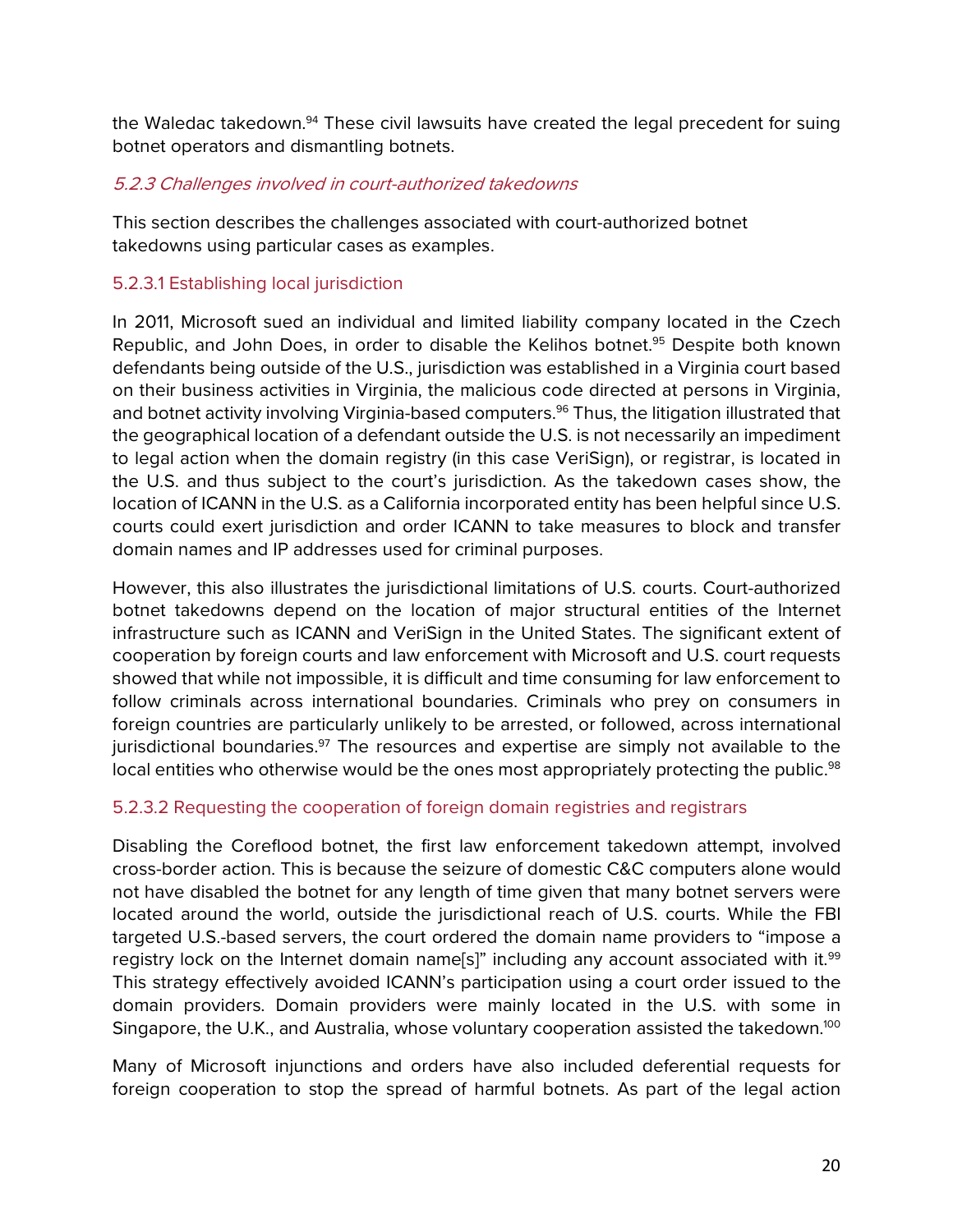the Waledac takedown.[94] These civil lawsuits have created the legal precedent for suing botnet operators and dismantling botnets.

### *5.2.3 Challenges involved in court-authorized takedowns*

This section describes the challenges associated with court-authorized botnet takedowns using particular cases as examples.

#### 5.2.3.1 Establishing local jurisdiction

In 2011, Microsoft sued an individual and limited liability company located in the Czech Republic, and John Does, in order to disable the Kelihos botnet.[95] Despite both known defendants being outside of the U.S., jurisdiction was established in a Virginia court based on their business activities in Virginia, the malicious code directed at persons in Virginia, and botnet activity involving Virginia-based computers.[96] Thus, the litigation illustrated that the geographical location of a defendant outside the U.S. is not necessarily an impediment to legal action when the domain registry (in this case VeriSign), or registrar, is located in the U.S. and thus subject to the court's jurisdiction. As the takedown cases show, the location of ICANN in the U.S. as a California incorporated entity has been helpful since U.S. courts could exert jurisdiction and order ICANN to take measures to block and transfer domain names and IP addresses used for criminal purposes.

However, this also illustrates the jurisdictional limitations of U.S. courts. Court-authorized botnet takedowns depend on the location of major structural entities of the Internet infrastructure such as ICANN and VeriSign in the United States. The significant extent of cooperation by foreign courts and law enforcement with Microsoft and U.S. court requests showed that while not impossible, it is difficult and time consuming for law enforcement to follow criminals across international boundaries. Criminals who prey on consumers in foreign countries are particularly unlikely to be arrested, or followed, across international jurisdictional boundaries.[97] The resources and expertise are simply not available to the local entities who otherwise would be the ones most appropriately protecting the public.[98]

#### 5.2.3.2 Requesting the cooperation of foreign domain registries and registrars

Disabling the Coreflood botnet, the first law enforcement takedown attempt, involved cross-border action. This is because the seizure of domestic C&C computers alone would not have disabled the botnet for any length of time given that many botnet servers were located around the world, outside the jurisdictional reach of U.S. courts. While the FBI targeted U.S.-based servers, the court ordered the domain name providers to "impose a registry lock on the Internet domain name[s]" including any account associated with it.[99] This strategy effectively avoided ICANN's participation using a court order issued to the domain providers. Domain providers were mainly located in the U.S. with some in Singapore, the U.K., and Australia, whose voluntary cooperation assisted the takedown.[100]

Many of Microsoft injunctions and orders have also included deferential requests for foreign cooperation to stop the spread of harmful botnets. As part of the legal action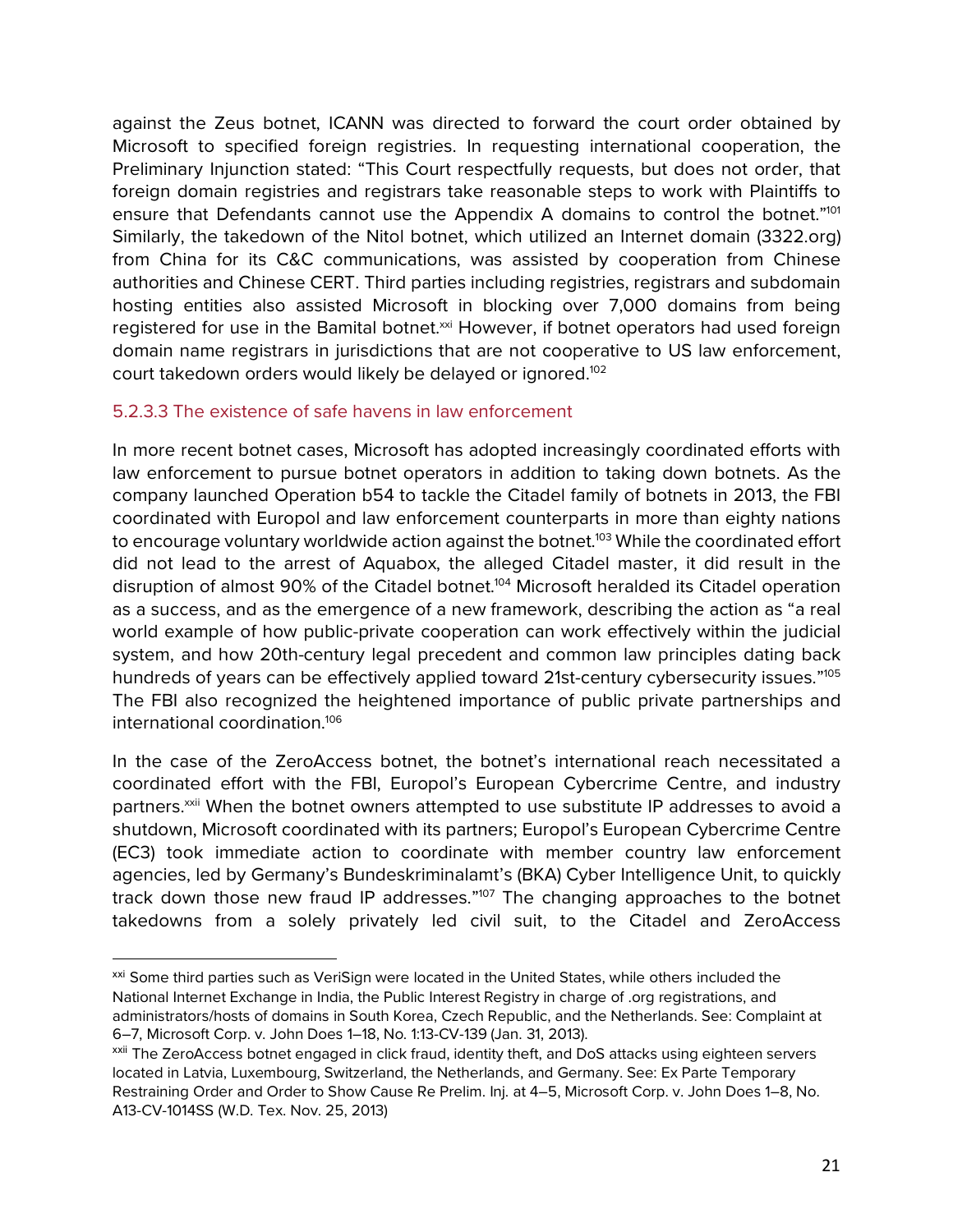against the Zeus botnet, ICANN was directed to forward the court order obtained by Microsoft to specified foreign registries. In requesting international cooperation, the Preliminary Injunction stated: "This Court respectfully requests, but does not order, that foreign domain registries and registrars take reasonable steps to work with Plaintiffs to ensure that Defendants cannot use the Appendix A domains to control the botnet."[101] Similarly, the takedown of the Nitol botnet, which utilized an Internet domain (3322.org) from China for its C&C communications, was assisted by cooperation from Chinese authorities and Chinese CERT. Third parties including registries, registrars and subdomain hosting entities also assisted Microsoft in blocking over 7,000 domains from being registered for use in the Bamital botnet.[xxi] However, if botnet operators had used foreign domain name registrars in jurisdictions that are not cooperative to US law enforcement, court takedown orders would likely be delayed or ignored.[102]

#### 5.2.3.3 The existence of safe havens in law enforcement

In more recent botnet cases, Microsoft has adopted increasingly coordinated efforts with law enforcement to pursue botnet operators in addition to taking down botnets. As the company launched Operation b54 to tackle the Citadel family of botnets in 2013, the FBI coordinated with Europol and law enforcement counterparts in more than eighty nations to encourage voluntary worldwide action against the botnet.[103] While the coordinated effort did not lead to the arrest of Aquabox, the alleged Citadel master, it did result in the disruption of almost 90% of the Citadel botnet.[104] Microsoft heralded its Citadel operation as a success, and as the emergence of a new framework, describing the action as "a real world example of how public-private cooperation can work effectively within the judicial system, and how 20th-century legal precedent and common law principles dating back hundreds of years can be effectively applied toward 21st-century cybersecurity issues."[105] The FBI also recognized the heightened importance of public private partnerships and international coordination.[106]

In the case of the ZeroAccess botnet, the botnet's international reach necessitated a coordinated effort with the FBI, Europol's European Cybercrime Centre, and industry partners.[xxii] When the botnet owners attempted to use substitute IP addresses to avoid a shutdown, Microsoft coordinated with its partners; Europol's European Cybercrime Centre (EC3) took immediate action to coordinate with member country law enforcement agencies, led by Germany's Bundeskriminalamt's (BKA) Cyber Intelligence Unit, to quickly track down those new fraud IP addresses."[107] The changing approaches to the botnet takedowns from a solely privately led civil suit, to the Citadel and ZeroAccess

---

[xxi] Some third parties such as VeriSign were located in the United States, while others included the National Internet Exchange in India, the Public Interest Registry in charge of .org registrations, and administrators/hosts of domains in South Korea, Czech Republic, and the Netherlands. See: Complaint at 6–7, Microsoft Corp. v. John Does 1–18, No. 1:13-CV-139 (Jan. 31, 2013).

[xxii] The ZeroAccess botnet engaged in click fraud, identity theft, and DoS attacks using eighteen servers located in Latvia, Luxembourg, Switzerland, the Netherlands, and Germany. See: Ex Parte Temporary Restraining Order and Order to Show Cause Re Prelim. Inj. at 4–5, Microsoft Corp. v. John Does 1–8, No. A13-CV-1014SS (W.D. Tex. Nov. 25, 2013)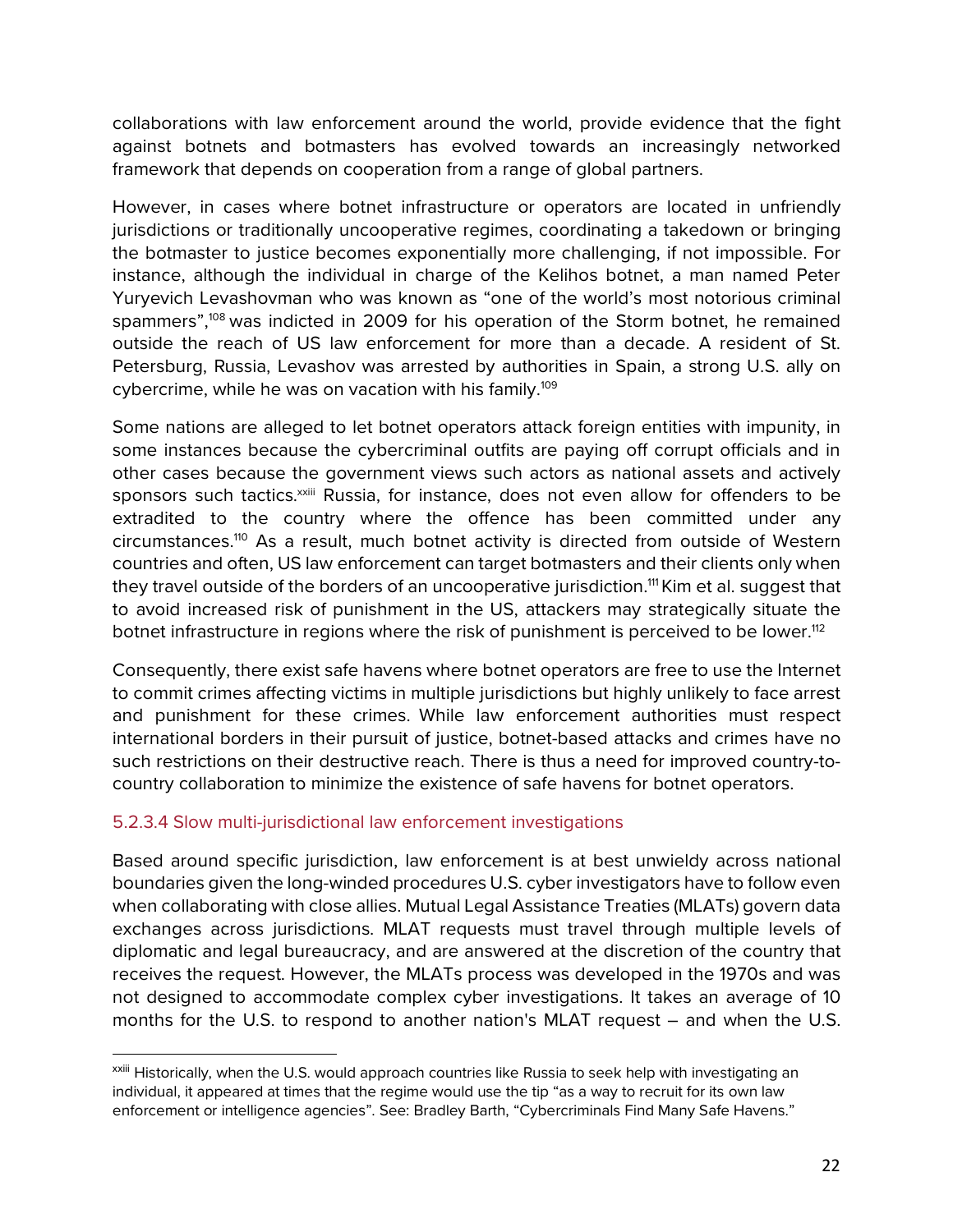collaborations with law enforcement around the world, provide evidence that the fight against botnets and botmasters has evolved towards an increasingly networked framework that depends on cooperation from a range of global partners.

However, in cases where botnet infrastructure or operators are located in unfriendly jurisdictions or traditionally uncooperative regimes, coordinating a takedown or bringing the botmaster to justice becomes exponentially more challenging, if not impossible. For instance, although the individual in charge of the Kelihos botnet, a man named Peter Yuryevich Levashovman who was known as "one of the world's most notorious criminal spammers",[108] was indicted in 2009 for his operation of the Storm botnet, he remained outside the reach of US law enforcement for more than a decade. A resident of St. Petersburg, Russia, Levashov was arrested by authorities in Spain, a strong U.S. ally on cybercrime, while he was on vacation with his family.[109]

Some nations are alleged to let botnet operators attack foreign entities with impunity, in some instances because the cybercriminal outfits are paying off corrupt officials and in other cases because the government views such actors as national assets and actively sponsors such tactics.[xxiii] Russia, for instance, does not even allow for offenders to be extradited to the country where the offence has been committed under any circumstances.[110] As a result, much botnet activity is directed from outside of Western countries and often, US law enforcement can target botmasters and their clients only when they travel outside of the borders of an uncooperative jurisdiction.[111] Kim et al. suggest that to avoid increased risk of punishment in the US, attackers may strategically situate the botnet infrastructure in regions where the risk of punishment is perceived to be lower.[112]

Consequently, there exist safe havens where botnet operators are free to use the Internet to commit crimes affecting victims in multiple jurisdictions but highly unlikely to face arrest and punishment for these crimes. While law enforcement authorities must respect international borders in their pursuit of justice, botnet-based attacks and crimes have no such restrictions on their destructive reach. There is thus a need for improved country-to-country collaboration to minimize the existence of safe havens for botnet operators.

#### 5.2.3.4 Slow multi-jurisdictional law enforcement investigations

Based around specific jurisdiction, law enforcement is at best unwieldy across national boundaries given the long-winded procedures U.S. cyber investigators have to follow even when collaborating with close allies. Mutual Legal Assistance Treaties (MLATs) govern data exchanges across jurisdictions. MLAT requests must travel through multiple levels of diplomatic and legal bureaucracy, and are answered at the discretion of the country that receives the request. However, the MLATs process was developed in the 1970s and was not designed to accommodate complex cyber investigations. It takes an average of 10 months for the U.S. to respond to another nation's MLAT request – and when the U.S.

---

[xxiii] Historically, when the U.S. would approach countries like Russia to seek help with investigating an individual, it appeared at times that the regime would use the tip "as a way to recruit for its own law enforcement or intelligence agencies". See: Bradley Barth, "Cybercriminals Find Many Safe Havens."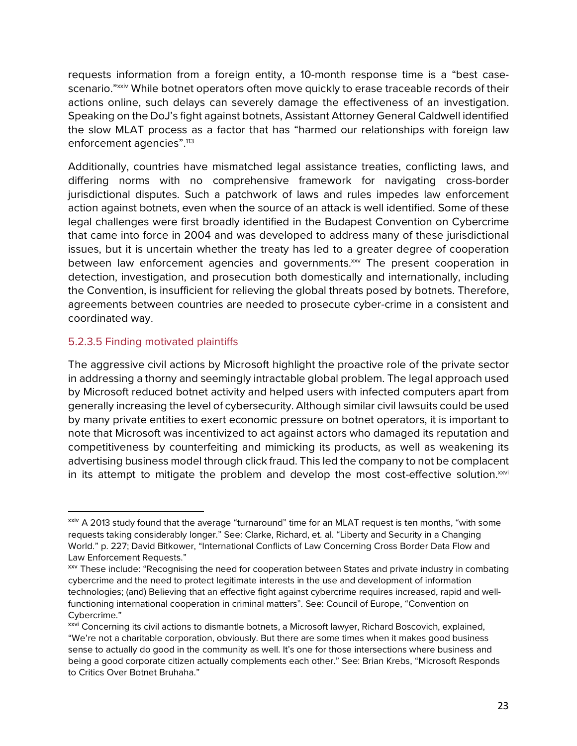requests information from a foreign entity, a 10-month response time is a "best case-scenario."[xxiv] While botnet operators often move quickly to erase traceable records of their actions online, such delays can severely damage the effectiveness of an investigation. Speaking on the DoJ's fight against botnets, Assistant Attorney General Caldwell identified the slow MLAT process as a factor that has "harmed our relationships with foreign law enforcement agencies".[113]

Additionally, countries have mismatched legal assistance treaties, conflicting laws, and differing norms with no comprehensive framework for navigating cross-border jurisdictional disputes. Such a patchwork of laws and rules impedes law enforcement action against botnets, even when the source of an attack is well identified. Some of these legal challenges were first broadly identified in the Budapest Convention on Cybercrime that came into force in 2004 and was developed to address many of these jurisdictional issues, but it is uncertain whether the treaty has led to a greater degree of cooperation between law enforcement agencies and governments.[xxv] The present cooperation in detection, investigation, and prosecution both domestically and internationally, including the Convention, is insufficient for relieving the global threats posed by botnets. Therefore, agreements between countries are needed to prosecute cyber-crime in a consistent and coordinated way.

#### 5.2.3.5 Finding motivated plaintiffs

The aggressive civil actions by Microsoft highlight the proactive role of the private sector in addressing a thorny and seemingly intractable global problem. The legal approach used by Microsoft reduced botnet activity and helped users with infected computers apart from generally increasing the level of cybersecurity. Although similar civil lawsuits could be used by many private entities to exert economic pressure on botnet operators, it is important to note that Microsoft was incentivized to act against actors who damaged its reputation and competitiveness by counterfeiting and mimicking its products, as well as weakening its advertising business model through click fraud. This led the company to not be complacent in its attempt to mitigate the problem and develop the most cost-effective solution.[xxvi]

---

[xxiv] A 2013 study found that the average "turnaround" time for an MLAT request is ten months, "with some requests taking considerably longer." See: Clarke, Richard, et. al. "Liberty and Security in a Changing World." p. 227; David Bitkower, "International Conflicts of Law Concerning Cross Border Data Flow and Law Enforcement Requests."

[xxv] These include: "Recognising the need for cooperation between States and private industry in combating cybercrime and the need to protect legitimate interests in the use and development of information technologies; (and) Believing that an effective fight against cybercrime requires increased, rapid and well-functioning international cooperation in criminal matters". See: Council of Europe, "Convention on Cybercrime."

[xxvi] Concerning its civil actions to dismantle botnets, a Microsoft lawyer, Richard Boscovich, explained, "We're not a charitable corporation, obviously. But there are some times when it makes good business sense to actually do good in the community as well. It's one for those intersections where business and being a good corporate citizen actually complements each other." See: Brian Krebs, "Microsoft Responds to Critics Over Botnet Bruhaha."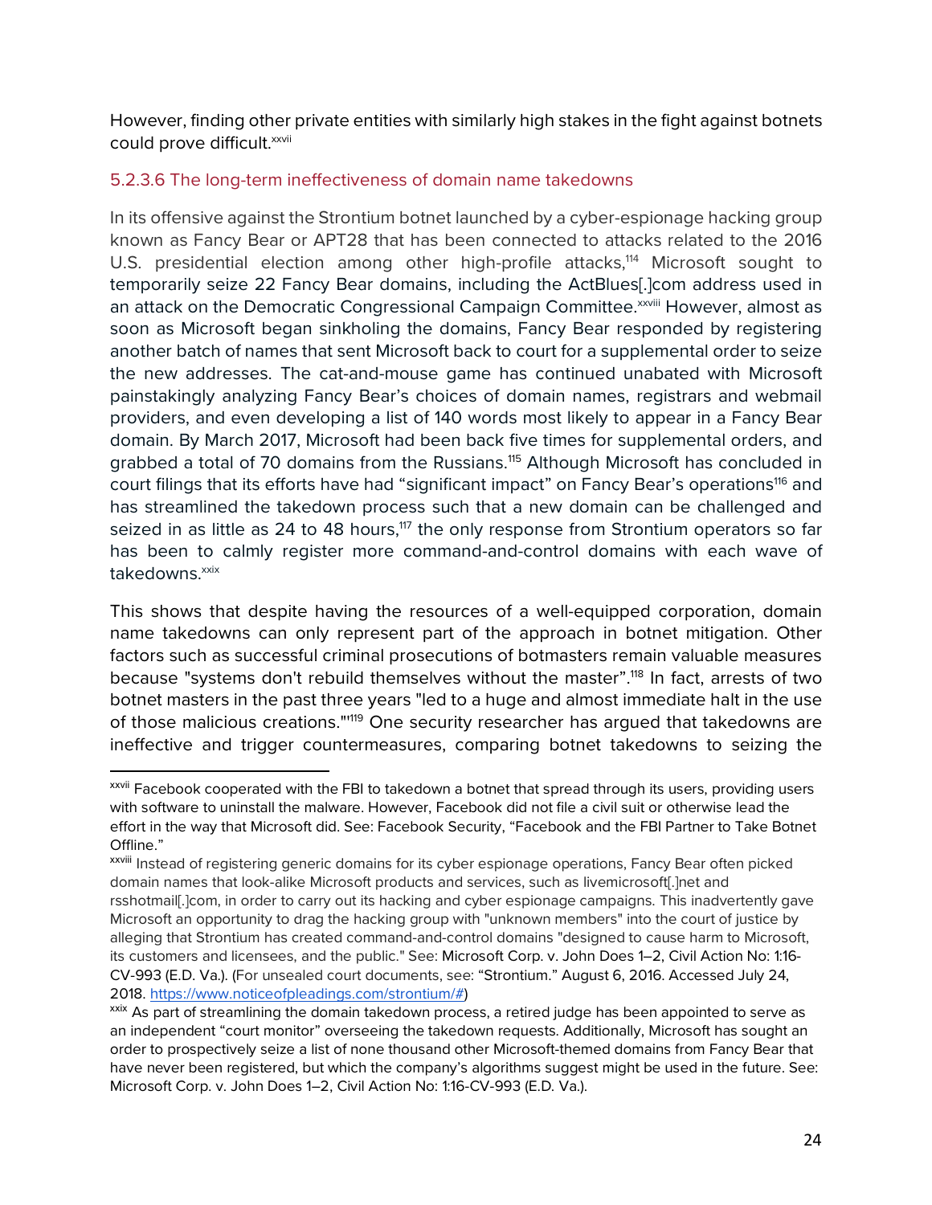However, finding other private entities with similarly high stakes in the fight against botnets could prove difficult.[xxvii]

#### 5.2.3.6 The long-term ineffectiveness of domain name takedowns

In its offensive against the Strontium botnet launched by a cyber-espionage hacking group known as Fancy Bear or APT28 that has been connected to attacks related to the 2016 U.S. presidential election among other high-profile attacks,[114] Microsoft sought to temporarily seize 22 Fancy Bear domains, including the ActBlues[.]com address used in an attack on the Democratic Congressional Campaign Committee.[xxviii] However, almost as soon as Microsoft began sinkholing the domains, Fancy Bear responded by registering another batch of names that sent Microsoft back to court for a supplemental order to seize the new addresses. The cat-and-mouse game has continued unabated with Microsoft painstakingly analyzing Fancy Bear's choices of domain names, registrars and webmail providers, and even developing a list of 140 words most likely to appear in a Fancy Bear domain. By March 2017, Microsoft had been back five times for supplemental orders, and grabbed a total of 70 domains from the Russians.[115] Although Microsoft has concluded in court filings that its efforts have had "significant impact" on Fancy Bear's operations[116] and has streamlined the takedown process such that a new domain can be challenged and seized in as little as 24 to 48 hours,[117] the only response from Strontium operators so far has been to calmly register more command-and-control domains with each wave of takedowns.[xxix]

This shows that despite having the resources of a well-equipped corporation, domain name takedowns can only represent part of the approach in botnet mitigation. Other factors such as successful criminal prosecutions of botmasters remain valuable measures because "systems don't rebuild themselves without the master".[118] In fact, arrests of two botnet masters in the past three years "led to a huge and almost immediate halt in the use of those malicious creations."[119] One security researcher has argued that takedowns are ineffective and trigger countermeasures, comparing botnet takedowns to seizing the

---

[xxvii] Facebook cooperated with the FBI to takedown a botnet that spread through its users, providing users with software to uninstall the malware. However, Facebook did not file a civil suit or otherwise lead the effort in the way that Microsoft did. See: Facebook Security, "Facebook and the FBI Partner to Take Botnet Offline."

[xxviii] Instead of registering generic domains for its cyber espionage operations, Fancy Bear often picked domain names that look-alike Microsoft products and services, such as livemicrosoft[.]net and rsshotmail[.]com, in order to carry out its hacking and cyber espionage campaigns. This inadvertently gave Microsoft an opportunity to drag the hacking group with "unknown members" into the court of justice by alleging that Strontium has created command-and-control domains "designed to cause harm to Microsoft, its customers and licensees, and the public." See: Microsoft Corp. v. John Does 1–2, Civil Action No: 1:16-CV-993 (E.D. Va.). (For unsealed court documents, see: "Strontium." August 6, 2016. Accessed July 24, 2018. https://www.noticeofpleadings.com/strontium/#)

[xxix] As part of streamlining the domain takedown process, a retired judge has been appointed to serve as an independent "court monitor" overseeing the takedown requests. Additionally, Microsoft has sought an order to prospectively seize a list of none thousand other Microsoft-themed domains from Fancy Bear that have never been registered, but which the company's algorithms suggest might be used in the future. See: Microsoft Corp. v. John Does 1–2, Civil Action No: 1:16-CV-993 (E.D. Va.).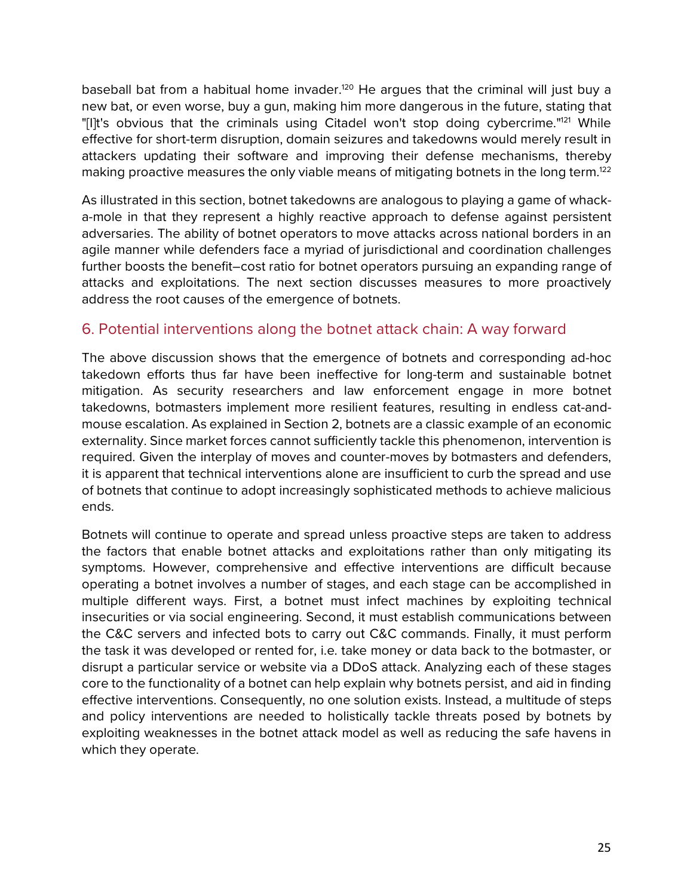baseball bat from a habitual home invader.[120] He argues that the criminal will just buy a new bat, or even worse, buy a gun, making him more dangerous in the future, stating that "[I]t's obvious that the criminals using Citadel won't stop doing cybercrime."[121] While effective for short-term disruption, domain seizures and takedowns would merely result in attackers updating their software and improving their defense mechanisms, thereby making proactive measures the only viable means of mitigating botnets in the long term.[122]

As illustrated in this section, botnet takedowns are analogous to playing a game of whack-a-mole in that they represent a highly reactive approach to defense against persistent adversaries. The ability of botnet operators to move attacks across national borders in an agile manner while defenders face a myriad of jurisdictional and coordination challenges further boosts the benefit–cost ratio for botnet operators pursuing an expanding range of attacks and exploitations. The next section discusses measures to more proactively address the root causes of the emergence of botnets.

## 6. Potential interventions along the botnet attack chain: A way forward

The above discussion shows that the emergence of botnets and corresponding ad-hoc takedown efforts thus far have been ineffective for long-term and sustainable botnet mitigation. As security researchers and law enforcement engage in more botnet takedowns, botmasters implement more resilient features, resulting in endless cat-and-mouse escalation. As explained in Section 2, botnets are a classic example of an economic externality. Since market forces cannot sufficiently tackle this phenomenon, intervention is required. Given the interplay of moves and counter-moves by botmasters and defenders, it is apparent that technical interventions alone are insufficient to curb the spread and use of botnets that continue to adopt increasingly sophisticated methods to achieve malicious ends.

Botnets will continue to operate and spread unless proactive steps are taken to address the factors that enable botnet attacks and exploitations rather than only mitigating its symptoms. However, comprehensive and effective interventions are difficult because operating a botnet involves a number of stages, and each stage can be accomplished in multiple different ways. First, a botnet must infect machines by exploiting technical insecurities or via social engineering. Second, it must establish communications between the C&C servers and infected bots to carry out C&C commands. Finally, it must perform the task it was developed or rented for, i.e. take money or data back to the botmaster, or disrupt a particular service or website via a DDoS attack. Analyzing each of these stages core to the functionality of a botnet can help explain why botnets persist, and aid in finding effective interventions. Consequently, no one solution exists. Instead, a multitude of steps and policy interventions are needed to holistically tackle threats posed by botnets by exploiting weaknesses in the botnet attack model as well as reducing the safe havens in which they operate.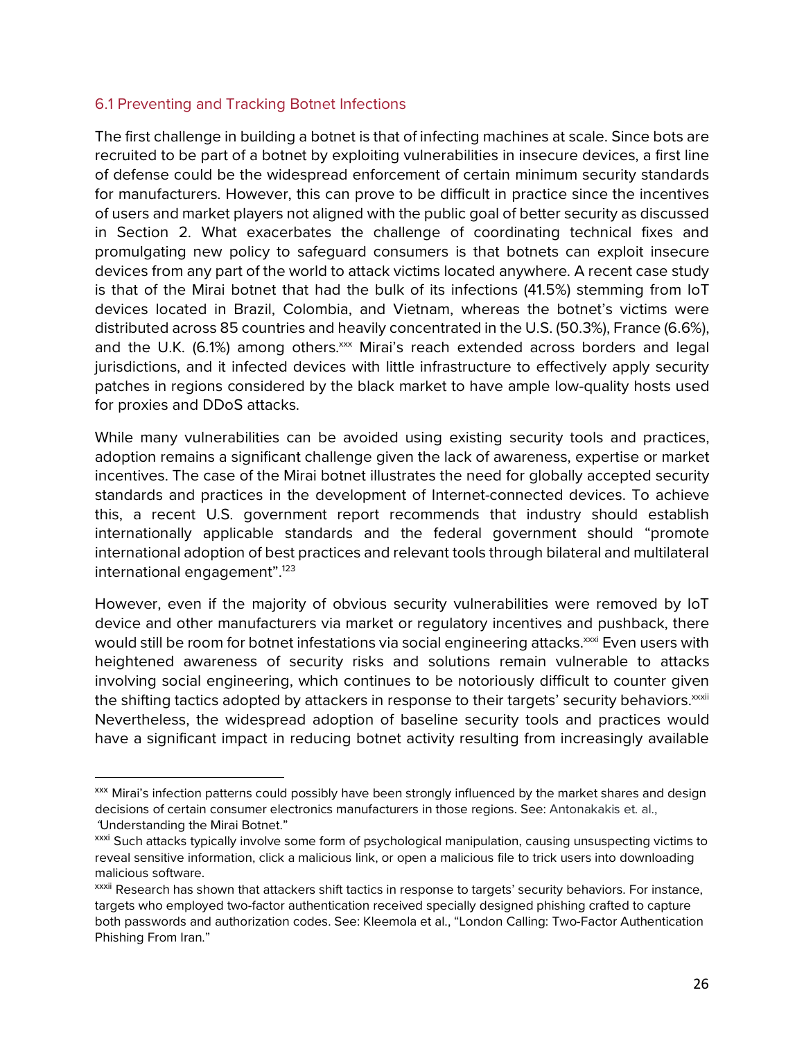## 6.1 Preventing and Tracking Botnet Infections

The first challenge in building a botnet is that of infecting machines at scale. Since bots are recruited to be part of a botnet by exploiting vulnerabilities in insecure devices, a first line of defense could be the widespread enforcement of certain minimum security standards for manufacturers. However, this can prove to be difficult in practice since the incentives of users and market players not aligned with the public goal of better security as discussed in Section 2. What exacerbates the challenge of coordinating technical fixes and promulgating new policy to safeguard consumers is that botnets can exploit insecure devices from any part of the world to attack victims located anywhere. A recent case study is that of the Mirai botnet that had the bulk of its infections (41.5%) stemming from IoT devices located in Brazil, Colombia, and Vietnam, whereas the botnet's victims were distributed across 85 countries and heavily concentrated in the U.S. (50.3%), France (6.6%), and the U.K. (6.1%) among others.[xxx] Mirai's reach extended across borders and legal jurisdictions, and it infected devices with little infrastructure to effectively apply security patches in regions considered by the black market to have ample low-quality hosts used for proxies and DDoS attacks.

While many vulnerabilities can be avoided using existing security tools and practices, adoption remains a significant challenge given the lack of awareness, expertise or market incentives. The case of the Mirai botnet illustrates the need for globally accepted security standards and practices in the development of Internet-connected devices. To achieve this, a recent U.S. government report recommends that industry should establish internationally applicable standards and the federal government should "promote international adoption of best practices and relevant tools through bilateral and multilateral international engagement".[123]

However, even if the majority of obvious security vulnerabilities were removed by IoT device and other manufacturers via market or regulatory incentives and pushback, there would still be room for botnet infestations via social engineering attacks.[xxxi] Even users with heightened awareness of security risks and solutions remain vulnerable to attacks involving social engineering, which continues to be notoriously difficult to counter given the shifting tactics adopted by attackers in response to their targets' security behaviors.[xxxii] Nevertheless, the widespread adoption of baseline security tools and practices would have a significant impact in reducing botnet activity resulting from increasingly available

---

[xxx] Mirai's infection patterns could possibly have been strongly influenced by the market shares and design decisions of certain consumer electronics manufacturers in those regions. See: Antonakakis et. al., "Understanding the Mirai Botnet."

[xxxi] Such attacks typically involve some form of psychological manipulation, causing unsuspecting victims to reveal sensitive information, click a malicious link, or open a malicious file to trick users into downloading malicious software.

[xxxii] Research has shown that attackers shift tactics in response to targets' security behaviors. For instance, targets who employed two-factor authentication received specially designed phishing crafted to capture both passwords and authorization codes. See: Kleemola et al., "London Calling: Two-Factor Authentication Phishing From Iran."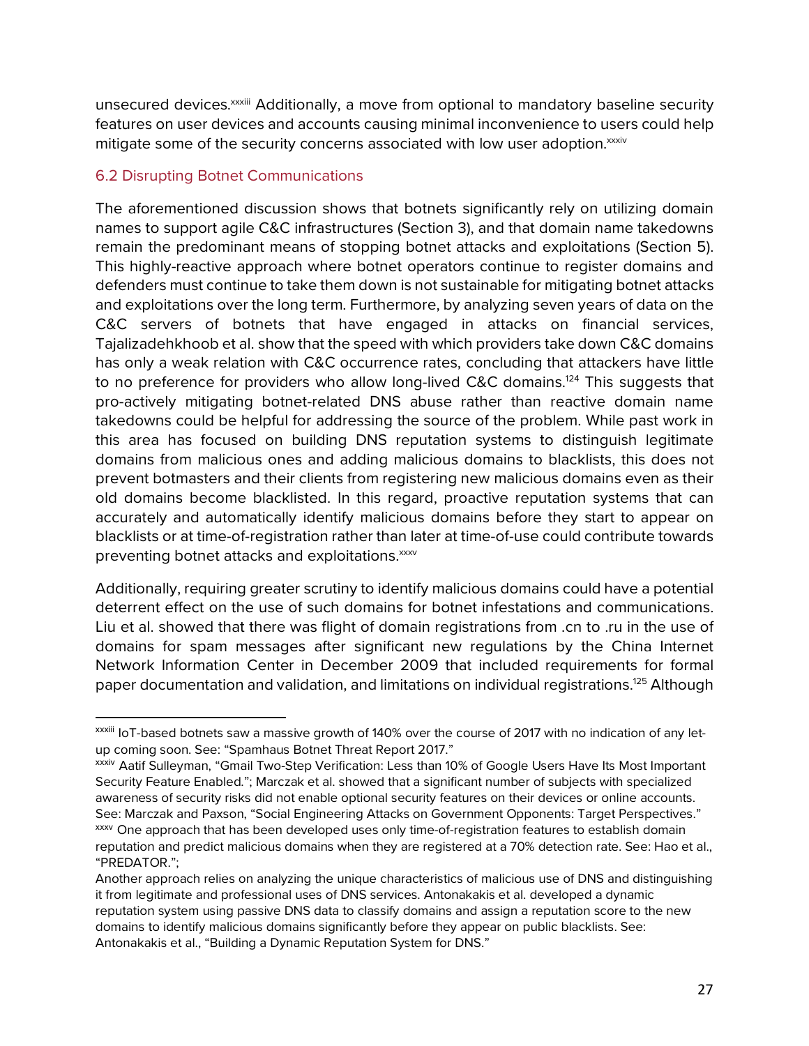unsecured devices.[xxxiii] Additionally, a move from optional to mandatory baseline security features on user devices and accounts causing minimal inconvenience to users could help mitigate some of the security concerns associated with low user adoption.[xxxiv]

### 6.2 Disrupting Botnet Communications

The aforementioned discussion shows that botnets significantly rely on utilizing domain names to support agile C&C infrastructures (Section 3), and that domain name takedowns remain the predominant means of stopping botnet attacks and exploitations (Section 5). This highly-reactive approach where botnet operators continue to register domains and defenders must continue to take them down is not sustainable for mitigating botnet attacks and exploitations over the long term. Furthermore, by analyzing seven years of data on the C&C servers of botnets that have engaged in attacks on financial services, Tajalizadehkhoob et al. show that the speed with which providers take down C&C domains has only a weak relation with C&C occurrence rates, concluding that attackers have little to no preference for providers who allow long-lived C&C domains.[124] This suggests that pro-actively mitigating botnet-related DNS abuse rather than reactive domain name takedowns could be helpful for addressing the source of the problem. While past work in this area has focused on building DNS reputation systems to distinguish legitimate domains from malicious ones and adding malicious domains to blacklists, this does not prevent botmasters and their clients from registering new malicious domains even as their old domains become blacklisted. In this regard, proactive reputation systems that can accurately and automatically identify malicious domains before they start to appear on blacklists or at time-of-registration rather than later at time-of-use could contribute towards preventing botnet attacks and exploitations.[xxxv]

Additionally, requiring greater scrutiny to identify malicious domains could have a potential deterrent effect on the use of such domains for botnet infestations and communications. Liu et al. showed that there was flight of domain registrations from .cn to .ru in the use of domains for spam messages after significant new regulations by the China Internet Network Information Center in December 2009 that included requirements for formal paper documentation and validation, and limitations on individual registrations.[125] Although

---

[xxxiii] IoT-based botnets saw a massive growth of 140% over the course of 2017 with no indication of any let-up coming soon. See: "Spamhaus Botnet Threat Report 2017."

[xxxiv] Aatif Sulleyman, "Gmail Two-Step Verification: Less than 10% of Google Users Have Its Most Important Security Feature Enabled."; Marczak et al. showed that a significant number of subjects with specialized awareness of security risks did not enable optional security features on their devices or online accounts. See: Marczak and Paxson, "Social Engineering Attacks on Government Opponents: Target Perspectives."

[xxxv] One approach that has been developed uses only time-of-registration features to establish domain reputation and predict malicious domains when they are registered at a 70% detection rate. See: Hao et al., "PREDATOR.";

Another approach relies on analyzing the unique characteristics of malicious use of DNS and distinguishing it from legitimate and professional uses of DNS services. Antonakakis et al. developed a dynamic reputation system using passive DNS data to classify domains and assign a reputation score to the new domains to identify malicious domains significantly before they appear on public blacklists. See: Antonakakis et al., "Building a Dynamic Reputation System for DNS."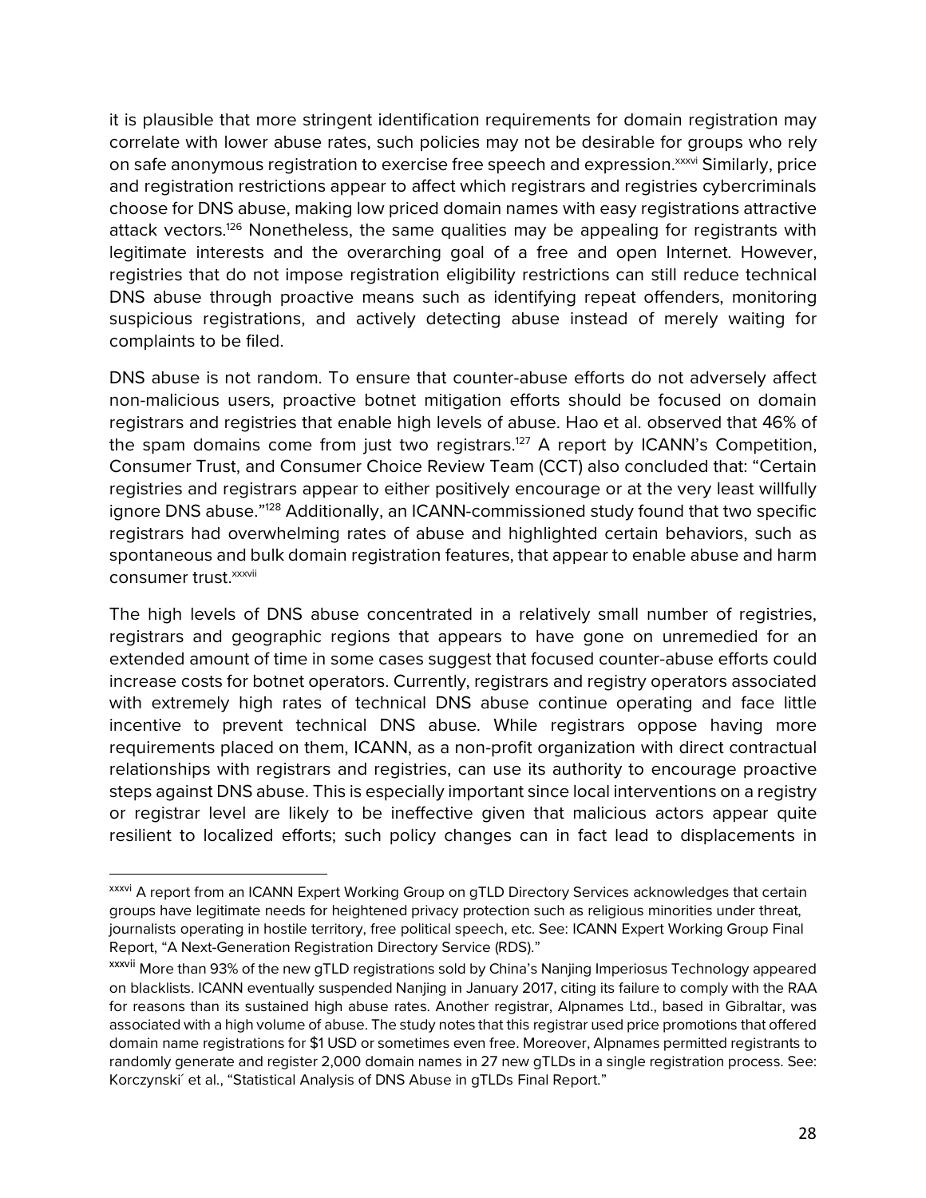it is plausible that more stringent identification requirements for domain registration may correlate with lower abuse rates, such policies may not be desirable for groups who rely on safe anonymous registration to exercise free speech and expression.[xxxvi] Similarly, price and registration restrictions appear to affect which registrars and registries cybercriminals choose for DNS abuse, making low priced domain names with easy registrations attractive attack vectors.[126] Nonetheless, the same qualities may be appealing for registrants with legitimate interests and the overarching goal of a free and open Internet. However, registries that do not impose registration eligibility restrictions can still reduce technical DNS abuse through proactive means such as identifying repeat offenders, monitoring suspicious registrations, and actively detecting abuse instead of merely waiting for complaints to be filed.

DNS abuse is not random. To ensure that counter-abuse efforts do not adversely affect non-malicious users, proactive botnet mitigation efforts should be focused on domain registrars and registries that enable high levels of abuse. Hao et al. observed that 46% of the spam domains come from just two registrars.[127] A report by ICANN's Competition, Consumer Trust, and Consumer Choice Review Team (CCT) also concluded that: "Certain registries and registrars appear to either positively encourage or at the very least willfully ignore DNS abuse."[128] Additionally, an ICANN-commissioned study found that two specific registrars had overwhelming rates of abuse and highlighted certain behaviors, such as spontaneous and bulk domain registration features, that appear to enable abuse and harm consumer trust.[xxxvii]

The high levels of DNS abuse concentrated in a relatively small number of registries, registrars and geographic regions that appears to have gone on unremedied for an extended amount of time in some cases suggest that focused counter-abuse efforts could increase costs for botnet operators. Currently, registrars and registry operators associated with extremely high rates of technical DNS abuse continue operating and face little incentive to prevent technical DNS abuse. While registrars oppose having more requirements placed on them, ICANN, as a non-profit organization with direct contractual relationships with registrars and registries, can use its authority to encourage proactive steps against DNS abuse. This is especially important since local interventions on a registry or registrar level are likely to be ineffective given that malicious actors appear quite resilient to localized efforts; such policy changes can in fact lead to displacements in

---

[xxxvi] A report from an ICANN Expert Working Group on gTLD Directory Services acknowledges that certain groups have legitimate needs for heightened privacy protection such as religious minorities under threat, journalists operating in hostile territory, free political speech, etc. See: ICANN Expert Working Group Final Report, "A Next-Generation Registration Directory Service (RDS)."

[xxxvii] More than 93% of the new gTLD registrations sold by China's Nanjing Imperiosus Technology appeared on blacklists. ICANN eventually suspended Nanjing in January 2017, citing its failure to comply with the RAA for reasons than its sustained high abuse rates. Another registrar, Alpnames Ltd., based in Gibraltar, was associated with a high volume of abuse. The study notes that this registrar used price promotions that offered domain name registrations for $1 USD or sometimes even free. Moreover, Alpnames permitted registrants to randomly generate and register 2,000 domain names in 27 new gTLDs in a single registration process. See: Korczynski´ et al., "Statistical Analysis of DNS Abuse in gTLDs Final Report."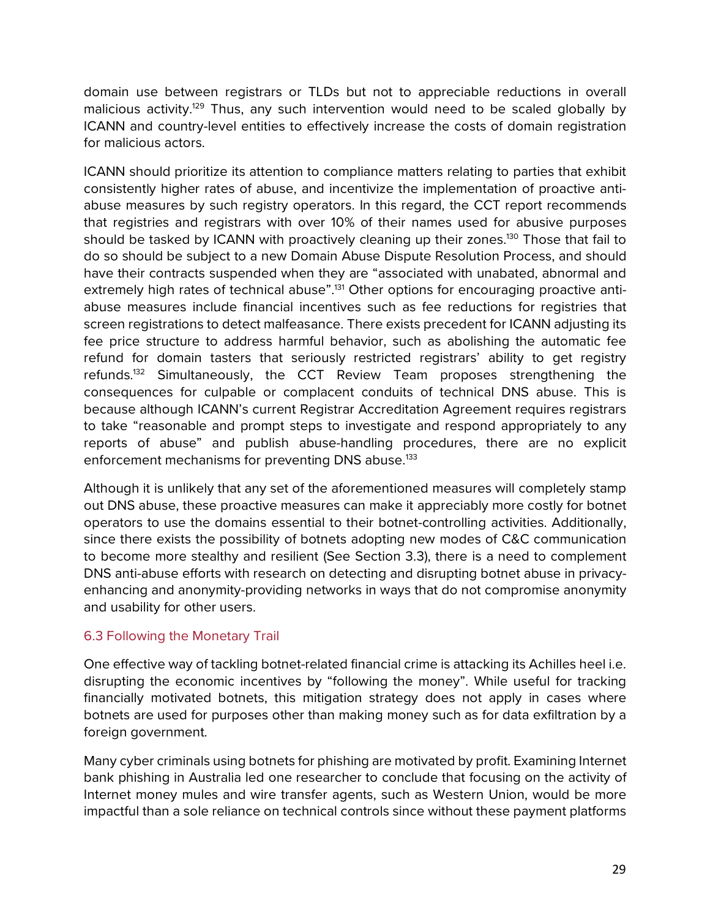domain use between registrars or TLDs but not to appreciable reductions in overall malicious activity.[129] Thus, any such intervention would need to be scaled globally by ICANN and country-level entities to effectively increase the costs of domain registration for malicious actors.

ICANN should prioritize its attention to compliance matters relating to parties that exhibit consistently higher rates of abuse, and incentivize the implementation of proactive anti-abuse measures by such registry operators. In this regard, the CCT report recommends that registries and registrars with over 10% of their names used for abusive purposes should be tasked by ICANN with proactively cleaning up their zones.[130] Those that fail to do so should be subject to a new Domain Abuse Dispute Resolution Process, and should have their contracts suspended when they are "associated with unabated, abnormal and extremely high rates of technical abuse".[131] Other options for encouraging proactive anti-abuse measures include financial incentives such as fee reductions for registries that screen registrations to detect malfeasance. There exists precedent for ICANN adjusting its fee price structure to address harmful behavior, such as abolishing the automatic fee refund for domain tasters that seriously restricted registrars' ability to get registry refunds.[132] Simultaneously, the CCT Review Team proposes strengthening the consequences for culpable or complacent conduits of technical DNS abuse. This is because although ICANN's current Registrar Accreditation Agreement requires registrars to take "reasonable and prompt steps to investigate and respond appropriately to any reports of abuse" and publish abuse-handling procedures, there are no explicit enforcement mechanisms for preventing DNS abuse.[133]

Although it is unlikely that any set of the aforementioned measures will completely stamp out DNS abuse, these proactive measures can make it appreciably more costly for botnet operators to use the domains essential to their botnet-controlling activities. Additionally, since there exists the possibility of botnets adopting new modes of C&C communication to become more stealthy and resilient (See Section 3.3), there is a need to complement DNS anti-abuse efforts with research on detecting and disrupting botnet abuse in privacy-enhancing and anonymity-providing networks in ways that do not compromise anonymity and usability for other users.

### 6.3 Following the Monetary Trail

One effective way of tackling botnet-related financial crime is attacking its Achilles heel i.e. disrupting the economic incentives by "following the money". While useful for tracking financially motivated botnets, this mitigation strategy does not apply in cases where botnets are used for purposes other than making money such as for data exfiltration by a foreign government.

Many cyber criminals using botnets for phishing are motivated by profit. Examining Internet bank phishing in Australia led one researcher to conclude that focusing on the activity of Internet money mules and wire transfer agents, such as Western Union, would be more impactful than a sole reliance on technical controls since without these payment platforms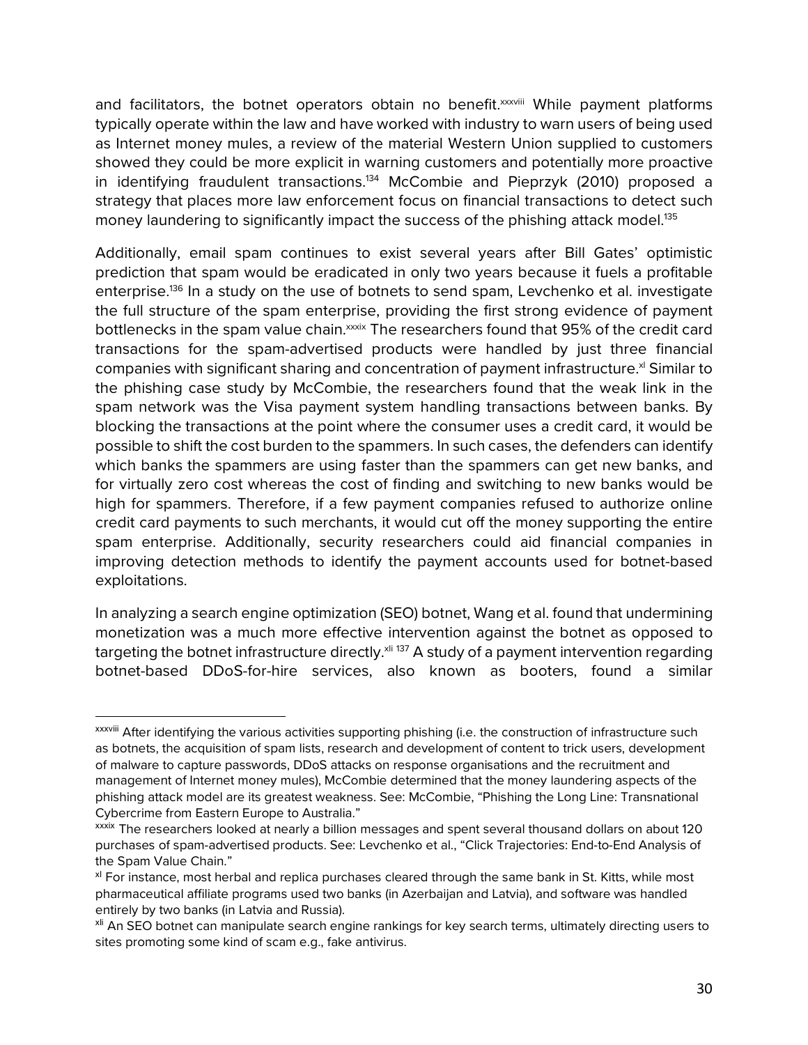and facilitators, the botnet operators obtain no benefit.[xxxviii] While payment platforms typically operate within the law and have worked with industry to warn users of being used as Internet money mules, a review of the material Western Union supplied to customers showed they could be more explicit in warning customers and potentially more proactive in identifying fraudulent transactions.[134] McCombie and Pieprzyk (2010) proposed a strategy that places more law enforcement focus on financial transactions to detect such money laundering to significantly impact the success of the phishing attack model.[135]

Additionally, email spam continues to exist several years after Bill Gates' optimistic prediction that spam would be eradicated in only two years because it fuels a profitable enterprise.[136] In a study on the use of botnets to send spam, Levchenko et al. investigate the full structure of the spam enterprise, providing the first strong evidence of payment bottlenecks in the spam value chain.[xxxix] The researchers found that 95% of the credit card transactions for the spam-advertised products were handled by just three financial companies with significant sharing and concentration of payment infrastructure.[xl] Similar to the phishing case study by McCombie, the researchers found that the weak link in the spam network was the Visa payment system handling transactions between banks. By blocking the transactions at the point where the consumer uses a credit card, it would be possible to shift the cost burden to the spammers. In such cases, the defenders can identify which banks the spammers are using faster than the spammers can get new banks, and for virtually zero cost whereas the cost of finding and switching to new banks would be high for spammers. Therefore, if a few payment companies refused to authorize online credit card payments to such merchants, it would cut off the money supporting the entire spam enterprise. Additionally, security researchers could aid financial companies in improving detection methods to identify the payment accounts used for botnet-based exploitations.

In analyzing a search engine optimization (SEO) botnet, Wang et al. found that undermining monetization was a much more effective intervention against the botnet as opposed to targeting the botnet infrastructure directly.[xli] [137] A study of a payment intervention regarding botnet-based DDoS-for-hire services, also known as booters, found a similar

---

[xxxviii] After identifying the various activities supporting phishing (i.e. the construction of infrastructure such as botnets, the acquisition of spam lists, research and development of content to trick users, development of malware to capture passwords, DDoS attacks on response organisations and the recruitment and management of Internet money mules), McCombie determined that the money laundering aspects of the phishing attack model are its greatest weakness. See: McCombie, "Phishing the Long Line: Transnational Cybercrime from Eastern Europe to Australia."

[xxxix] The researchers looked at nearly a billion messages and spent several thousand dollars on about 120 purchases of spam-advertised products. See: Levchenko et al., "Click Trajectories: End-to-End Analysis of the Spam Value Chain."

[xl] For instance, most herbal and replica purchases cleared through the same bank in St. Kitts, while most pharmaceutical affiliate programs used two banks (in Azerbaijan and Latvia), and software was handled entirely by two banks (in Latvia and Russia).

[xli] An SEO botnet can manipulate search engine rankings for key search terms, ultimately directing users to sites promoting some kind of scam e.g., fake antivirus.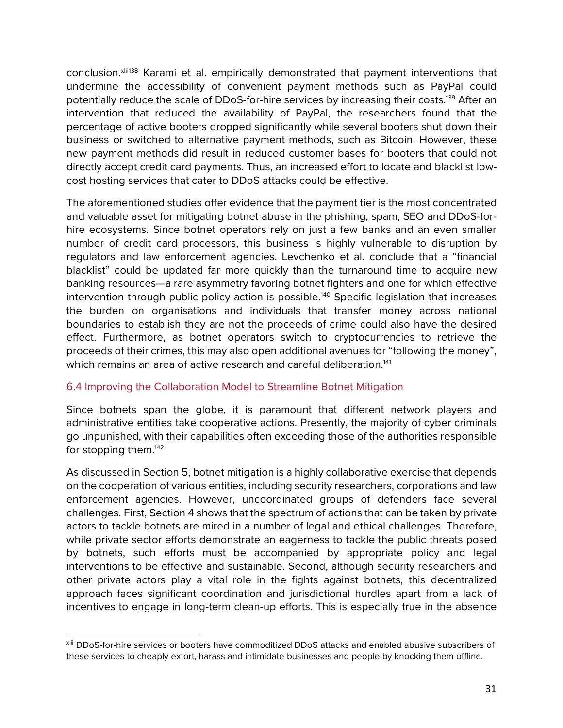conclusion.[xlii][138] Karami et al. empirically demonstrated that payment interventions that undermine the accessibility of convenient payment methods such as PayPal could potentially reduce the scale of DDoS-for-hire services by increasing their costs.[139] After an intervention that reduced the availability of PayPal, the researchers found that the percentage of active booters dropped significantly while several booters shut down their business or switched to alternative payment methods, such as Bitcoin. However, these new payment methods did result in reduced customer bases for booters that could not directly accept credit card payments. Thus, an increased effort to locate and blacklist low-cost hosting services that cater to DDoS attacks could be effective.

The aforementioned studies offer evidence that the payment tier is the most concentrated and valuable asset for mitigating botnet abuse in the phishing, spam, SEO and DDoS-for-hire ecosystems. Since botnet operators rely on just a few banks and an even smaller number of credit card processors, this business is highly vulnerable to disruption by regulators and law enforcement agencies. Levchenko et al. conclude that a "financial blacklist" could be updated far more quickly than the turnaround time to acquire new banking resources—a rare asymmetry favoring botnet fighters and one for which effective intervention through public policy action is possible.[140] Specific legislation that increases the burden on organisations and individuals that transfer money across national boundaries to establish they are not the proceeds of crime could also have the desired effect. Furthermore, as botnet operators switch to cryptocurrencies to retrieve the proceeds of their crimes, this may also open additional avenues for "following the money", which remains an area of active research and careful deliberation.[141]

### 6.4 Improving the Collaboration Model to Streamline Botnet Mitigation

Since botnets span the globe, it is paramount that different network players and administrative entities take cooperative actions. Presently, the majority of cyber criminals go unpunished, with their capabilities often exceeding those of the authorities responsible for stopping them.[142]

As discussed in Section 5, botnet mitigation is a highly collaborative exercise that depends on the cooperation of various entities, including security researchers, corporations and law enforcement agencies. However, uncoordinated groups of defenders face several challenges. First, Section 4 shows that the spectrum of actions that can be taken by private actors to tackle botnets are mired in a number of legal and ethical challenges. Therefore, while private sector efforts demonstrate an eagerness to tackle the public threats posed by botnets, such efforts must be accompanied by appropriate policy and legal interventions to be effective and sustainable. Second, although security researchers and other private actors play a vital role in the fights against botnets, this decentralized approach faces significant coordination and jurisdictional hurdles apart from a lack of incentives to engage in long-term clean-up efforts. This is especially true in the absence

---

[xlii] DDoS-for-hire services or booters have commoditized DDoS attacks and enabled abusive subscribers of these services to cheaply extort, harass and intimidate businesses and people by knocking them offline.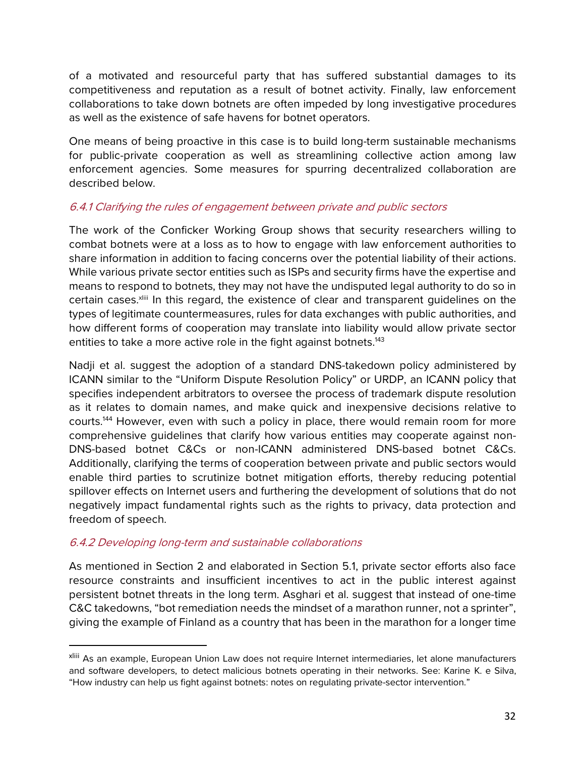of a motivated and resourceful party that has suffered substantial damages to its competitiveness and reputation as a result of botnet activity. Finally, law enforcement collaborations to take down botnets are often impeded by long investigative procedures as well as the existence of safe havens for botnet operators.

One means of being proactive in this case is to build long-term sustainable mechanisms for public-private cooperation as well as streamlining collective action among law enforcement agencies. Some measures for spurring decentralized collaboration are described below.

### *6.4.1 Clarifying the rules of engagement between private and public sectors*

The work of the Conficker Working Group shows that security researchers willing to combat botnets were at a loss as to how to engage with law enforcement authorities to share information in addition to facing concerns over the potential liability of their actions. While various private sector entities such as ISPs and security firms have the expertise and means to respond to botnets, they may not have the undisputed legal authority to do so in certain cases.[xliii] In this regard, the existence of clear and transparent guidelines on the types of legitimate countermeasures, rules for data exchanges with public authorities, and how different forms of cooperation may translate into liability would allow private sector entities to take a more active role in the fight against botnets.[143]

Nadji et al. suggest the adoption of a standard DNS-takedown policy administered by ICANN similar to the "Uniform Dispute Resolution Policy" or URDP, an ICANN policy that specifies independent arbitrators to oversee the process of trademark dispute resolution as it relates to domain names, and make quick and inexpensive decisions relative to courts.[144] However, even with such a policy in place, there would remain room for more comprehensive guidelines that clarify how various entities may cooperate against non-DNS-based botnet C&Cs or non-ICANN administered DNS-based botnet C&Cs. Additionally, clarifying the terms of cooperation between private and public sectors would enable third parties to scrutinize botnet mitigation efforts, thereby reducing potential spillover effects on Internet users and furthering the development of solutions that do not negatively impact fundamental rights such as the rights to privacy, data protection and freedom of speech.

### *6.4.2 Developing long-term and sustainable collaborations*

As mentioned in Section 2 and elaborated in Section 5.1, private sector efforts also face resource constraints and insufficient incentives to act in the public interest against persistent botnet threats in the long term. Asghari et al. suggest that instead of one-time C&C takedowns, "bot remediation needs the mindset of a marathon runner, not a sprinter", giving the example of Finland as a country that has been in the marathon for a longer time

---

[xliii] As an example, European Union Law does not require Internet intermediaries, let alone manufacturers and software developers, to detect malicious botnets operating in their networks. See: Karine K. e Silva, "How industry can help us fight against botnets: notes on regulating private-sector intervention."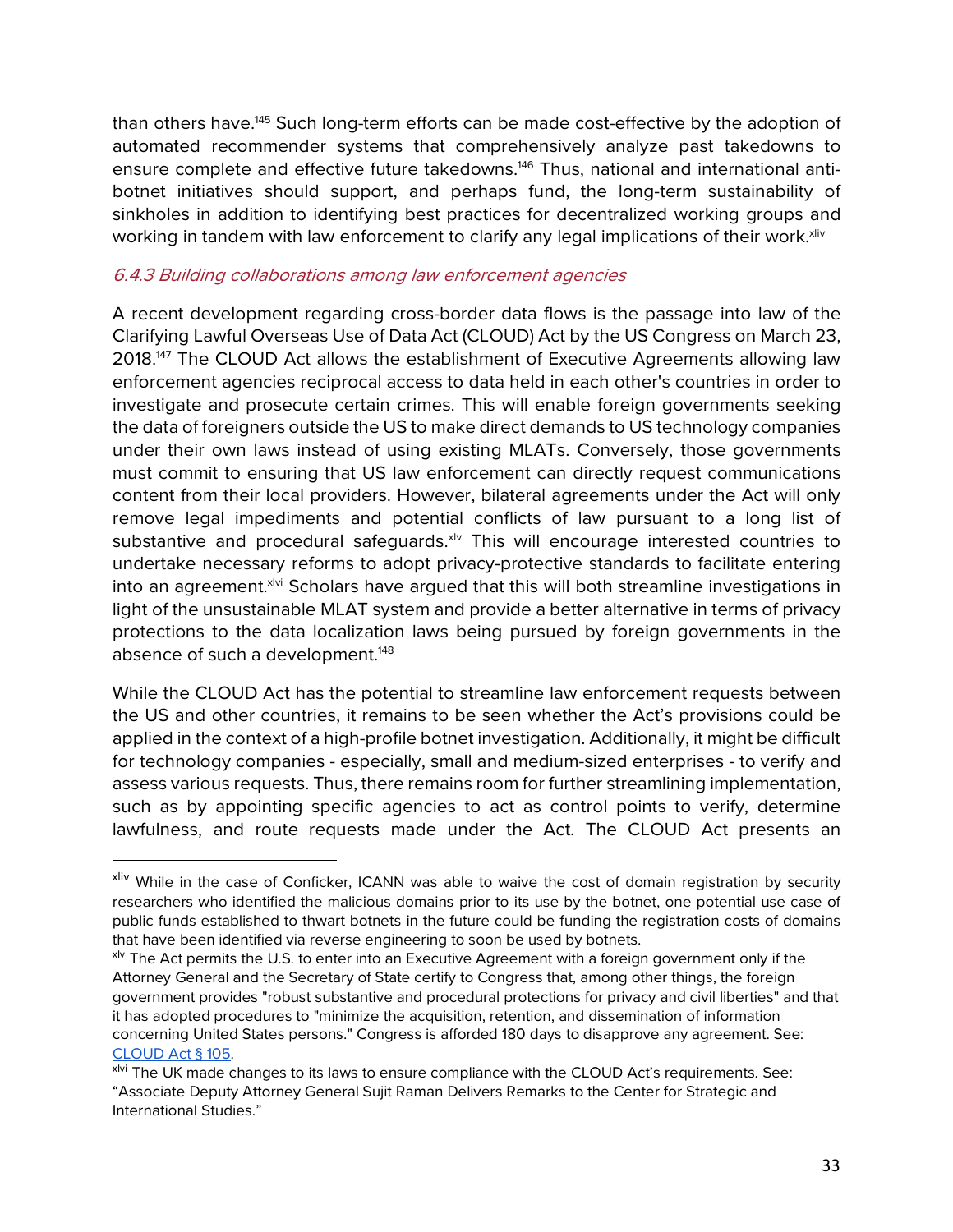than others have.[145] Such long-term efforts can be made cost-effective by the adoption of automated recommender systems that comprehensively analyze past takedowns to ensure complete and effective future takedowns.[146] Thus, national and international anti-botnet initiatives should support, and perhaps fund, the long-term sustainability of sinkholes in addition to identifying best practices for decentralized working groups and working in tandem with law enforcement to clarify any legal implications of their work.[xliv]

### *6.4.3 Building collaborations among law enforcement agencies*

A recent development regarding cross-border data flows is the passage into law of the Clarifying Lawful Overseas Use of Data Act (CLOUD) Act by the US Congress on March 23, 2018.[147] The CLOUD Act allows the establishment of Executive Agreements allowing law enforcement agencies reciprocal access to data held in each other's countries in order to investigate and prosecute certain crimes. This will enable foreign governments seeking the data of foreigners outside the US to make direct demands to US technology companies under their own laws instead of using existing MLATs. Conversely, those governments must commit to ensuring that US law enforcement can directly request communications content from their local providers. However, bilateral agreements under the Act will only remove legal impediments and potential conflicts of law pursuant to a long list of substantive and procedural safeguards.[xlv] This will encourage interested countries to undertake necessary reforms to adopt privacy-protective standards to facilitate entering into an agreement.[xlvi] Scholars have argued that this will both streamline investigations in light of the unsustainable MLAT system and provide a better alternative in terms of privacy protections to the data localization laws being pursued by foreign governments in the absence of such a development.[148]

While the CLOUD Act has the potential to streamline law enforcement requests between the US and other countries, it remains to be seen whether the Act's provisions could be applied in the context of a high-profile botnet investigation. Additionally, it might be difficult for technology companies - especially, small and medium-sized enterprises - to verify and assess various requests. Thus, there remains room for further streamlining implementation, such as by appointing specific agencies to act as control points to verify, determine lawfulness, and route requests made under the Act. The CLOUD Act presents an

---

[xliv] While in the case of Conficker, ICANN was able to waive the cost of domain registration by security researchers who identified the malicious domains prior to its use by the botnet, one potential use case of public funds established to thwart botnets in the future could be funding the registration costs of domains that have been identified via reverse engineering to soon be used by botnets.

[xlv] The Act permits the U.S. to enter into an Executive Agreement with a foreign government only if the Attorney General and the Secretary of State certify to Congress that, among other things, the foreign government provides "robust substantive and procedural protections for privacy and civil liberties" and that it has adopted procedures to "minimize the acquisition, retention, and dissemination of information concerning United States persons." Congress is afforded 180 days to disapprove any agreement. See: CLOUD Act § 105.

[xlvi] The UK made changes to its laws to ensure compliance with the CLOUD Act's requirements. See: "Associate Deputy Attorney General Sujit Raman Delivers Remarks to the Center for Strategic and International Studies."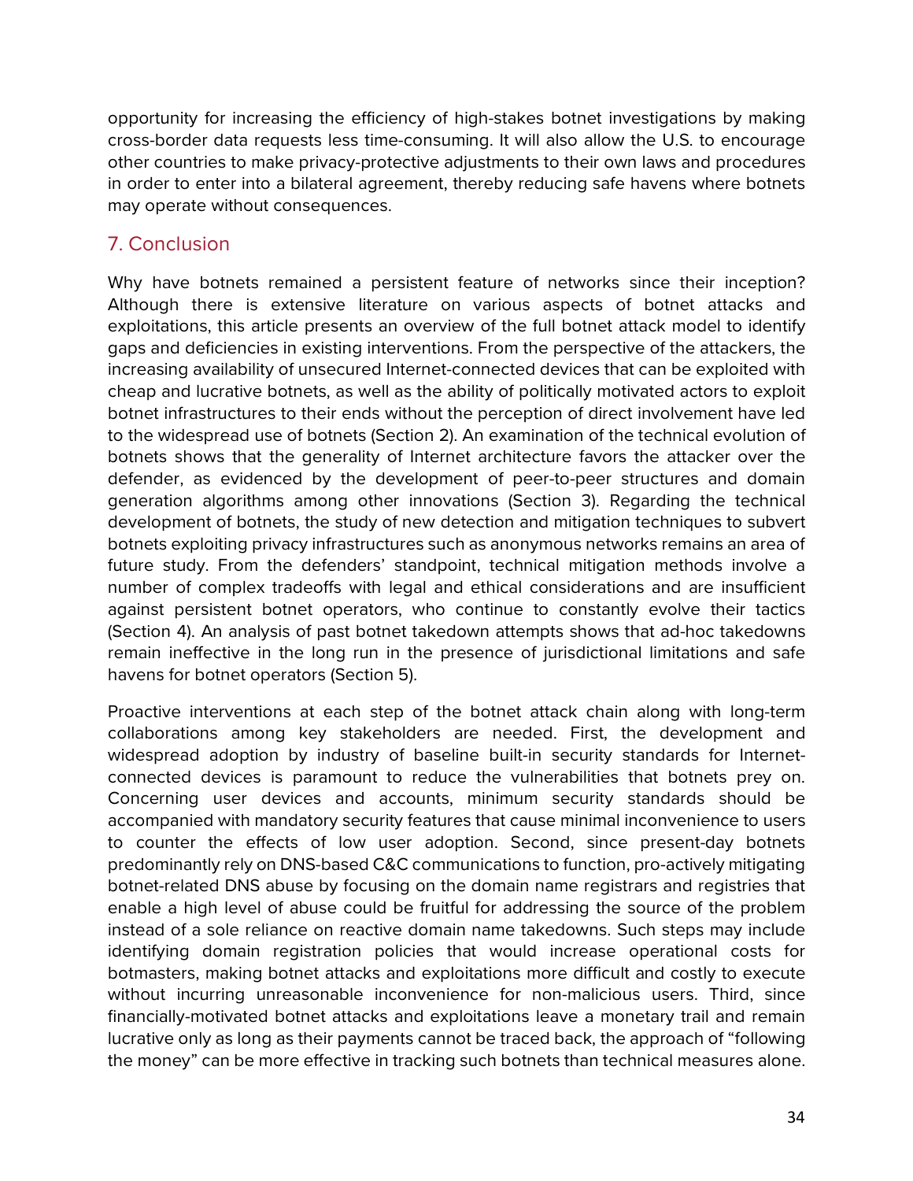opportunity for increasing the efficiency of high-stakes botnet investigations by making cross-border data requests less time-consuming. It will also allow the U.S. to encourage other countries to make privacy-protective adjustments to their own laws and procedures in order to enter into a bilateral agreement, thereby reducing safe havens where botnets may operate without consequences.

## 7. Conclusion

Why have botnets remained a persistent feature of networks since their inception? Although there is extensive literature on various aspects of botnet attacks and exploitations, this article presents an overview of the full botnet attack model to identify gaps and deficiencies in existing interventions. From the perspective of the attackers, the increasing availability of unsecured Internet-connected devices that can be exploited with cheap and lucrative botnets, as well as the ability of politically motivated actors to exploit botnet infrastructures to their ends without the perception of direct involvement have led to the widespread use of botnets (Section 2). An examination of the technical evolution of botnets shows that the generality of Internet architecture favors the attacker over the defender, as evidenced by the development of peer-to-peer structures and domain generation algorithms among other innovations (Section 3). Regarding the technical development of botnets, the study of new detection and mitigation techniques to subvert botnets exploiting privacy infrastructures such as anonymous networks remains an area of future study. From the defenders' standpoint, technical mitigation methods involve a number of complex tradeoffs with legal and ethical considerations and are insufficient against persistent botnet operators, who continue to constantly evolve their tactics (Section 4). An analysis of past botnet takedown attempts shows that ad-hoc takedowns remain ineffective in the long run in the presence of jurisdictional limitations and safe havens for botnet operators (Section 5).

Proactive interventions at each step of the botnet attack chain along with long-term collaborations among key stakeholders are needed. First, the development and widespread adoption by industry of baseline built-in security standards for Internet-connected devices is paramount to reduce the vulnerabilities that botnets prey on. Concerning user devices and accounts, minimum security standards should be accompanied with mandatory security features that cause minimal inconvenience to users to counter the effects of low user adoption. Second, since present-day botnets predominantly rely on DNS-based C&C communications to function, pro-actively mitigating botnet-related DNS abuse by focusing on the domain name registrars and registries that enable a high level of abuse could be fruitful for addressing the source of the problem instead of a sole reliance on reactive domain name takedowns. Such steps may include identifying domain registration policies that would increase operational costs for botmasters, making botnet attacks and exploitations more difficult and costly to execute without incurring unreasonable inconvenience for non-malicious users. Third, since financially-motivated botnet attacks and exploitations leave a monetary trail and remain lucrative only as long as their payments cannot be traced back, the approach of "following the money" can be more effective in tracking such botnets than technical measures alone.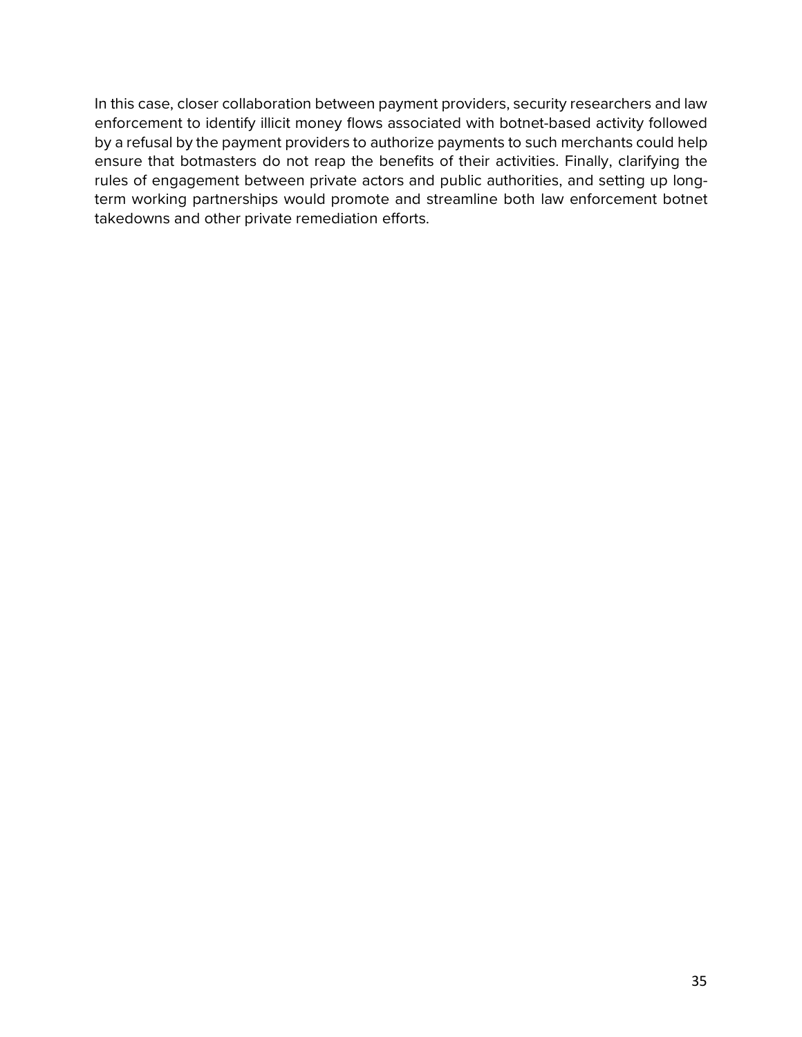In this case, closer collaboration between payment providers, security researchers and law enforcement to identify illicit money flows associated with botnet-based activity followed by a refusal by the payment providers to authorize payments to such merchants could help ensure that botmasters do not reap the benefits of their activities. Finally, clarifying the rules of engagement between private actors and public authorities, and setting up long-term working partnerships would promote and streamline both law enforcement botnet takedowns and other private remediation efforts.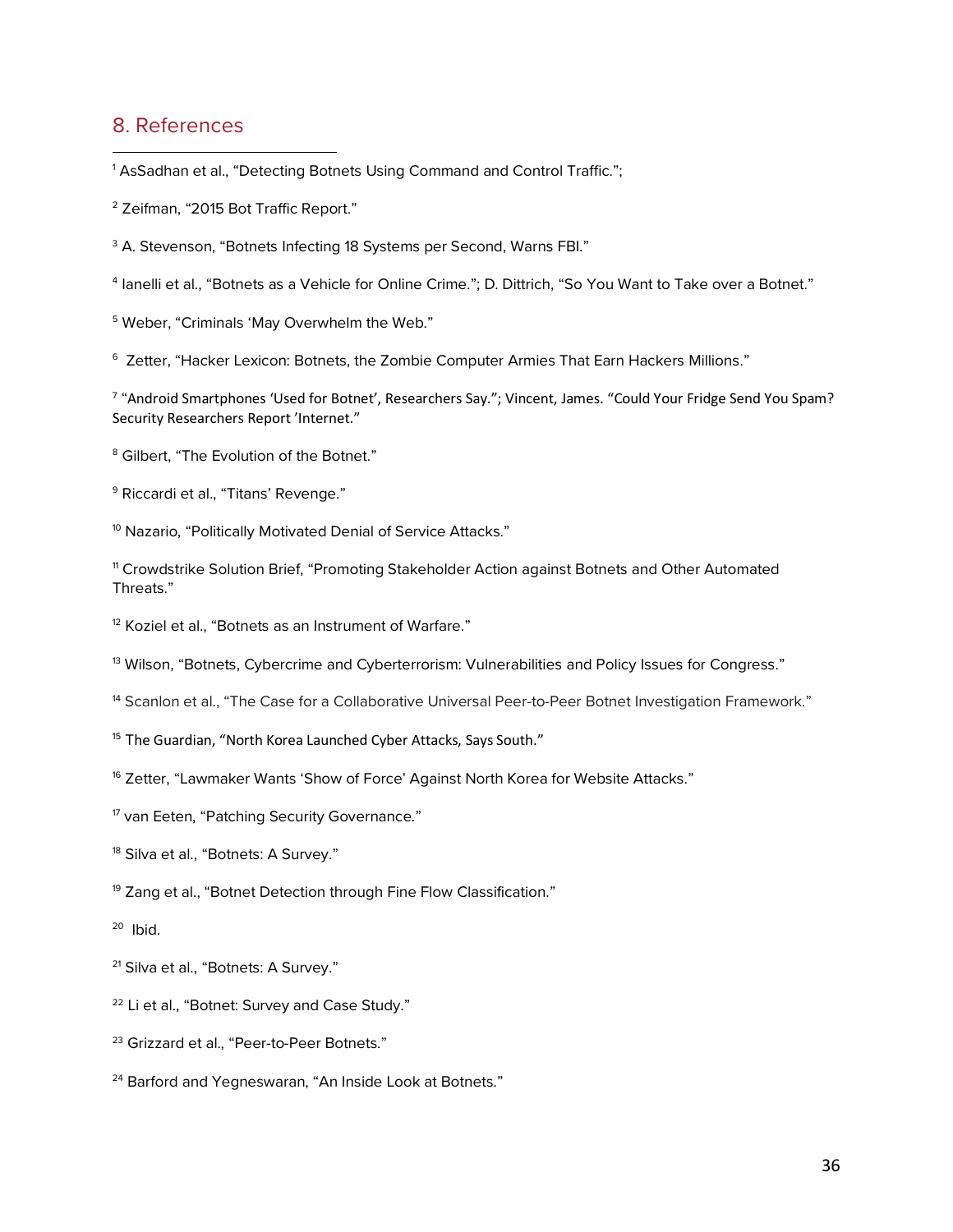# 8. References

[1] AsSadhan et al., "Detecting Botnets Using Command and Control Traffic.";

[2] Zeifman, "2015 Bot Traffic Report."

[3] A. Stevenson, "Botnets Infecting 18 Systems per Second, Warns FBI."

[4] Ianelli et al., "Botnets as a Vehicle for Online Crime."; D. Dittrich, "So You Want to Take over a Botnet."

[5] Weber, "Criminals 'May Overwhelm the Web."

[6] Zetter, "Hacker Lexicon: Botnets, the Zombie Computer Armies That Earn Hackers Millions."

[7] "Android Smartphones 'Used for Botnet', Researchers Say."; Vincent, James. "Could Your Fridge Send You Spam? Security Researchers Report 'Internet."

[8] Gilbert, "The Evolution of the Botnet."

[9] Riccardi et al., "Titans' Revenge."

[10] Nazario, "Politically Motivated Denial of Service Attacks."

[11] Crowdstrike Solution Brief, "Promoting Stakeholder Action against Botnets and Other Automated Threats."

[12] Koziel et al., "Botnets as an Instrument of Warfare."

[13] Wilson, "Botnets, Cybercrime and Cyberterrorism: Vulnerabilities and Policy Issues for Congress."

[14] Scanlon et al., "The Case for a Collaborative Universal Peer-to-Peer Botnet Investigation Framework."

[15] The Guardian, "North Korea Launched Cyber Attacks, Says South."

[16] Zetter, "Lawmaker Wants 'Show of Force' Against North Korea for Website Attacks."

[17] van Eeten, "Patching Security Governance."

[18] Silva et al., "Botnets: A Survey."

[19] Zang et al., "Botnet Detection through Fine Flow Classification."

[20] Ibid.

[21] Silva et al., "Botnets: A Survey."

[22] Li et al., "Botnet: Survey and Case Study."

[23] Grizzard et al., "Peer-to-Peer Botnets."

[24] Barford and Yegneswaran, "An Inside Look at Botnets."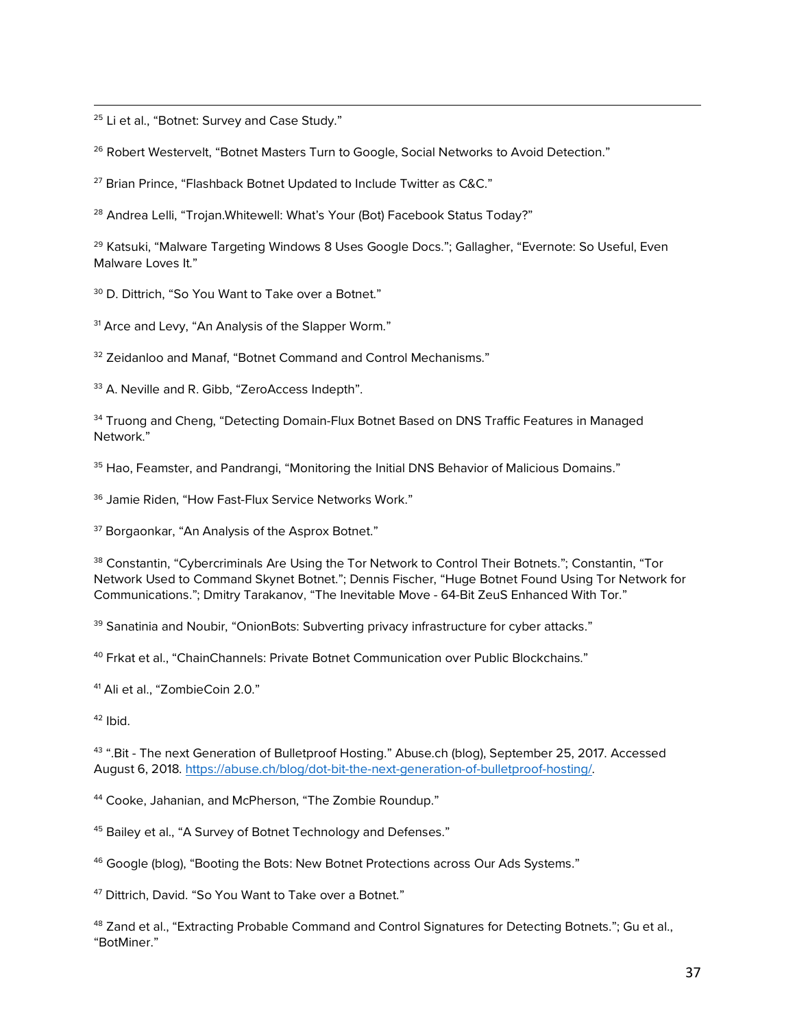[25] Li et al., "Botnet: Survey and Case Study."

[26] Robert Westervelt, "Botnet Masters Turn to Google, Social Networks to Avoid Detection."

[27] Brian Prince, "Flashback Botnet Updated to Include Twitter as C&C."

[28] Andrea Lelli, "Trojan.Whitewell: What's Your (Bot) Facebook Status Today?"

[29] Katsuki, "Malware Targeting Windows 8 Uses Google Docs."; Gallagher, "Evernote: So Useful, Even Malware Loves It."

[30] D. Dittrich, "So You Want to Take over a Botnet."

[31] Arce and Levy, "An Analysis of the Slapper Worm."

[32] Zeidanloo and Manaf, "Botnet Command and Control Mechanisms."

[33] A. Neville and R. Gibb, "ZeroAccess Indepth".

[34] Truong and Cheng, "Detecting Domain-Flux Botnet Based on DNS Traffic Features in Managed Network."

[35] Hao, Feamster, and Pandrangi, "Monitoring the Initial DNS Behavior of Malicious Domains."

[36] Jamie Riden, "How Fast-Flux Service Networks Work."

[37] Borgaonkar, "An Analysis of the Asprox Botnet."

[38] Constantin, "Cybercriminals Are Using the Tor Network to Control Their Botnets."; Constantin, "Tor Network Used to Command Skynet Botnet."; Dennis Fischer, "Huge Botnet Found Using Tor Network for Communications."; Dmitry Tarakanov, "The Inevitable Move - 64-Bit ZeuS Enhanced With Tor."

[39] Sanatinia and Noubir, "OnionBots: Subverting privacy infrastructure for cyber attacks."

[40] Frkat et al., "ChainChannels: Private Botnet Communication over Public Blockchains."

[41] Ali et al., "ZombieCoin 2.0."

[42] Ibid.

[43] ".Bit - The next Generation of Bulletproof Hosting." Abuse.ch (blog), September 25, 2017. Accessed August 6, 2018. https://abuse.ch/blog/dot-bit-the-next-generation-of-bulletproof-hosting/.

[44] Cooke, Jahanian, and McPherson, "The Zombie Roundup."

[45] Bailey et al., "A Survey of Botnet Technology and Defenses."

[46] Google (blog), "Booting the Bots: New Botnet Protections across Our Ads Systems."

[47] Dittrich, David. "So You Want to Take over a Botnet."

[48] Zand et al., "Extracting Probable Command and Control Signatures for Detecting Botnets."; Gu et al., "BotMiner."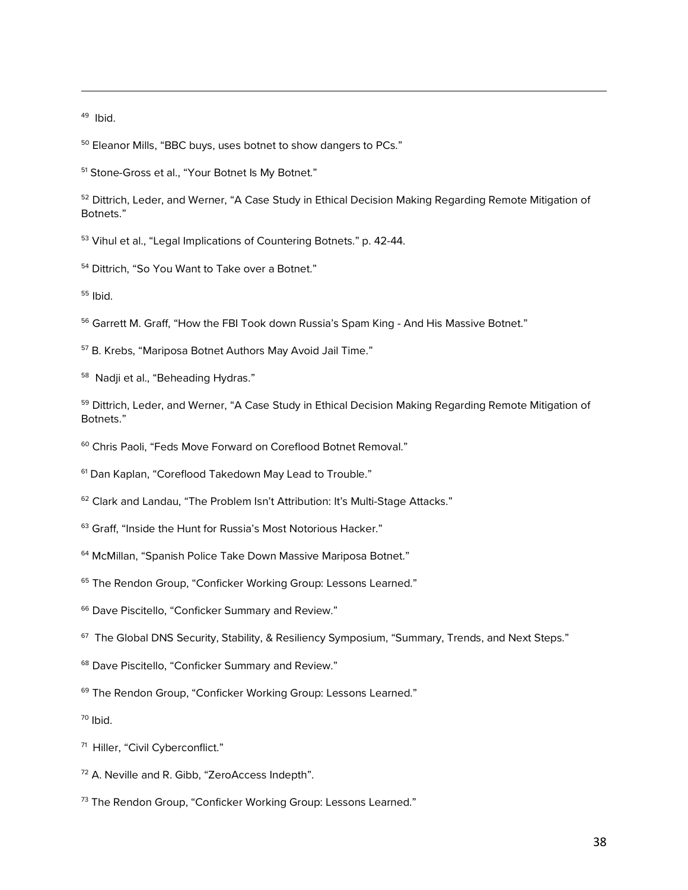[49] Ibid.

[50] Eleanor Mills, "BBC buys, uses botnet to show dangers to PCs."

[51] Stone-Gross et al., "Your Botnet Is My Botnet."

[52] Dittrich, Leder, and Werner, "A Case Study in Ethical Decision Making Regarding Remote Mitigation of Botnets."

[53] Vihul et al., "Legal Implications of Countering Botnets." p. 42-44.

[54] Dittrich, "So You Want to Take over a Botnet."

[55] Ibid.

[56] Garrett M. Graff, "How the FBI Took down Russia's Spam King - And His Massive Botnet."

[57] B. Krebs, "Mariposa Botnet Authors May Avoid Jail Time."

[58] Nadji et al., "Beheading Hydras."

[59] Dittrich, Leder, and Werner, "A Case Study in Ethical Decision Making Regarding Remote Mitigation of Botnets."

[60] Chris Paoli, "Feds Move Forward on Coreflood Botnet Removal."

[61] Dan Kaplan, "Coreflood Takedown May Lead to Trouble."

[62] Clark and Landau, "The Problem Isn't Attribution: It's Multi-Stage Attacks."

[63] Graff, "Inside the Hunt for Russia's Most Notorious Hacker."

[64] McMillan, "Spanish Police Take Down Massive Mariposa Botnet."

[65] The Rendon Group, "Conficker Working Group: Lessons Learned."

[66] Dave Piscitello, "Conficker Summary and Review."

[67] The Global DNS Security, Stability, & Resiliency Symposium, "Summary, Trends, and Next Steps."

[68] Dave Piscitello, "Conficker Summary and Review."

[69] The Rendon Group, "Conficker Working Group: Lessons Learned."

[70] Ibid.

[71] Hiller, "Civil Cyberconflict."

[72] A. Neville and R. Gibb, "ZeroAccess Indepth".

[73] The Rendon Group, "Conficker Working Group: Lessons Learned."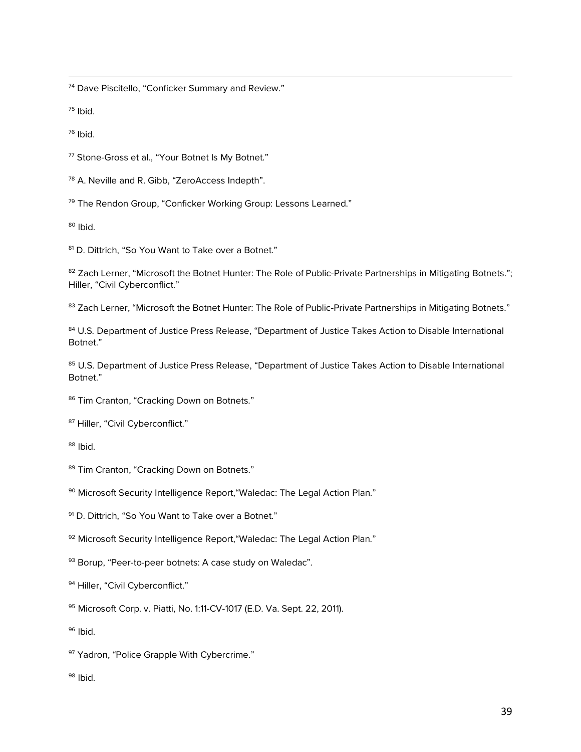[74] Dave Piscitello, "Conficker Summary and Review."

[75] Ibid.

[76] Ibid.

[77] Stone-Gross et al., "Your Botnet Is My Botnet."

[78] A. Neville and R. Gibb, "ZeroAccess Indepth".

[79] The Rendon Group, "Conficker Working Group: Lessons Learned."

[80] Ibid.

[81] D. Dittrich, "So You Want to Take over a Botnet."

[82] Zach Lerner, "Microsoft the Botnet Hunter: The Role of Public-Private Partnerships in Mitigating Botnets."; Hiller, "Civil Cyberconflict."

[83] Zach Lerner, "Microsoft the Botnet Hunter: The Role of Public-Private Partnerships in Mitigating Botnets."

[84] U.S. Department of Justice Press Release, "Department of Justice Takes Action to Disable International Botnet."

[85] U.S. Department of Justice Press Release, "Department of Justice Takes Action to Disable International Botnet."

[86] Tim Cranton, "Cracking Down on Botnets."

[87] Hiller, "Civil Cyberconflict."

[88] Ibid.

[89] Tim Cranton, "Cracking Down on Botnets."

[90] Microsoft Security Intelligence Report,"Waledac: The Legal Action Plan."

[91] D. Dittrich, "So You Want to Take over a Botnet."

[92] Microsoft Security Intelligence Report,"Waledac: The Legal Action Plan."

[93] Borup, "Peer-to-peer botnets: A case study on Waledac".

[94] Hiller, "Civil Cyberconflict."

[95] Microsoft Corp. v. Piatti, No. 1:11-CV-1017 (E.D. Va. Sept. 22, 2011).

[96] Ibid.

[97] Yadron, "Police Grapple With Cybercrime."

[98] Ibid.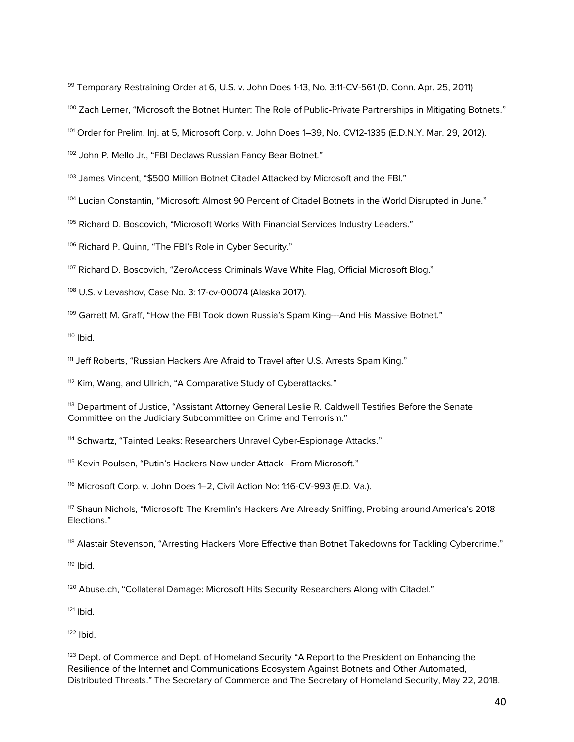[99] Temporary Restraining Order at 6, U.S. v. John Does 1-13, No. 3:11-CV-561 (D. Conn. Apr. 25, 2011)

[100] Zach Lerner, "Microsoft the Botnet Hunter: The Role of Public-Private Partnerships in Mitigating Botnets."

[101] Order for Prelim. Inj. at 5, Microsoft Corp. v. John Does 1–39, No. CV12-1335 (E.D.N.Y. Mar. 29, 2012).

[102] John P. Mello Jr., "FBI Declaws Russian Fancy Bear Botnet."

[103] James Vincent, "$500 Million Botnet Citadel Attacked by Microsoft and the FBI."

[104] Lucian Constantin, "Microsoft: Almost 90 Percent of Citadel Botnets in the World Disrupted in June."

[105] Richard D. Boscovich, "Microsoft Works With Financial Services Industry Leaders."

[106] Richard P. Quinn, "The FBI's Role in Cyber Security."

[107] Richard D. Boscovich, "ZeroAccess Criminals Wave White Flag, Official Microsoft Blog."

[108] U.S. v Levashov, Case No. 3: 17-cv-00074 (Alaska 2017).

[109] Garrett M. Graff, "How the FBI Took down Russia's Spam King---And His Massive Botnet."

[110] Ibid.

[111] Jeff Roberts, "Russian Hackers Are Afraid to Travel after U.S. Arrests Spam King."

[112] Kim, Wang, and Ullrich, "A Comparative Study of Cyberattacks."

[113] Department of Justice, "Assistant Attorney General Leslie R. Caldwell Testifies Before the Senate Committee on the Judiciary Subcommittee on Crime and Terrorism."

[114] Schwartz, "Tainted Leaks: Researchers Unravel Cyber-Espionage Attacks."

[115] Kevin Poulsen, "Putin's Hackers Now under Attack—From Microsoft."

[116] Microsoft Corp. v. John Does 1–2, Civil Action No: 1:16-CV-993 (E.D. Va.).

[117] Shaun Nichols, "Microsoft: The Kremlin's Hackers Are Already Sniffing, Probing around America's 2018 Elections."

[118] Alastair Stevenson, "Arresting Hackers More Effective than Botnet Takedowns for Tackling Cybercrime."

[119] Ibid.

[120] Abuse.ch, "Collateral Damage: Microsoft Hits Security Researchers Along with Citadel."

[121] Ibid.

[122] Ibid.

[123] Dept. of Commerce and Dept. of Homeland Security "A Report to the President on Enhancing the Resilience of the Internet and Communications Ecosystem Against Botnets and Other Automated, Distributed Threats." The Secretary of Commerce and The Secretary of Homeland Security, May 22, 2018.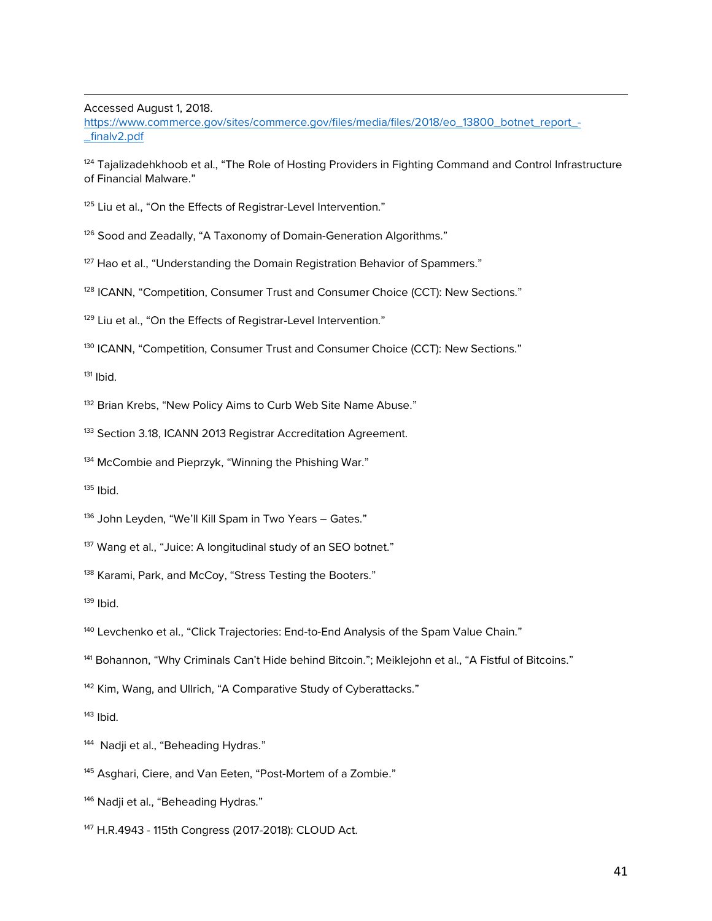Accessed August 1, 2018.
https://www.commerce.gov/sites/commerce.gov/files/media/files/2018/eo_13800_botnet_report_-_finalv2.pdf

[124] Tajalizadehkhoob et al., "The Role of Hosting Providers in Fighting Command and Control Infrastructure of Financial Malware."

[125] Liu et al., "On the Effects of Registrar-Level Intervention."

[126] Sood and Zeadally, "A Taxonomy of Domain-Generation Algorithms."

[127] Hao et al., "Understanding the Domain Registration Behavior of Spammers."

[128] ICANN, "Competition, Consumer Trust and Consumer Choice (CCT): New Sections."

[129] Liu et al., "On the Effects of Registrar-Level Intervention."

[130] ICANN, "Competition, Consumer Trust and Consumer Choice (CCT): New Sections."

[131] Ibid.

[132] Brian Krebs, "New Policy Aims to Curb Web Site Name Abuse."

[133] Section 3.18, ICANN 2013 Registrar Accreditation Agreement.

[134] McCombie and Pieprzyk, "Winning the Phishing War."

[135] Ibid.

[136] John Leyden, "We'll Kill Spam in Two Years – Gates."

[137] Wang et al., "Juice: A longitudinal study of an SEO botnet."

[138] Karami, Park, and McCoy, "Stress Testing the Booters."

[139] Ibid.

[140] Levchenko et al., "Click Trajectories: End-to-End Analysis of the Spam Value Chain."

[141] Bohannon, "Why Criminals Can't Hide behind Bitcoin."; Meiklejohn et al., "A Fistful of Bitcoins."

[142] Kim, Wang, and Ullrich, "A Comparative Study of Cyberattacks."

[143] Ibid.

[144] Nadji et al., "Beheading Hydras."

[145] Asghari, Ciere, and Van Eeten, "Post-Mortem of a Zombie."

[146] Nadji et al., "Beheading Hydras."

[147] H.R.4943 - 115th Congress (2017-2018): CLOUD Act.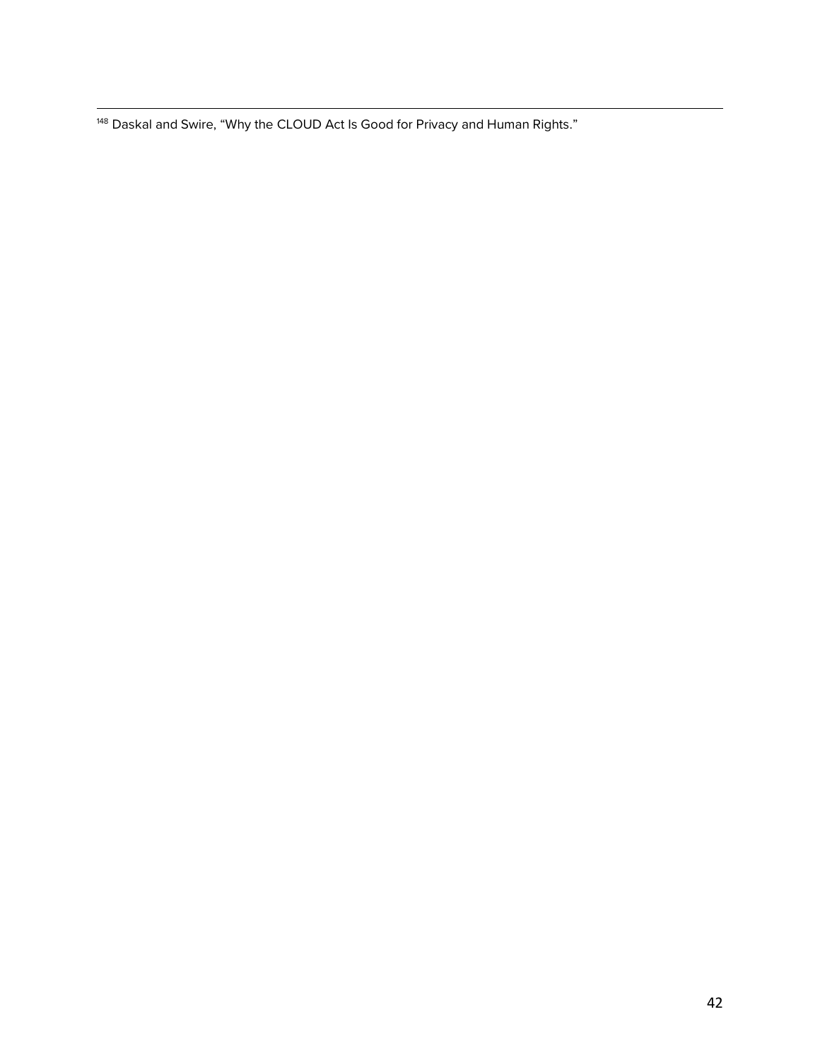[148] Daskal and Swire, "Why the CLOUD Act Is Good for Privacy and Human Rights."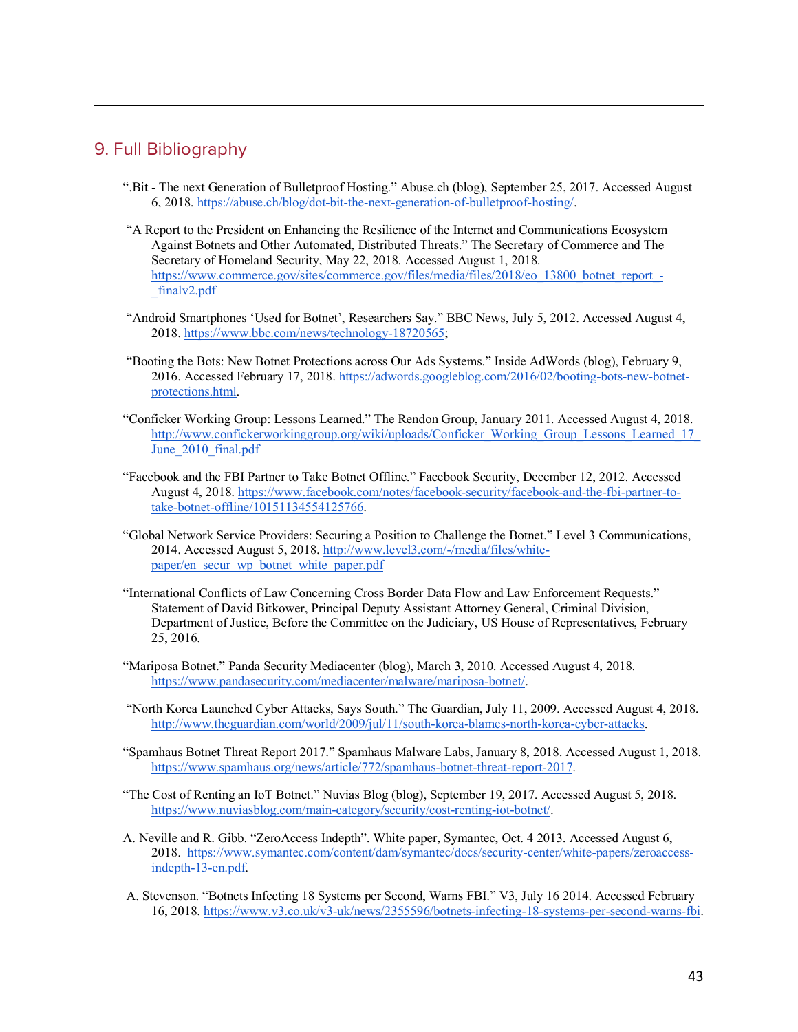## 9. Full Bibliography

".Bit - The next Generation of Bulletproof Hosting." Abuse.ch (blog), September 25, 2017. Accessed August 6, 2018. https://abuse.ch/blog/dot-bit-the-next-generation-of-bulletproof-hosting/.

"A Report to the President on Enhancing the Resilience of the Internet and Communications Ecosystem Against Botnets and Other Automated, Distributed Threats." The Secretary of Commerce and The Secretary of Homeland Security, May 22, 2018. Accessed August 1, 2018. https://www.commerce.gov/sites/commerce.gov/files/media/files/2018/eo_13800_botnet_report_-_finalv2.pdf

"Android Smartphones 'Used for Botnet', Researchers Say." BBC News, July 5, 2012. Accessed August 4, 2018. https://www.bbc.com/news/technology-18720565;

"Booting the Bots: New Botnet Protections across Our Ads Systems." Inside AdWords (blog), February 9, 2016. Accessed February 17, 2018. https://adwords.googleblog.com/2016/02/booting-bots-new-botnet-protections.html.

"Conficker Working Group: Lessons Learned." The Rendon Group, January 2011. Accessed August 4, 2018. http://www.confickerworkinggroup.org/wiki/uploads/Conficker_Working_Group_Lessons_Learned_17_June_2010_final.pdf

"Facebook and the FBI Partner to Take Botnet Offline." Facebook Security, December 12, 2012. Accessed August 4, 2018. https://www.facebook.com/notes/facebook-security/facebook-and-the-fbi-partner-to-take-botnet-offline/10151134554125766.

"Global Network Service Providers: Securing a Position to Challenge the Botnet." Level 3 Communications, 2014. Accessed August 5, 2018. http://www.level3.com/-/media/files/white-paper/en_secur_wp_botnet_white_paper.pdf

"International Conflicts of Law Concerning Cross Border Data Flow and Law Enforcement Requests." Statement of David Bitkower, Principal Deputy Assistant Attorney General, Criminal Division, Department of Justice, Before the Committee on the Judiciary, US House of Representatives, February 25, 2016.

"Mariposa Botnet." Panda Security Mediacenter (blog), March 3, 2010. Accessed August 4, 2018. https://www.pandasecurity.com/mediacenter/malware/mariposa-botnet/.

"North Korea Launched Cyber Attacks, Says South." The Guardian, July 11, 2009. Accessed August 4, 2018. http://www.theguardian.com/world/2009/jul/11/south-korea-blames-north-korea-cyber-attacks.

"Spamhaus Botnet Threat Report 2017." Spamhaus Malware Labs, January 8, 2018. Accessed August 1, 2018. https://www.spamhaus.org/news/article/772/spamhaus-botnet-threat-report-2017.

"The Cost of Renting an IoT Botnet." Nuvias Blog (blog), September 19, 2017. Accessed August 5, 2018. https://www.nuviasblog.com/main-category/security/cost-renting-iot-botnet/.

A. Neville and R. Gibb. "ZeroAccess Indepth". White paper, Symantec, Oct. 4 2013. Accessed August 6, 2018. https://www.symantec.com/content/dam/symantec/docs/security-center/white-papers/zeroaccess-indepth-13-en.pdf.

A. Stevenson. "Botnets Infecting 18 Systems per Second, Warns FBI." V3, July 16 2014. Accessed February 16, 2018. https://www.v3.co.uk/v3-uk/news/2355596/botnets-infecting-18-systems-per-second-warns-fbi.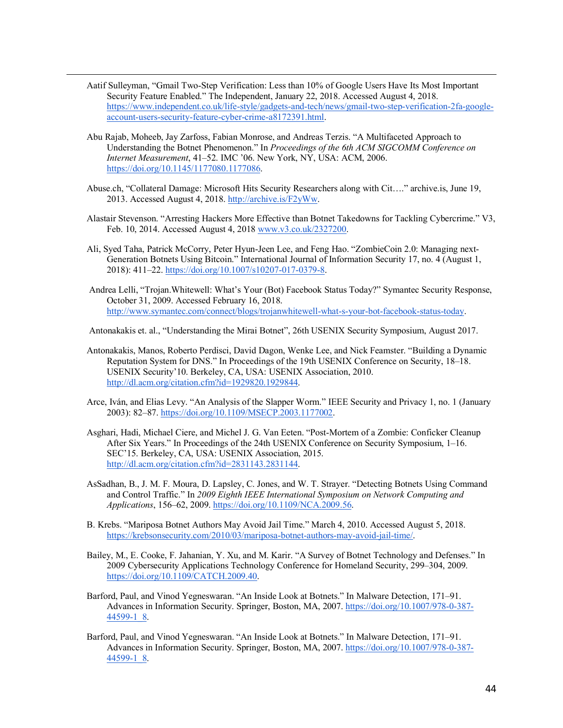Aatif Sulleyman, "Gmail Two-Step Verification: Less than 10% of Google Users Have Its Most Important Security Feature Enabled." The Independent, January 22, 2018. Accessed August 4, 2018. https://www.independent.co.uk/life-style/gadgets-and-tech/news/gmail-two-step-verification-2fa-google-account-users-security-feature-cyber-crime-a8172391.html.

Abu Rajab, Moheeb, Jay Zarfoss, Fabian Monrose, and Andreas Terzis. "A Multifaceted Approach to Understanding the Botnet Phenomenon." In *Proceedings of the 6th ACM SIGCOMM Conference on Internet Measurement*, 41–52. IMC '06. New York, NY, USA: ACM, 2006. https://doi.org/10.1145/1177080.1177086.

Abuse.ch, "Collateral Damage: Microsoft Hits Security Researchers along with Cit…." archive.is, June 19, 2013. Accessed August 4, 2018. http://archive.is/F2yWw.

Alastair Stevenson. "Arresting Hackers More Effective than Botnet Takedowns for Tackling Cybercrime." V3, Feb. 10, 2014. Accessed August 4, 2018 www.v3.co.uk/2327200.

Ali, Syed Taha, Patrick McCorry, Peter Hyun-Jeen Lee, and Feng Hao. "ZombieCoin 2.0: Managing next-Generation Botnets Using Bitcoin." International Journal of Information Security 17, no. 4 (August 1, 2018): 411–22. https://doi.org/10.1007/s10207-017-0379-8.

Andrea Lelli, "Trojan.Whitewell: What's Your (Bot) Facebook Status Today?" Symantec Security Response, October 31, 2009. Accessed February 16, 2018. http://www.symantec.com/connect/blogs/trojanwhitewell-what-s-your-bot-facebook-status-today.

Antonakakis et. al., "Understanding the Mirai Botnet", 26th USENIX Security Symposium, August 2017.

Antonakakis, Manos, Roberto Perdisci, David Dagon, Wenke Lee, and Nick Feamster. "Building a Dynamic Reputation System for DNS." In Proceedings of the 19th USENIX Conference on Security, 18–18. USENIX Security'10. Berkeley, CA, USA: USENIX Association, 2010. http://dl.acm.org/citation.cfm?id=1929820.1929844.

Arce, Iván, and Elias Levy. "An Analysis of the Slapper Worm." IEEE Security and Privacy 1, no. 1 (January 2003): 82–87. https://doi.org/10.1109/MSECP.2003.1177002.

Asghari, Hadi, Michael Ciere, and Michel J. G. Van Eeten. "Post-Mortem of a Zombie: Conficker Cleanup After Six Years." In Proceedings of the 24th USENIX Conference on Security Symposium, 1–16. SEC'15. Berkeley, CA, USA: USENIX Association, 2015. http://dl.acm.org/citation.cfm?id=2831143.2831144.

AsSadhan, B., J. M. F. Moura, D. Lapsley, C. Jones, and W. T. Strayer. "Detecting Botnets Using Command and Control Traffic." In *2009 Eighth IEEE International Symposium on Network Computing and Applications*, 156–62, 2009. https://doi.org/10.1109/NCA.2009.56.

B. Krebs. "Mariposa Botnet Authors May Avoid Jail Time." March 4, 2010. Accessed August 5, 2018. https://krebsonsecurity.com/2010/03/mariposa-botnet-authors-may-avoid-jail-time/.

Bailey, M., E. Cooke, F. Jahanian, Y. Xu, and M. Karir. "A Survey of Botnet Technology and Defenses." In 2009 Cybersecurity Applications Technology Conference for Homeland Security, 299–304, 2009. https://doi.org/10.1109/CATCH.2009.40.

Barford, Paul, and Vinod Yegneswaran. "An Inside Look at Botnets." In Malware Detection, 171–91. Advances in Information Security. Springer, Boston, MA, 2007. https://doi.org/10.1007/978-0-387-44599-1_8.

Barford, Paul, and Vinod Yegneswaran. "An Inside Look at Botnets." In Malware Detection, 171–91. Advances in Information Security. Springer, Boston, MA, 2007. https://doi.org/10.1007/978-0-387-44599-1_8.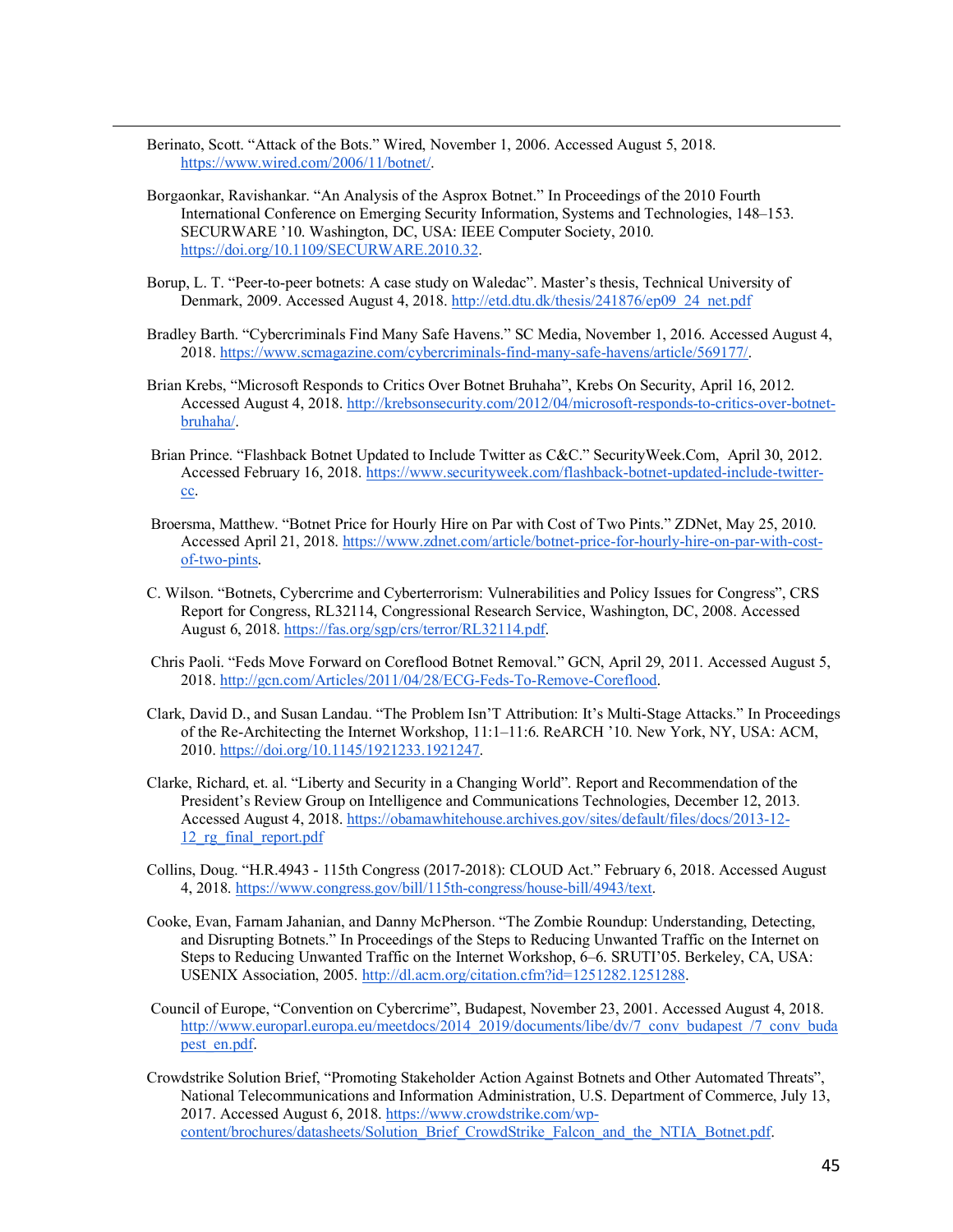Berinato, Scott. “Attack of the Bots.” Wired, November 1, 2006. Accessed August 5, 2018. https://www.wired.com/2006/11/botnet/.

Borgaonkar, Ravishankar. “An Analysis of the Asprox Botnet.” In Proceedings of the 2010 Fourth International Conference on Emerging Security Information, Systems and Technologies, 148–153. SECURWARE ’10. Washington, DC, USA: IEEE Computer Society, 2010. https://doi.org/10.1109/SECURWARE.2010.32.

Borup, L. T. “Peer-to-peer botnets: A case study on Waledac”. Master’s thesis, Technical University of Denmark, 2009. Accessed August 4, 2018. http://etd.dtu.dk/thesis/241876/ep09_24_net.pdf

Bradley Barth. “Cybercriminals Find Many Safe Havens.” SC Media, November 1, 2016. Accessed August 4, 2018. https://www.scmagazine.com/cybercriminals-find-many-safe-havens/article/569177/.

Brian Krebs, “Microsoft Responds to Critics Over Botnet Bruhaha”, Krebs On Security, April 16, 2012. Accessed August 4, 2018. http://krebsonsecurity.com/2012/04/microsoft-responds-to-critics-over-botnet-bruhaha/.

Brian Prince. “Flashback Botnet Updated to Include Twitter as C&C.” SecurityWeek.Com, April 30, 2012. Accessed February 16, 2018. https://www.securityweek.com/flashback-botnet-updated-include-twitter-cc.

Broersma, Matthew. “Botnet Price for Hourly Hire on Par with Cost of Two Pints.” ZDNet, May 25, 2010. Accessed April 21, 2018. https://www.zdnet.com/article/botnet-price-for-hourly-hire-on-par-with-cost-of-two-pints.

C. Wilson. “Botnets, Cybercrime and Cyberterrorism: Vulnerabilities and Policy Issues for Congress”, CRS Report for Congress, RL32114, Congressional Research Service, Washington, DC, 2008. Accessed August 6, 2018. https://fas.org/sgp/crs/terror/RL32114.pdf.

Chris Paoli. “Feds Move Forward on Coreflood Botnet Removal.” GCN, April 29, 2011. Accessed August 5, 2018. http://gcn.com/Articles/2011/04/28/ECG-Feds-To-Remove-Coreflood.

Clark, David D., and Susan Landau. “The Problem Isn’T Attribution: It’s Multi-Stage Attacks.” In Proceedings of the Re-Architecting the Internet Workshop, 11:1–11:6. ReARCH ’10. New York, NY, USA: ACM, 2010. https://doi.org/10.1145/1921233.1921247.

Clarke, Richard, et. al. “Liberty and Security in a Changing World”. Report and Recommendation of the President’s Review Group on Intelligence and Communications Technologies, December 12, 2013. Accessed August 4, 2018. https://obamawhitehouse.archives.gov/sites/default/files/docs/2013-12-12_rg_final_report.pdf

Collins, Doug. “H.R.4943 - 115th Congress (2017-2018): CLOUD Act.” February 6, 2018. Accessed August 4, 2018. https://www.congress.gov/bill/115th-congress/house-bill/4943/text.

Cooke, Evan, Farnam Jahanian, and Danny McPherson. “The Zombie Roundup: Understanding, Detecting, and Disrupting Botnets.” In Proceedings of the Steps to Reducing Unwanted Traffic on the Internet on Steps to Reducing Unwanted Traffic on the Internet Workshop, 6–6. SRUTI’05. Berkeley, CA, USA: USENIX Association, 2005. http://dl.acm.org/citation.cfm?id=1251282.1251288.

Council of Europe, “Convention on Cybercrime”, Budapest, November 23, 2001. Accessed August 4, 2018. http://www.europarl.europa.eu/meetdocs/2014_2019/documents/libe/dv/7_conv_budapest_/7_conv_budapest_en.pdf.

Crowdstrike Solution Brief, “Promoting Stakeholder Action Against Botnets and Other Automated Threats”, National Telecommunications and Information Administration, U.S. Department of Commerce, July 13, 2017. Accessed August 6, 2018. https://www.crowdstrike.com/wp-content/brochures/datasheets/Solution_Brief_CrowdStrike_Falcon_and_the_NTIA_Botnet.pdf.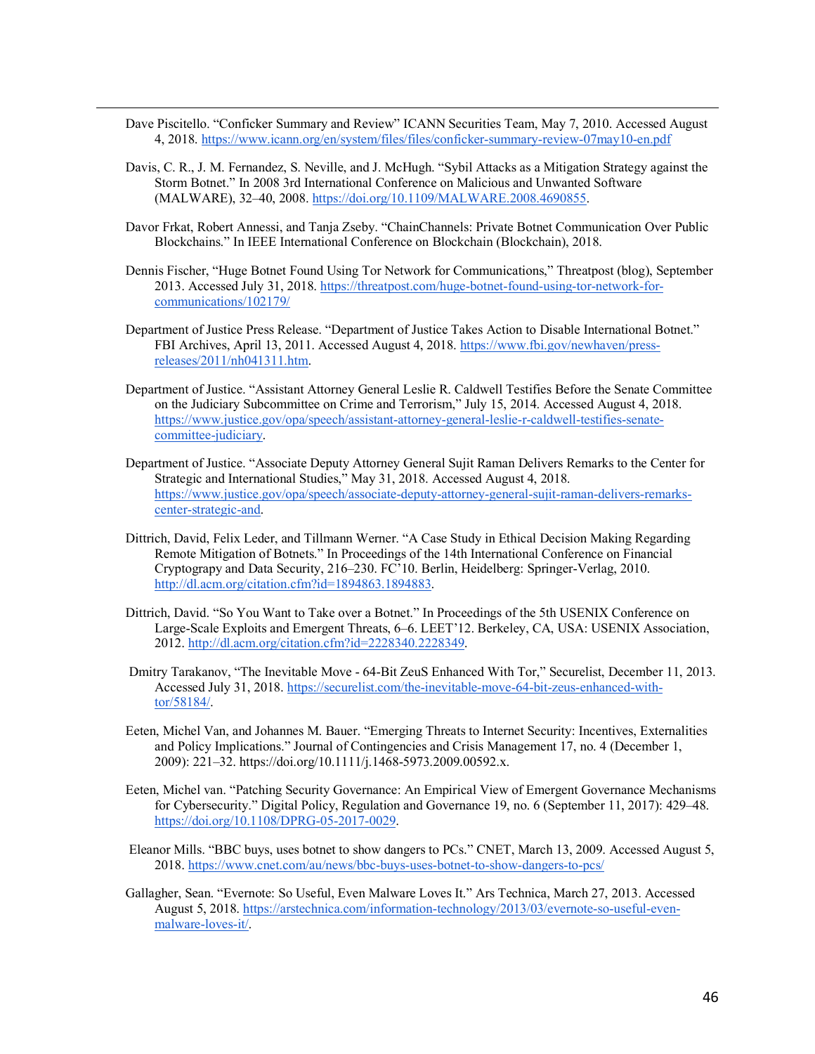Dave Piscitello. "Conficker Summary and Review" ICANN Securities Team, May 7, 2010. Accessed August 4, 2018. https://www.icann.org/en/system/files/files/conficker-summary-review-07may10-en.pdf

Davis, C. R., J. M. Fernandez, S. Neville, and J. McHugh. "Sybil Attacks as a Mitigation Strategy against the Storm Botnet." In 2008 3rd International Conference on Malicious and Unwanted Software (MALWARE), 32–40, 2008. https://doi.org/10.1109/MALWARE.2008.4690855.

Davor Frkat, Robert Annessi, and Tanja Zseby. "ChainChannels: Private Botnet Communication Over Public Blockchains." In IEEE International Conference on Blockchain (Blockchain), 2018.

Dennis Fischer, "Huge Botnet Found Using Tor Network for Communications," Threatpost (blog), September 2013. Accessed July 31, 2018. https://threatpost.com/huge-botnet-found-using-tor-network-for-communications/102179/

Department of Justice Press Release. "Department of Justice Takes Action to Disable International Botnet." FBI Archives, April 13, 2011. Accessed August 4, 2018. https://www.fbi.gov/newhaven/press-releases/2011/nh041311.htm.

Department of Justice. "Assistant Attorney General Leslie R. Caldwell Testifies Before the Senate Committee on the Judiciary Subcommittee on Crime and Terrorism," July 15, 2014. Accessed August 4, 2018. https://www.justice.gov/opa/speech/assistant-attorney-general-leslie-r-caldwell-testifies-senate-committee-judiciary.

Department of Justice. "Associate Deputy Attorney General Sujit Raman Delivers Remarks to the Center for Strategic and International Studies," May 31, 2018. Accessed August 4, 2018. https://www.justice.gov/opa/speech/associate-deputy-attorney-general-sujit-raman-delivers-remarks-center-strategic-and.

Dittrich, David, Felix Leder, and Tillmann Werner. "A Case Study in Ethical Decision Making Regarding Remote Mitigation of Botnets." In Proceedings of the 14th International Conference on Financial Cryptograpy and Data Security, 216–230. FC'10. Berlin, Heidelberg: Springer-Verlag, 2010. http://dl.acm.org/citation.cfm?id=1894863.1894883.

Dittrich, David. "So You Want to Take over a Botnet." In Proceedings of the 5th USENIX Conference on Large-Scale Exploits and Emergent Threats, 6–6. LEET'12. Berkeley, CA, USA: USENIX Association, 2012. http://dl.acm.org/citation.cfm?id=2228340.2228349.

Dmitry Tarakanov, "The Inevitable Move - 64-Bit ZeuS Enhanced With Tor," Securelist, December 11, 2013. Accessed July 31, 2018. https://securelist.com/the-inevitable-move-64-bit-zeus-enhanced-with-tor/58184/.

Eeten, Michel Van, and Johannes M. Bauer. "Emerging Threats to Internet Security: Incentives, Externalities and Policy Implications." Journal of Contingencies and Crisis Management 17, no. 4 (December 1, 2009): 221–32. https://doi.org/10.1111/j.1468-5973.2009.00592.x.

Eeten, Michel van. "Patching Security Governance: An Empirical View of Emergent Governance Mechanisms for Cybersecurity." Digital Policy, Regulation and Governance 19, no. 6 (September 11, 2017): 429–48. https://doi.org/10.1108/DPRG-05-2017-0029.

Eleanor Mills. "BBC buys, uses botnet to show dangers to PCs." CNET, March 13, 2009. Accessed August 5, 2018. https://www.cnet.com/au/news/bbc-buys-uses-botnet-to-show-dangers-to-pcs/

Gallagher, Sean. "Evernote: So Useful, Even Malware Loves It." Ars Technica, March 27, 2013. Accessed August 5, 2018. https://arstechnica.com/information-technology/2013/03/evernote-so-useful-even-malware-loves-it/.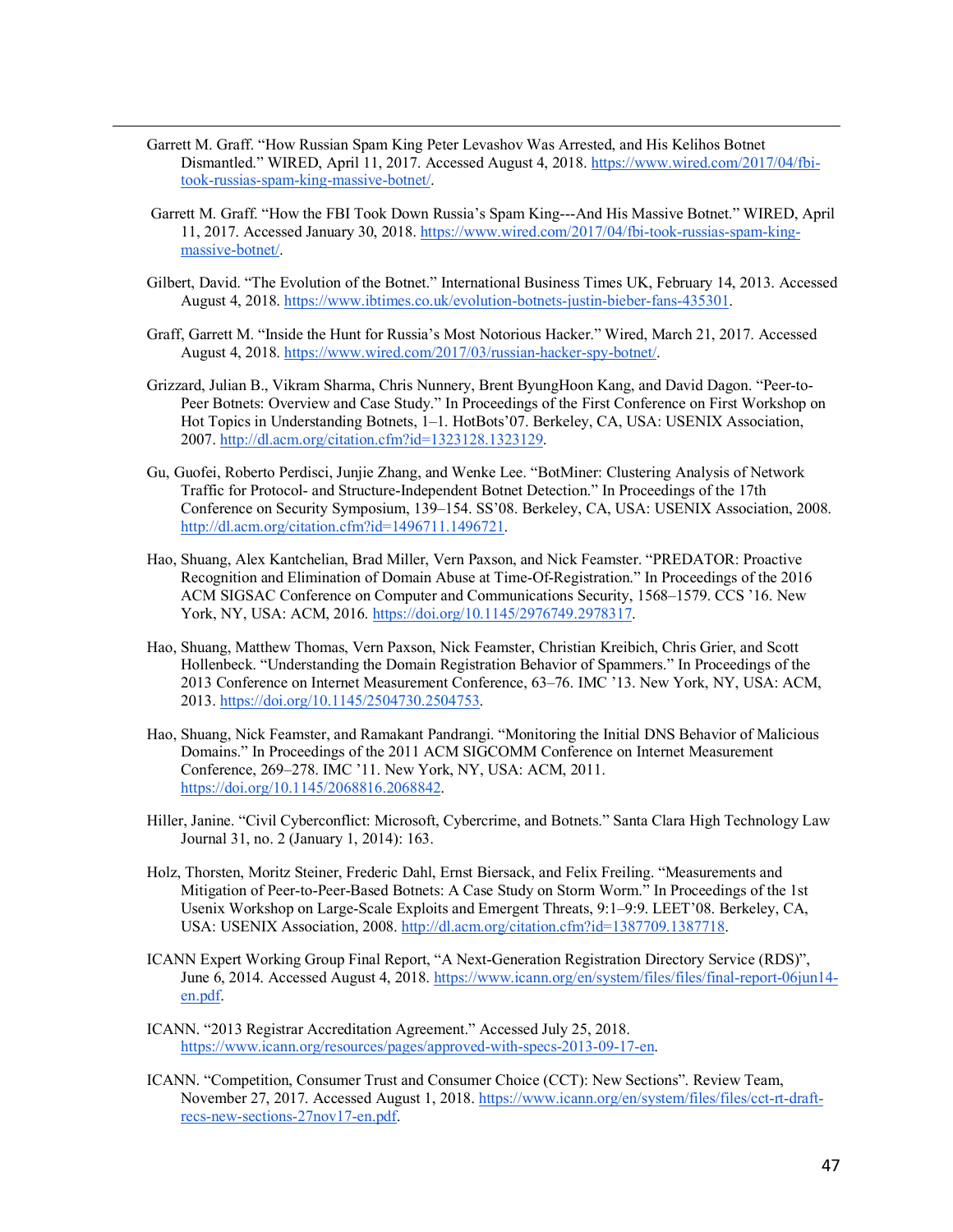Garrett M. Graff. "How Russian Spam King Peter Levashov Was Arrested, and His Kelihos Botnet Dismantled." WIRED, April 11, 2017. Accessed August 4, 2018. https://www.wired.com/2017/04/fbi-took-russias-spam-king-massive-botnet/.

Garrett M. Graff. "How the FBI Took Down Russia's Spam King---And His Massive Botnet." WIRED, April 11, 2017. Accessed January 30, 2018. https://www.wired.com/2017/04/fbi-took-russias-spam-king-massive-botnet/.

Gilbert, David. "The Evolution of the Botnet." International Business Times UK, February 14, 2013. Accessed August 4, 2018. https://www.ibtimes.co.uk/evolution-botnets-justin-bieber-fans-435301.

Graff, Garrett M. "Inside the Hunt for Russia's Most Notorious Hacker." Wired, March 21, 2017. Accessed August 4, 2018. https://www.wired.com/2017/03/russian-hacker-spy-botnet/.

Grizzard, Julian B., Vikram Sharma, Chris Nunnery, Brent ByungHoon Kang, and David Dagon. "Peer-to-Peer Botnets: Overview and Case Study." In Proceedings of the First Conference on First Workshop on Hot Topics in Understanding Botnets, 1–1. HotBots'07. Berkeley, CA, USA: USENIX Association, 2007. http://dl.acm.org/citation.cfm?id=1323128.1323129.

Gu, Guofei, Roberto Perdisci, Junjie Zhang, and Wenke Lee. "BotMiner: Clustering Analysis of Network Traffic for Protocol- and Structure-Independent Botnet Detection." In Proceedings of the 17th Conference on Security Symposium, 139–154. SS'08. Berkeley, CA, USA: USENIX Association, 2008. http://dl.acm.org/citation.cfm?id=1496711.1496721.

Hao, Shuang, Alex Kantchelian, Brad Miller, Vern Paxson, and Nick Feamster. "PREDATOR: Proactive Recognition and Elimination of Domain Abuse at Time-Of-Registration." In Proceedings of the 2016 ACM SIGSAC Conference on Computer and Communications Security, 1568–1579. CCS '16. New York, NY, USA: ACM, 2016. https://doi.org/10.1145/2976749.2978317.

Hao, Shuang, Matthew Thomas, Vern Paxson, Nick Feamster, Christian Kreibich, Chris Grier, and Scott Hollenbeck. "Understanding the Domain Registration Behavior of Spammers." In Proceedings of the 2013 Conference on Internet Measurement Conference, 63–76. IMC '13. New York, NY, USA: ACM, 2013. https://doi.org/10.1145/2504730.2504753.

Hao, Shuang, Nick Feamster, and Ramakant Pandrangi. "Monitoring the Initial DNS Behavior of Malicious Domains." In Proceedings of the 2011 ACM SIGCOMM Conference on Internet Measurement Conference, 269–278. IMC '11. New York, NY, USA: ACM, 2011. https://doi.org/10.1145/2068816.2068842.

Hiller, Janine. "Civil Cyberconflict: Microsoft, Cybercrime, and Botnets." Santa Clara High Technology Law Journal 31, no. 2 (January 1, 2014): 163.

Holz, Thorsten, Moritz Steiner, Frederic Dahl, Ernst Biersack, and Felix Freiling. "Measurements and Mitigation of Peer-to-Peer-Based Botnets: A Case Study on Storm Worm." In Proceedings of the 1st Usenix Workshop on Large-Scale Exploits and Emergent Threats, 9:1–9:9. LEET'08. Berkeley, CA, USA: USENIX Association, 2008. http://dl.acm.org/citation.cfm?id=1387709.1387718.

ICANN Expert Working Group Final Report, "A Next-Generation Registration Directory Service (RDS)", June 6, 2014. Accessed August 4, 2018. https://www.icann.org/en/system/files/files/final-report-06jun14-en.pdf.

ICANN. "2013 Registrar Accreditation Agreement." Accessed July 25, 2018. https://www.icann.org/resources/pages/approved-with-specs-2013-09-17-en.

ICANN. "Competition, Consumer Trust and Consumer Choice (CCT): New Sections". Review Team, November 27, 2017. Accessed August 1, 2018. https://www.icann.org/en/system/files/files/cct-rt-draft-recs-new-sections-27nov17-en.pdf.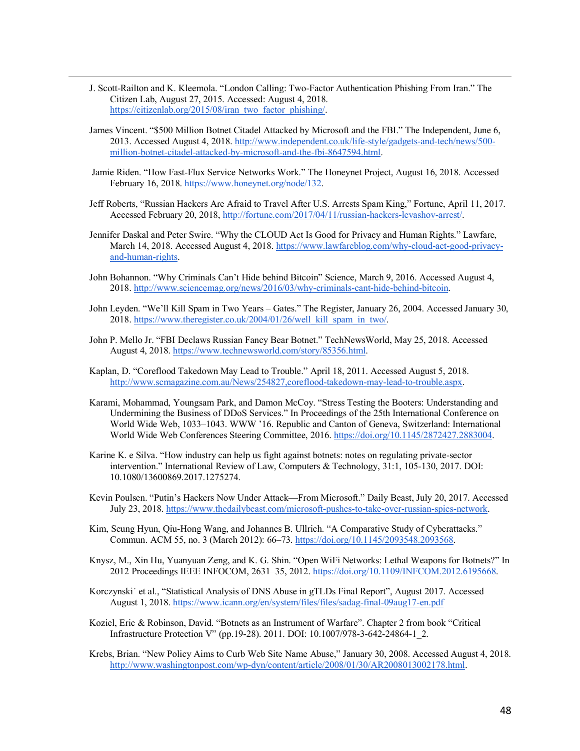J. Scott-Railton and K. Kleemola. "London Calling: Two-Factor Authentication Phishing From Iran." The Citizen Lab, August 27, 2015. Accessed: August 4, 2018. https://citizenlab.org/2015/08/iran_two_factor_phishing/.

James Vincent. "$500 Million Botnet Citadel Attacked by Microsoft and the FBI." The Independent, June 6, 2013. Accessed August 4, 2018. http://www.independent.co.uk/life-style/gadgets-and-tech/news/500-million-botnet-citadel-attacked-by-microsoft-and-the-fbi-8647594.html.

Jamie Riden. "How Fast-Flux Service Networks Work." The Honeynet Project, August 16, 2018. Accessed February 16, 2018. https://www.honeynet.org/node/132.

Jeff Roberts, "Russian Hackers Are Afraid to Travel After U.S. Arrests Spam King," Fortune, April 11, 2017. Accessed February 20, 2018, http://fortune.com/2017/04/11/russian-hackers-levashov-arrest/.

Jennifer Daskal and Peter Swire. "Why the CLOUD Act Is Good for Privacy and Human Rights." Lawfare, March 14, 2018. Accessed August 4, 2018. https://www.lawfareblog.com/why-cloud-act-good-privacy-and-human-rights.

John Bohannon. "Why Criminals Can't Hide behind Bitcoin" Science, March 9, 2016. Accessed August 4, 2018. http://www.sciencemag.org/news/2016/03/why-criminals-cant-hide-behind-bitcoin.

John Leyden. "We'll Kill Spam in Two Years – Gates." The Register, January 26, 2004. Accessed January 30, 2018. https://www.theregister.co.uk/2004/01/26/well_kill_spam_in_two/.

John P. Mello Jr. "FBI Declaws Russian Fancy Bear Botnet." TechNewsWorld, May 25, 2018. Accessed August 4, 2018. https://www.technewsworld.com/story/85356.html.

Kaplan, D. "Coreflood Takedown May Lead to Trouble." April 18, 2011. Accessed August 5, 2018. http://www.scmagazine.com.au/News/254827,coreflood-takedown-may-lead-to-trouble.aspx.

Karami, Mohammad, Youngsam Park, and Damon McCoy. "Stress Testing the Booters: Understanding and Undermining the Business of DDoS Services." In Proceedings of the 25th International Conference on World Wide Web, 1033–1043. WWW '16. Republic and Canton of Geneva, Switzerland: International World Wide Web Conferences Steering Committee, 2016. https://doi.org/10.1145/2872427.2883004.

Karine K. e Silva. "How industry can help us fight against botnets: notes on regulating private-sector intervention." International Review of Law, Computers & Technology, 31:1, 105-130, 2017. DOI: 10.1080/13600869.2017.1275274.

Kevin Poulsen. "Putin's Hackers Now Under Attack—From Microsoft." Daily Beast, July 20, 2017. Accessed July 23, 2018. https://www.thedailybeast.com/microsoft-pushes-to-take-over-russian-spies-network.

Kim, Seung Hyun, Qiu-Hong Wang, and Johannes B. Ullrich. "A Comparative Study of Cyberattacks." Commun. ACM 55, no. 3 (March 2012): 66–73. https://doi.org/10.1145/2093548.2093568.

Knysz, M., Xin Hu, Yuanyuan Zeng, and K. G. Shin. "Open WiFi Networks: Lethal Weapons for Botnets?" In 2012 Proceedings IEEE INFOCOM, 2631–35, 2012. https://doi.org/10.1109/INFCOM.2012.6195668.

Korczynski´ et al., "Statistical Analysis of DNS Abuse in gTLDs Final Report", August 2017. Accessed August 1, 2018. https://www.icann.org/en/system/files/files/sadag-final-09aug17-en.pdf

Koziel, Eric & Robinson, David. "Botnets as an Instrument of Warfare". Chapter 2 from book "Critical Infrastructure Protection V" (pp.19-28). 2011. DOI: 10.1007/978-3-642-24864-1_2.

Krebs, Brian. "New Policy Aims to Curb Web Site Name Abuse," January 30, 2008. Accessed August 4, 2018. http://www.washingtonpost.com/wp-dyn/content/article/2008/01/30/AR2008013002178.html.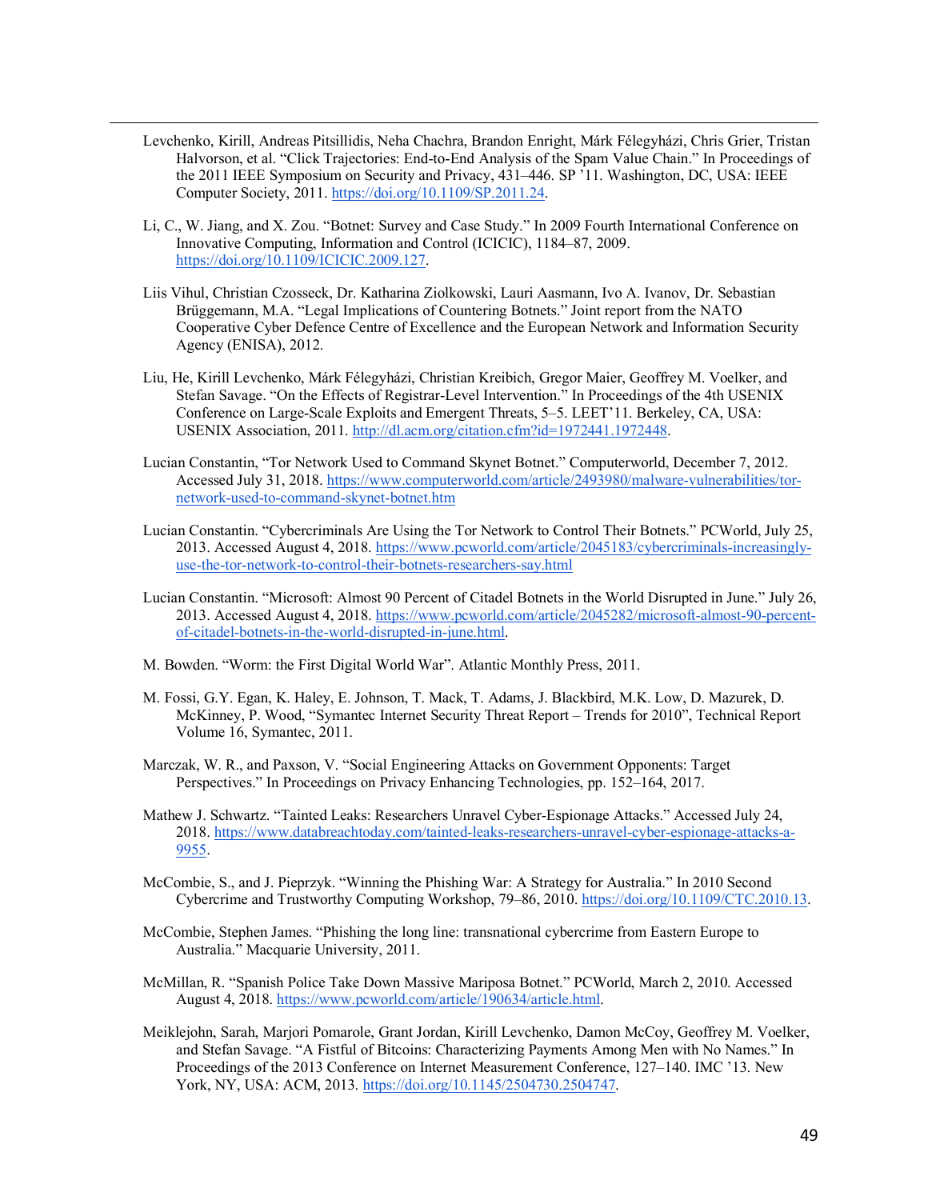Levchenko, Kirill, Andreas Pitsillidis, Neha Chachra, Brandon Enright, Márk Félegyházi, Chris Grier, Tristan Halvorson, et al. "Click Trajectories: End-to-End Analysis of the Spam Value Chain." In Proceedings of the 2011 IEEE Symposium on Security and Privacy, 431–446. SP '11. Washington, DC, USA: IEEE Computer Society, 2011. https://doi.org/10.1109/SP.2011.24.

Li, C., W. Jiang, and X. Zou. "Botnet: Survey and Case Study." In 2009 Fourth International Conference on Innovative Computing, Information and Control (ICICIC), 1184–87, 2009. https://doi.org/10.1109/ICICIC.2009.127.

Liis Vihul, Christian Czosseck, Dr. Katharina Ziolkowski, Lauri Aasmann, Ivo A. Ivanov, Dr. Sebastian Brüggemann, M.A. "Legal Implications of Countering Botnets." Joint report from the NATO Cooperative Cyber Defence Centre of Excellence and the European Network and Information Security Agency (ENISA), 2012.

Liu, He, Kirill Levchenko, Márk Félegyházi, Christian Kreibich, Gregor Maier, Geoffrey M. Voelker, and Stefan Savage. "On the Effects of Registrar-Level Intervention." In Proceedings of the 4th USENIX Conference on Large-Scale Exploits and Emergent Threats, 5–5. LEET'11. Berkeley, CA, USA: USENIX Association, 2011. http://dl.acm.org/citation.cfm?id=1972441.1972448.

Lucian Constantin, "Tor Network Used to Command Skynet Botnet." Computerworld, December 7, 2012. Accessed July 31, 2018. https://www.computerworld.com/article/2493980/malware-vulnerabilities/tor-network-used-to-command-skynet-botnet.htm

Lucian Constantin. "Cybercriminals Are Using the Tor Network to Control Their Botnets." PCWorld, July 25, 2013. Accessed August 4, 2018. https://www.pcworld.com/article/2045183/cybercriminals-increasingly-use-the-tor-network-to-control-their-botnets-researchers-say.html

Lucian Constantin. "Microsoft: Almost 90 Percent of Citadel Botnets in the World Disrupted in June." July 26, 2013. Accessed August 4, 2018. https://www.pcworld.com/article/2045282/microsoft-almost-90-percent-of-citadel-botnets-in-the-world-disrupted-in-june.html.

M. Bowden. "Worm: the First Digital World War". Atlantic Monthly Press, 2011.

M. Fossi, G.Y. Egan, K. Haley, E. Johnson, T. Mack, T. Adams, J. Blackbird, M.K. Low, D. Mazurek, D. McKinney, P. Wood, "Symantec Internet Security Threat Report – Trends for 2010", Technical Report Volume 16, Symantec, 2011.

Marczak, W. R., and Paxson, V. "Social Engineering Attacks on Government Opponents: Target Perspectives." In Proceedings on Privacy Enhancing Technologies, pp. 152–164, 2017.

Mathew J. Schwartz. "Tainted Leaks: Researchers Unravel Cyber-Espionage Attacks." Accessed July 24, 2018. https://www.databreachtoday.com/tainted-leaks-researchers-unravel-cyber-espionage-attacks-a-9955.

McCombie, S., and J. Pieprzyk. "Winning the Phishing War: A Strategy for Australia." In 2010 Second Cybercrime and Trustworthy Computing Workshop, 79–86, 2010. https://doi.org/10.1109/CTC.2010.13.

McCombie, Stephen James. "Phishing the long line: transnational cybercrime from Eastern Europe to Australia." Macquarie University, 2011.

McMillan, R. "Spanish Police Take Down Massive Mariposa Botnet." PCWorld, March 2, 2010. Accessed August 4, 2018. https://www.pcworld.com/article/190634/article.html.

Meiklejohn, Sarah, Marjori Pomarole, Grant Jordan, Kirill Levchenko, Damon McCoy, Geoffrey M. Voelker, and Stefan Savage. "A Fistful of Bitcoins: Characterizing Payments Among Men with No Names." In Proceedings of the 2013 Conference on Internet Measurement Conference, 127–140. IMC '13. New York, NY, USA: ACM, 2013. https://doi.org/10.1145/2504730.2504747.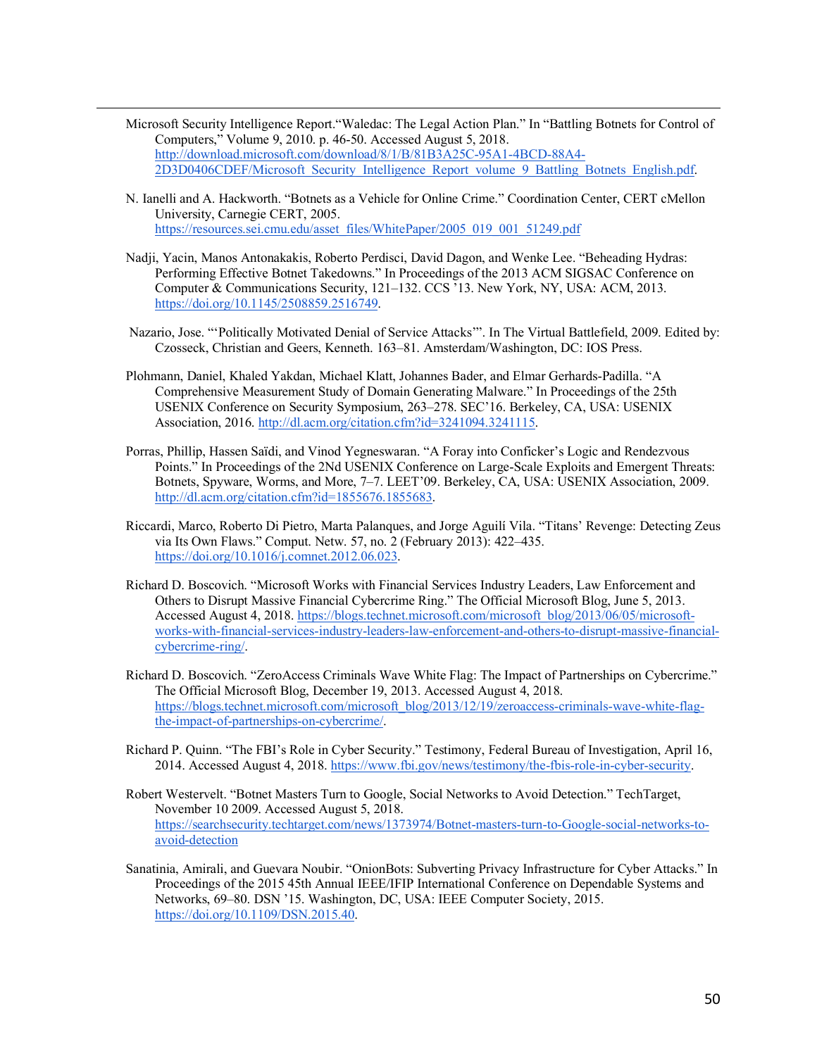Microsoft Security Intelligence Report."Waledac: The Legal Action Plan." In "Battling Botnets for Control of Computers," Volume 9, 2010. p. 46-50. Accessed August 5, 2018. http://download.microsoft.com/download/8/1/B/81B3A25C-95A1-4BCD-88A4-2D3D0406CDEF/Microsoft_Security_Intelligence_Report_volume_9_Battling_Botnets_English.pdf.

N. Ianelli and A. Hackworth. "Botnets as a Vehicle for Online Crime." Coordination Center, CERT cMellon University, Carnegie CERT, 2005. https://resources.sei.cmu.edu/asset_files/WhitePaper/2005_019_001_51249.pdf

Nadji, Yacin, Manos Antonakakis, Roberto Perdisci, David Dagon, and Wenke Lee. "Beheading Hydras: Performing Effective Botnet Takedowns." In Proceedings of the 2013 ACM SIGSAC Conference on Computer & Communications Security, 121–132. CCS '13. New York, NY, USA: ACM, 2013. https://doi.org/10.1145/2508859.2516749.

Nazario, Jose. "'Politically Motivated Denial of Service Attacks'". In The Virtual Battlefield, 2009. Edited by: Czosseck, Christian and Geers, Kenneth. 163–81. Amsterdam/Washington, DC: IOS Press.

Plohmann, Daniel, Khaled Yakdan, Michael Klatt, Johannes Bader, and Elmar Gerhards-Padilla. "A Comprehensive Measurement Study of Domain Generating Malware." In Proceedings of the 25th USENIX Conference on Security Symposium, 263–278. SEC'16. Berkeley, CA, USA: USENIX Association, 2016. http://dl.acm.org/citation.cfm?id=3241094.3241115.

Porras, Phillip, Hassen Saïdi, and Vinod Yegneswaran. "A Foray into Conficker's Logic and Rendezvous Points." In Proceedings of the 2Nd USENIX Conference on Large-Scale Exploits and Emergent Threats: Botnets, Spyware, Worms, and More, 7–7. LEET'09. Berkeley, CA, USA: USENIX Association, 2009. http://dl.acm.org/citation.cfm?id=1855676.1855683.

Riccardi, Marco, Roberto Di Pietro, Marta Palanques, and Jorge Aguilí Vila. "Titans' Revenge: Detecting Zeus via Its Own Flaws." Comput. Netw. 57, no. 2 (February 2013): 422–435. https://doi.org/10.1016/j.comnet.2012.06.023.

Richard D. Boscovich. "Microsoft Works with Financial Services Industry Leaders, Law Enforcement and Others to Disrupt Massive Financial Cybercrime Ring." The Official Microsoft Blog, June 5, 2013. Accessed August 4, 2018. https://blogs.technet.microsoft.com/microsoft_blog/2013/06/05/microsoft-works-with-financial-services-industry-leaders-law-enforcement-and-others-to-disrupt-massive-financial-cybercrime-ring/.

Richard D. Boscovich. "ZeroAccess Criminals Wave White Flag: The Impact of Partnerships on Cybercrime." The Official Microsoft Blog, December 19, 2013. Accessed August 4, 2018. https://blogs.technet.microsoft.com/microsoft_blog/2013/12/19/zeroaccess-criminals-wave-white-flag-the-impact-of-partnerships-on-cybercrime/.

Richard P. Quinn. "The FBI's Role in Cyber Security." Testimony, Federal Bureau of Investigation, April 16, 2014. Accessed August 4, 2018. https://www.fbi.gov/news/testimony/the-fbis-role-in-cyber-security.

Robert Westervelt. "Botnet Masters Turn to Google, Social Networks to Avoid Detection." TechTarget, November 10 2009. Accessed August 5, 2018. https://searchsecurity.techtarget.com/news/1373974/Botnet-masters-turn-to-Google-social-networks-to-avoid-detection

Sanatinia, Amirali, and Guevara Noubir. "OnionBots: Subverting Privacy Infrastructure for Cyber Attacks." In Proceedings of the 2015 45th Annual IEEE/IFIP International Conference on Dependable Systems and Networks, 69–80. DSN '15. Washington, DC, USA: IEEE Computer Society, 2015. https://doi.org/10.1109/DSN.2015.40.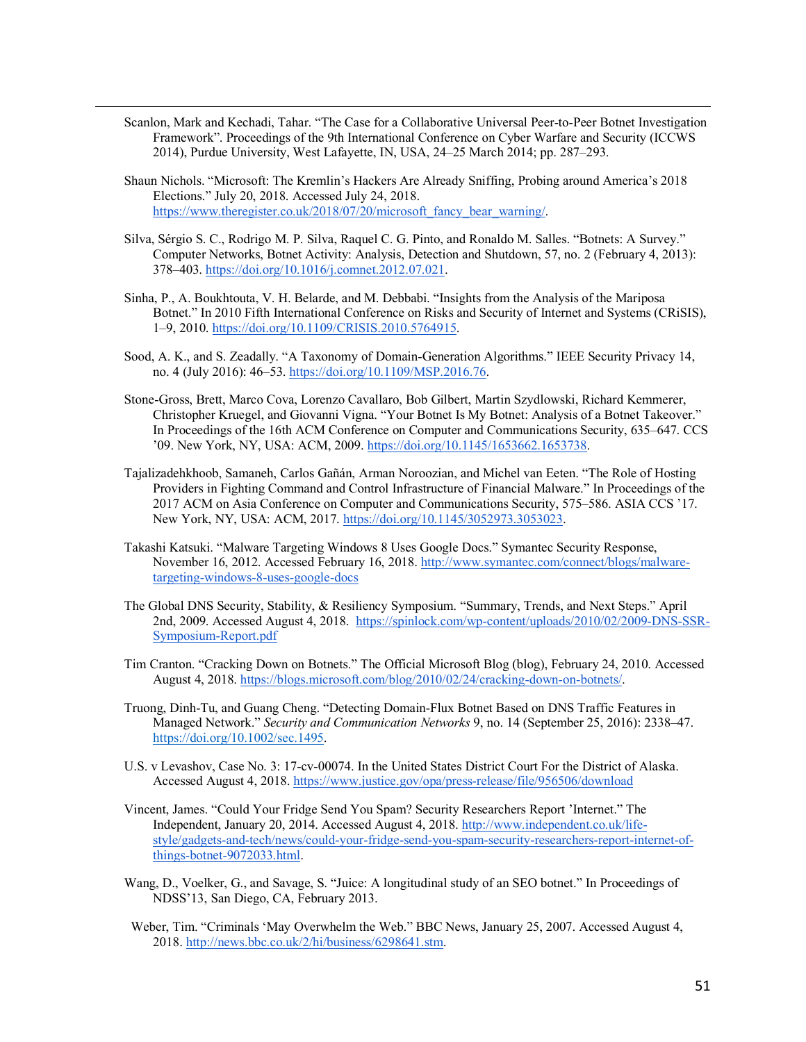Scanlon, Mark and Kechadi, Tahar. "The Case for a Collaborative Universal Peer-to-Peer Botnet Investigation Framework". Proceedings of the 9th International Conference on Cyber Warfare and Security (ICCWS 2014), Purdue University, West Lafayette, IN, USA, 24–25 March 2014; pp. 287–293.

Shaun Nichols. "Microsoft: The Kremlin's Hackers Are Already Sniffing, Probing around America's 2018 Elections." July 20, 2018. Accessed July 24, 2018. https://www.theregister.co.uk/2018/07/20/microsoft_fancy_bear_warning/.

Silva, Sérgio S. C., Rodrigo M. P. Silva, Raquel C. G. Pinto, and Ronaldo M. Salles. "Botnets: A Survey." Computer Networks, Botnet Activity: Analysis, Detection and Shutdown, 57, no. 2 (February 4, 2013): 378–403. https://doi.org/10.1016/j.comnet.2012.07.021.

Sinha, P., A. Boukhtouta, V. H. Belarde, and M. Debbabi. "Insights from the Analysis of the Mariposa Botnet." In 2010 Fifth International Conference on Risks and Security of Internet and Systems (CRiSIS), 1–9, 2010. https://doi.org/10.1109/CRISIS.2010.5764915.

Sood, A. K., and S. Zeadally. "A Taxonomy of Domain-Generation Algorithms." IEEE Security Privacy 14, no. 4 (July 2016): 46–53. https://doi.org/10.1109/MSP.2016.76.

Stone-Gross, Brett, Marco Cova, Lorenzo Cavallaro, Bob Gilbert, Martin Szydlowski, Richard Kemmerer, Christopher Kruegel, and Giovanni Vigna. "Your Botnet Is My Botnet: Analysis of a Botnet Takeover." In Proceedings of the 16th ACM Conference on Computer and Communications Security, 635–647. CCS '09. New York, NY, USA: ACM, 2009. https://doi.org/10.1145/1653662.1653738.

Tajalizadehkhoob, Samaneh, Carlos Gañán, Arman Noroozian, and Michel van Eeten. "The Role of Hosting Providers in Fighting Command and Control Infrastructure of Financial Malware." In Proceedings of the 2017 ACM on Asia Conference on Computer and Communications Security, 575–586. ASIA CCS '17. New York, NY, USA: ACM, 2017. https://doi.org/10.1145/3052973.3053023.

Takashi Katsuki. "Malware Targeting Windows 8 Uses Google Docs." Symantec Security Response, November 16, 2012. Accessed February 16, 2018. http://www.symantec.com/connect/blogs/malware-targeting-windows-8-uses-google-docs

The Global DNS Security, Stability, & Resiliency Symposium. "Summary, Trends, and Next Steps." April 2nd, 2009. Accessed August 4, 2018. https://spinlock.com/wp-content/uploads/2010/02/2009-DNS-SSR-Symposium-Report.pdf

Tim Cranton. "Cracking Down on Botnets." The Official Microsoft Blog (blog), February 24, 2010. Accessed August 4, 2018. https://blogs.microsoft.com/blog/2010/02/24/cracking-down-on-botnets/.

Truong, Dinh-Tu, and Guang Cheng. "Detecting Domain-Flux Botnet Based on DNS Traffic Features in Managed Network." *Security and Communication Networks* 9, no. 14 (September 25, 2016): 2338–47. https://doi.org/10.1002/sec.1495.

U.S. v Levashov, Case No. 3: 17-cv-00074. In the United States District Court For the District of Alaska. Accessed August 4, 2018. https://www.justice.gov/opa/press-release/file/956506/download

Vincent, James. "Could Your Fridge Send You Spam? Security Researchers Report 'Internet." The Independent, January 20, 2014. Accessed August 4, 2018. http://www.independent.co.uk/life-style/gadgets-and-tech/news/could-your-fridge-send-you-spam-security-researchers-report-internet-of-things-botnet-9072033.html.

Wang, D., Voelker, G., and Savage, S. "Juice: A longitudinal study of an SEO botnet." In Proceedings of NDSS'13, San Diego, CA, February 2013.

Weber, Tim. "Criminals 'May Overwhelm the Web." BBC News, January 25, 2007. Accessed August 4, 2018. http://news.bbc.co.uk/2/hi/business/6298641.stm.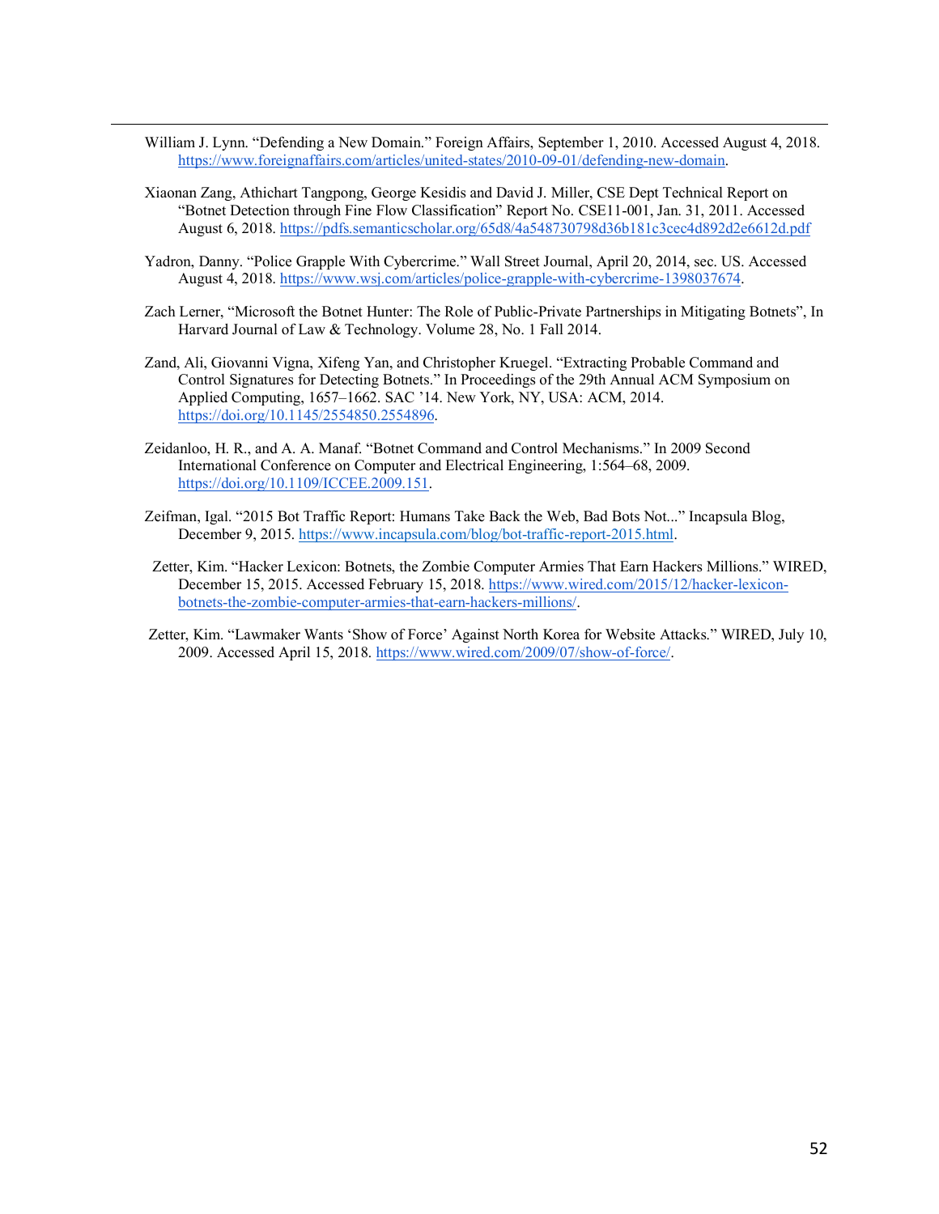William J. Lynn. "Defending a New Domain." Foreign Affairs, September 1, 2010. Accessed August 4, 2018. https://www.foreignaffairs.com/articles/united-states/2010-09-01/defending-new-domain.

Xiaonan Zang, Athichart Tangpong, George Kesidis and David J. Miller, CSE Dept Technical Report on "Botnet Detection through Fine Flow Classification" Report No. CSE11-001, Jan. 31, 2011. Accessed August 6, 2018. https://pdfs.semanticscholar.org/65d8/4a548730798d36b181c3cec4d892d2e6612d.pdf

Yadron, Danny. "Police Grapple With Cybercrime." Wall Street Journal, April 20, 2014, sec. US. Accessed August 4, 2018. https://www.wsj.com/articles/police-grapple-with-cybercrime-1398037674.

Zach Lerner, "Microsoft the Botnet Hunter: The Role of Public-Private Partnerships in Mitigating Botnets", In Harvard Journal of Law & Technology. Volume 28, No. 1 Fall 2014.

Zand, Ali, Giovanni Vigna, Xifeng Yan, and Christopher Kruegel. "Extracting Probable Command and Control Signatures for Detecting Botnets." In Proceedings of the 29th Annual ACM Symposium on Applied Computing, 1657–1662. SAC '14. New York, NY, USA: ACM, 2014. https://doi.org/10.1145/2554850.2554896.

Zeidanloo, H. R., and A. A. Manaf. "Botnet Command and Control Mechanisms." In 2009 Second International Conference on Computer and Electrical Engineering, 1:564–68, 2009. https://doi.org/10.1109/ICCEE.2009.151.

Zeifman, Igal. "2015 Bot Traffic Report: Humans Take Back the Web, Bad Bots Not..." Incapsula Blog, December 9, 2015. https://www.incapsula.com/blog/bot-traffic-report-2015.html.

Zetter, Kim. "Hacker Lexicon: Botnets, the Zombie Computer Armies That Earn Hackers Millions." WIRED, December 15, 2015. Accessed February 15, 2018. https://www.wired.com/2015/12/hacker-lexicon-botnets-the-zombie-computer-armies-that-earn-hackers-millions/.

Zetter, Kim. "Lawmaker Wants 'Show of Force' Against North Korea for Website Attacks." WIRED, July 10, 2009. Accessed April 15, 2018. https://www.wired.com/2009/07/show-of-force/.